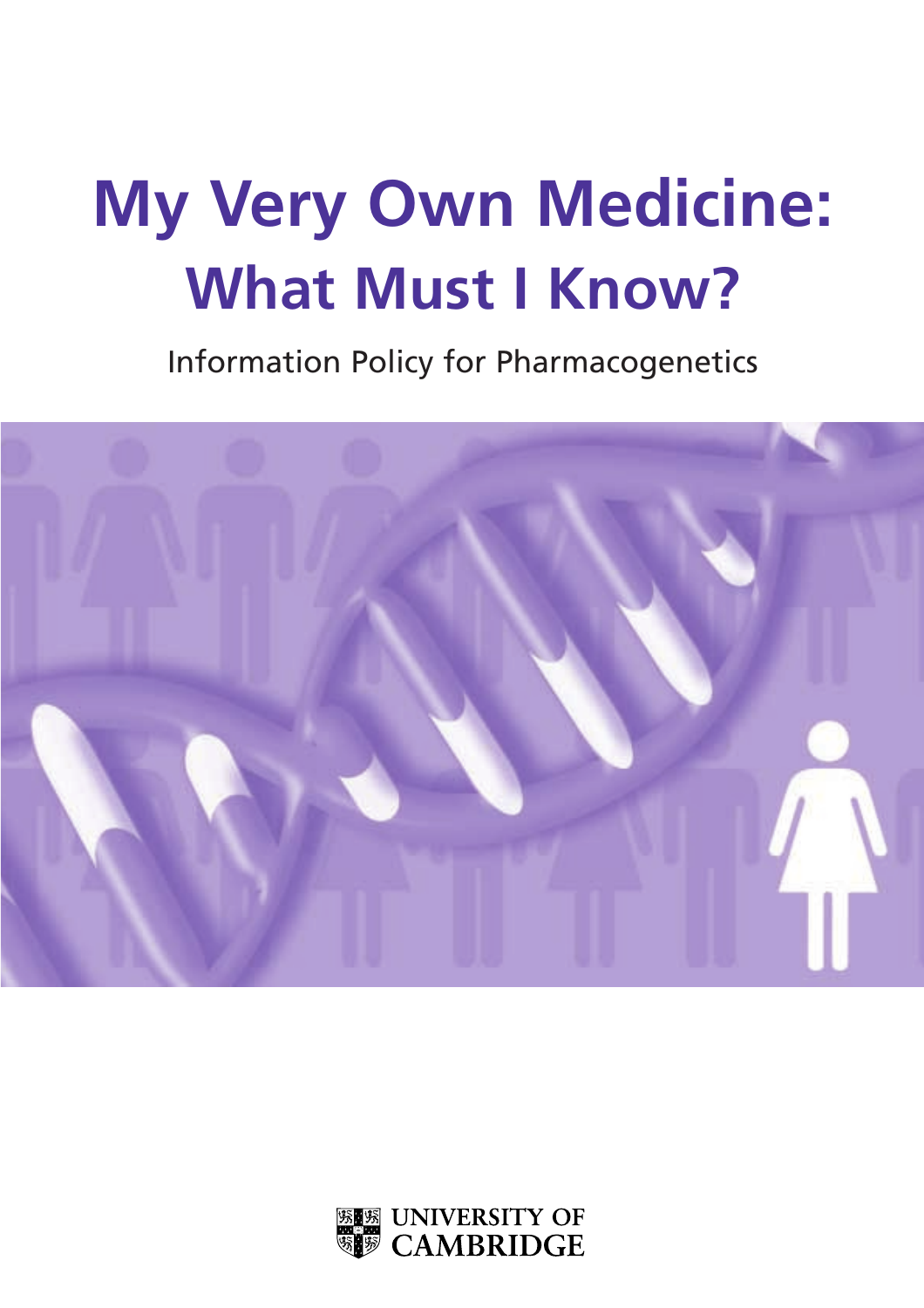# My Very Own Medicine: What Must I Know?

Information Policy for Pharmacogenetics

UNIVERSITY OF CAMBRIDGE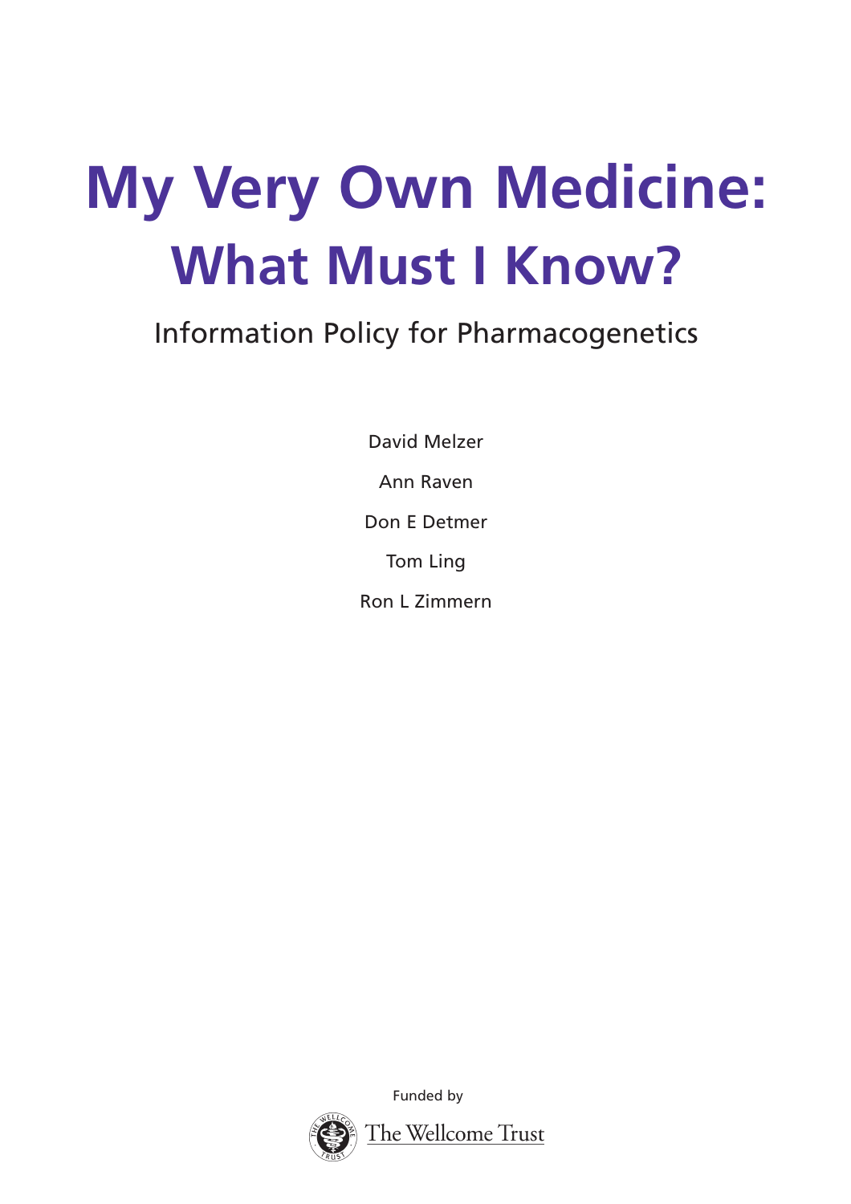# My Very Own Medicine: What Must I Know?

## Information Policy for Pharmacogenetics

David Melzer

Ann Raven

Don E Detmer

Tom Ling

Ron L Zimmern

Funded by

The Wellcome Trust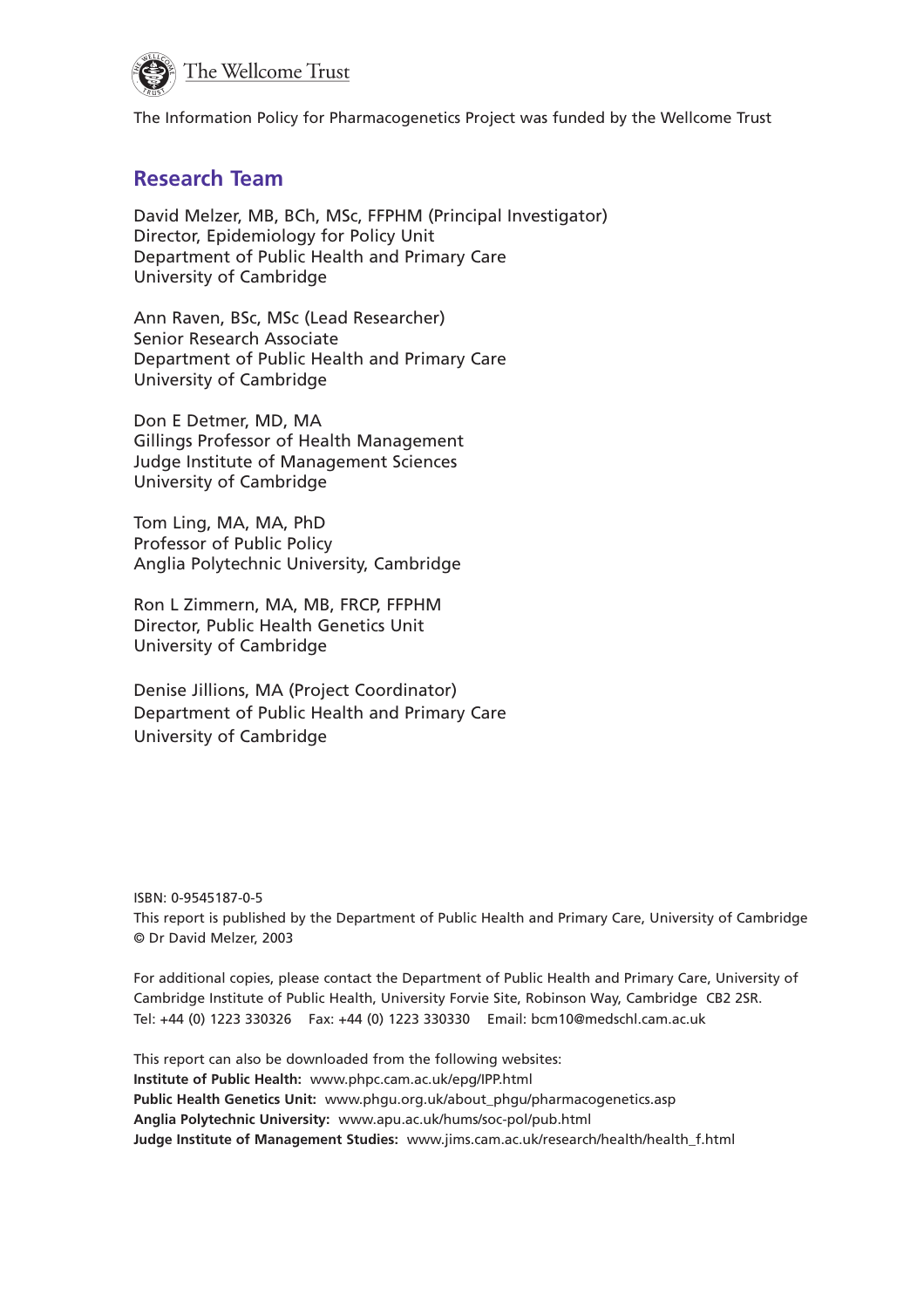The Wellcome Trust

The Information Policy for Pharmacogenetics Project was funded by the Wellcome Trust

## Research Team

David Melzer, MB, BCh, MSc, FFPHM (Principal Investigator)
Director, Epidemiology for Policy Unit
Department of Public Health and Primary Care
University of Cambridge

Ann Raven, BSc, MSc (Lead Researcher)
Senior Research Associate
Department of Public Health and Primary Care
University of Cambridge

Don E Detmer, MD, MA
Gillings Professor of Health Management
Judge Institute of Management Sciences
University of Cambridge

Tom Ling, MA, MA, PhD
Professor of Public Policy
Anglia Polytechnic University, Cambridge

Ron L Zimmern, MA, MB, FRCP, FFPHM
Director, Public Health Genetics Unit
University of Cambridge

Denise Jillions, MA (Project Coordinator)
Department of Public Health and Primary Care
University of Cambridge

ISBN: 0-9545187-0-5
This report is published by the Department of Public Health and Primary Care, University of Cambridge
© Dr David Melzer, 2003

For additional copies, please contact the Department of Public Health and Primary Care, University of Cambridge Institute of Public Health, University Forvie Site, Robinson Way, Cambridge CB2 2SR.
Tel: +44 (0) 1223 330326 Fax: +44 (0) 1223 330330 Email: bcm10@medschl.cam.ac.uk

This report can also be downloaded from the following websites:
**Institute of Public Health:** www.phpc.cam.ac.uk/epg/IPP.html
**Public Health Genetics Unit:** www.phgu.org.uk/about_phgu/pharmacogenetics.asp
**Anglia Polytechnic University:** www.apu.ac.uk/hums/soc-pol/pub.html
**Judge Institute of Management Studies:** www.jims.cam.ac.uk/research/health/health_f.html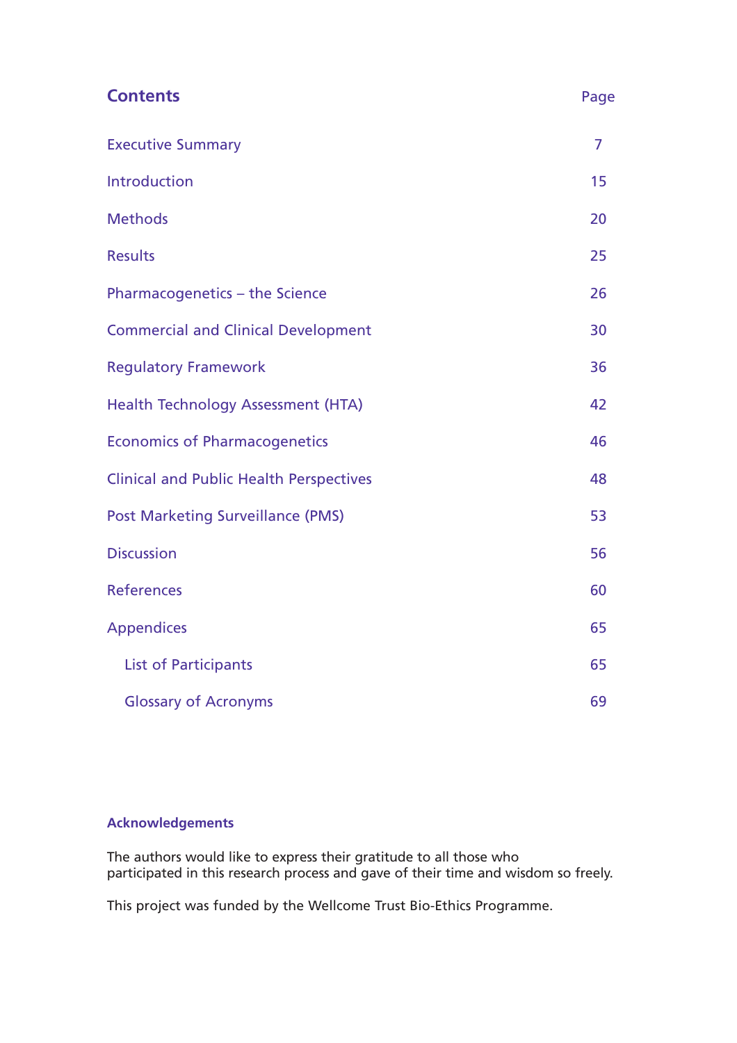## Contents

| | Page |
|---|---|
| Executive Summary | 7 |
| Introduction | 15 |
| Methods | 20 |
| Results | 25 |
| Pharmacogenetics – the Science | 26 |
| Commercial and Clinical Development | 30 |
| Regulatory Framework | 36 |
| Health Technology Assessment (HTA) | 42 |
| Economics of Pharmacogenetics | 46 |
| Clinical and Public Health Perspectives | 48 |
| Post Marketing Surveillance (PMS) | 53 |
| Discussion | 56 |
| References | 60 |
| Appendices | 65 |
| List of Participants | 65 |
| Glossary of Acronyms | 69 |

**Acknowledgements**

The authors would like to express their gratitude to all those who participated in this research process and gave of their time and wisdom so freely.

This project was funded by the Wellcome Trust Bio-Ethics Programme.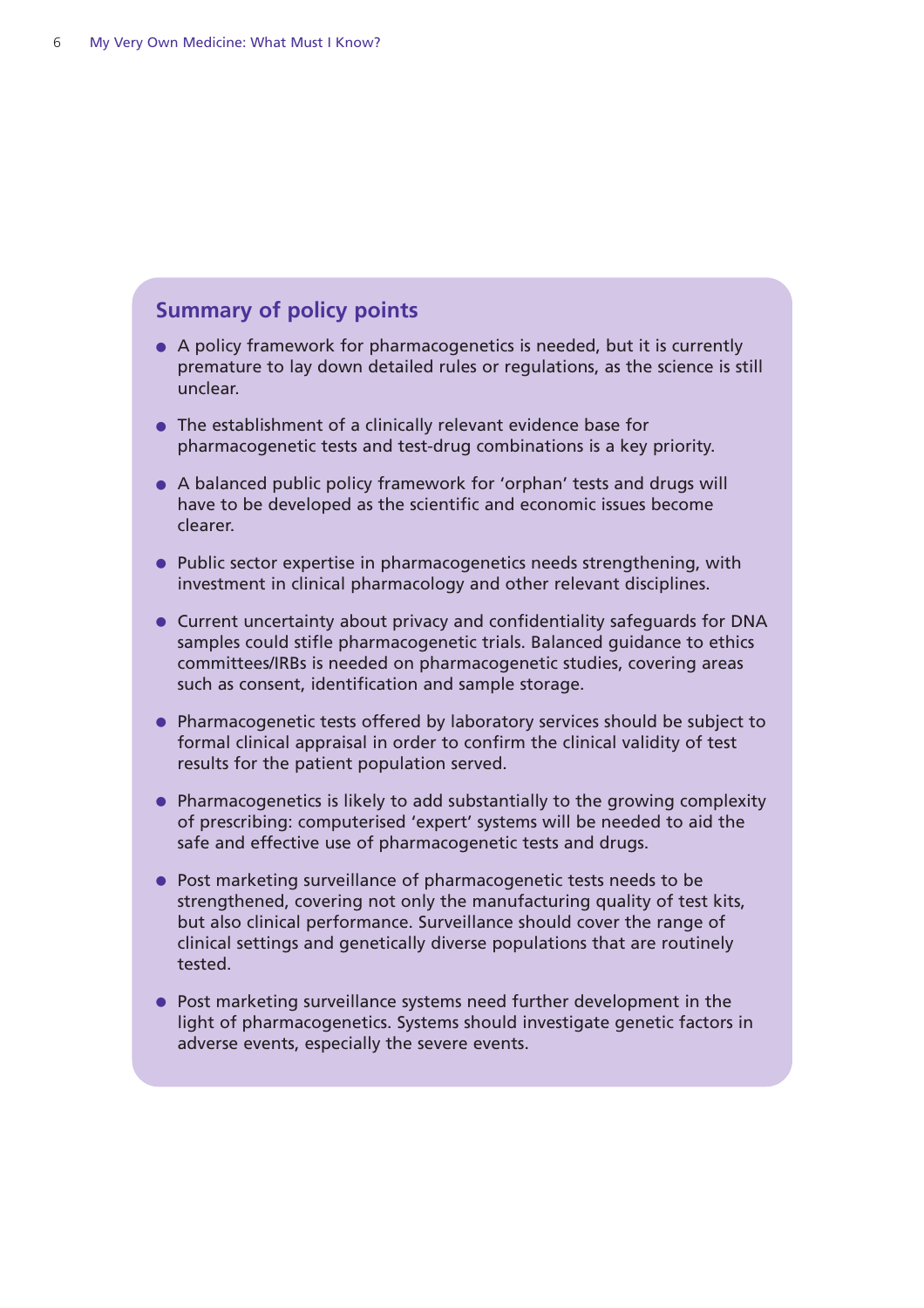## Summary of policy points

- A policy framework for pharmacogenetics is needed, but it is currently premature to lay down detailed rules or regulations, as the science is still unclear.
- The establishment of a clinically relevant evidence base for pharmacogenetic tests and test-drug combinations is a key priority.
- A balanced public policy framework for 'orphan' tests and drugs will have to be developed as the scientific and economic issues become clearer.
- Public sector expertise in pharmacogenetics needs strengthening, with investment in clinical pharmacology and other relevant disciplines.
- Current uncertainty about privacy and confidentiality safeguards for DNA samples could stifle pharmacogenetic trials. Balanced guidance to ethics committees/IRBs is needed on pharmacogenetic studies, covering areas such as consent, identification and sample storage.
- Pharmacogenetic tests offered by laboratory services should be subject to formal clinical appraisal in order to confirm the clinical validity of test results for the patient population served.
- Pharmacogenetics is likely to add substantially to the growing complexity of prescribing: computerised 'expert' systems will be needed to aid the safe and effective use of pharmacogenetic tests and drugs.
- Post marketing surveillance of pharmacogenetic tests needs to be strengthened, covering not only the manufacturing quality of test kits, but also clinical performance. Surveillance should cover the range of clinical settings and genetically diverse populations that are routinely tested.
- Post marketing surveillance systems need further development in the light of pharmacogenetics. Systems should investigate genetic factors in adverse events, especially the severe events.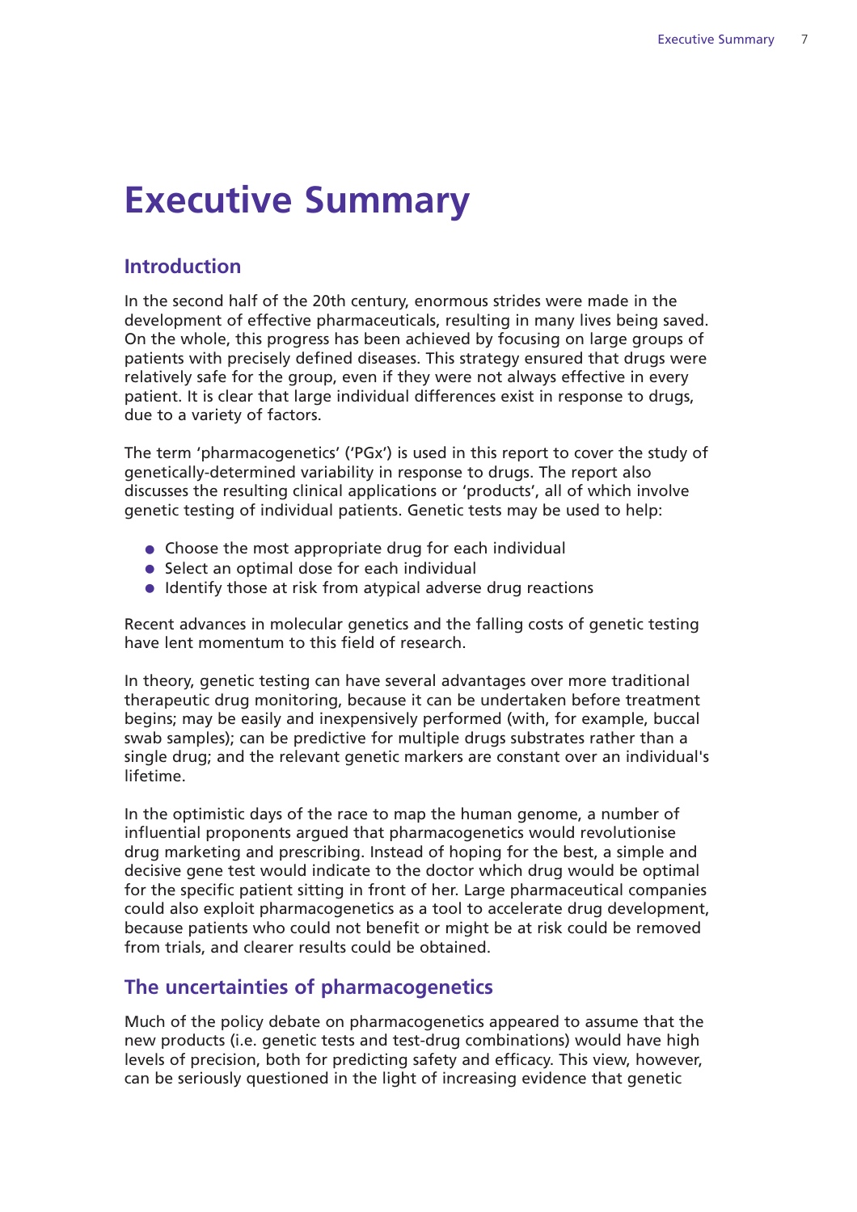# Executive Summary

## Introduction

In the second half of the 20th century, enormous strides were made in the development of effective pharmaceuticals, resulting in many lives being saved. On the whole, this progress has been achieved by focusing on large groups of patients with precisely defined diseases. This strategy ensured that drugs were relatively safe for the group, even if they were not always effective in every patient. It is clear that large individual differences exist in response to drugs, due to a variety of factors.

The term 'pharmacogenetics' ('PGx') is used in this report to cover the study of genetically-determined variability in response to drugs. The report also discusses the resulting clinical applications or 'products', all of which involve genetic testing of individual patients. Genetic tests may be used to help:

- Choose the most appropriate drug for each individual
- Select an optimal dose for each individual
- Identify those at risk from atypical adverse drug reactions

Recent advances in molecular genetics and the falling costs of genetic testing have lent momentum to this field of research.

In theory, genetic testing can have several advantages over more traditional therapeutic drug monitoring, because it can be undertaken before treatment begins; may be easily and inexpensively performed (with, for example, buccal swab samples); can be predictive for multiple drugs substrates rather than a single drug; and the relevant genetic markers are constant over an individual's lifetime.

In the optimistic days of the race to map the human genome, a number of influential proponents argued that pharmacogenetics would revolutionise drug marketing and prescribing. Instead of hoping for the best, a simple and decisive gene test would indicate to the doctor which drug would be optimal for the specific patient sitting in front of her. Large pharmaceutical companies could also exploit pharmacogenetics as a tool to accelerate drug development, because patients who could not benefit or might be at risk could be removed from trials, and clearer results could be obtained.

## The uncertainties of pharmacogenetics

Much of the policy debate on pharmacogenetics appeared to assume that the new products (i.e. genetic tests and test-drug combinations) would have high levels of precision, both for predicting safety and efficacy. This view, however, can be seriously questioned in the light of increasing evidence that genetic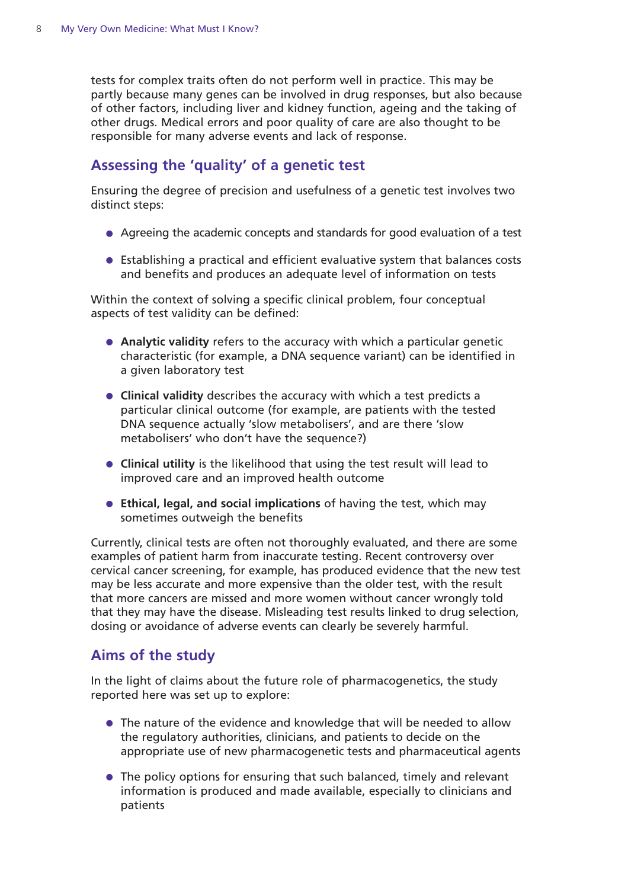tests for complex traits often do not perform well in practice. This may be partly because many genes can be involved in drug responses, but also because of other factors, including liver and kidney function, ageing and the taking of other drugs. Medical errors and poor quality of care are also thought to be responsible for many adverse events and lack of response.

## Assessing the 'quality' of a genetic test

Ensuring the degree of precision and usefulness of a genetic test involves two distinct steps:

- Agreeing the academic concepts and standards for good evaluation of a test
- Establishing a practical and efficient evaluative system that balances costs and benefits and produces an adequate level of information on tests

Within the context of solving a specific clinical problem, four conceptual aspects of test validity can be defined:

- **Analytic validity** refers to the accuracy with which a particular genetic characteristic (for example, a DNA sequence variant) can be identified in a given laboratory test
- **Clinical validity** describes the accuracy with which a test predicts a particular clinical outcome (for example, are patients with the tested DNA sequence actually 'slow metabolisers', and are there 'slow metabolisers' who don't have the sequence?)
- **Clinical utility** is the likelihood that using the test result will lead to improved care and an improved health outcome
- **Ethical, legal, and social implications** of having the test, which may sometimes outweigh the benefits

Currently, clinical tests are often not thoroughly evaluated, and there are some examples of patient harm from inaccurate testing. Recent controversy over cervical cancer screening, for example, has produced evidence that the new test may be less accurate and more expensive than the older test, with the result that more cancers are missed and more women without cancer wrongly told that they may have the disease. Misleading test results linked to drug selection, dosing or avoidance of adverse events can clearly be severely harmful.

## Aims of the study

In the light of claims about the future role of pharmacogenetics, the study reported here was set up to explore:

- The nature of the evidence and knowledge that will be needed to allow the regulatory authorities, clinicians, and patients to decide on the appropriate use of new pharmacogenetic tests and pharmaceutical agents
- The policy options for ensuring that such balanced, timely and relevant information is produced and made available, especially to clinicians and patients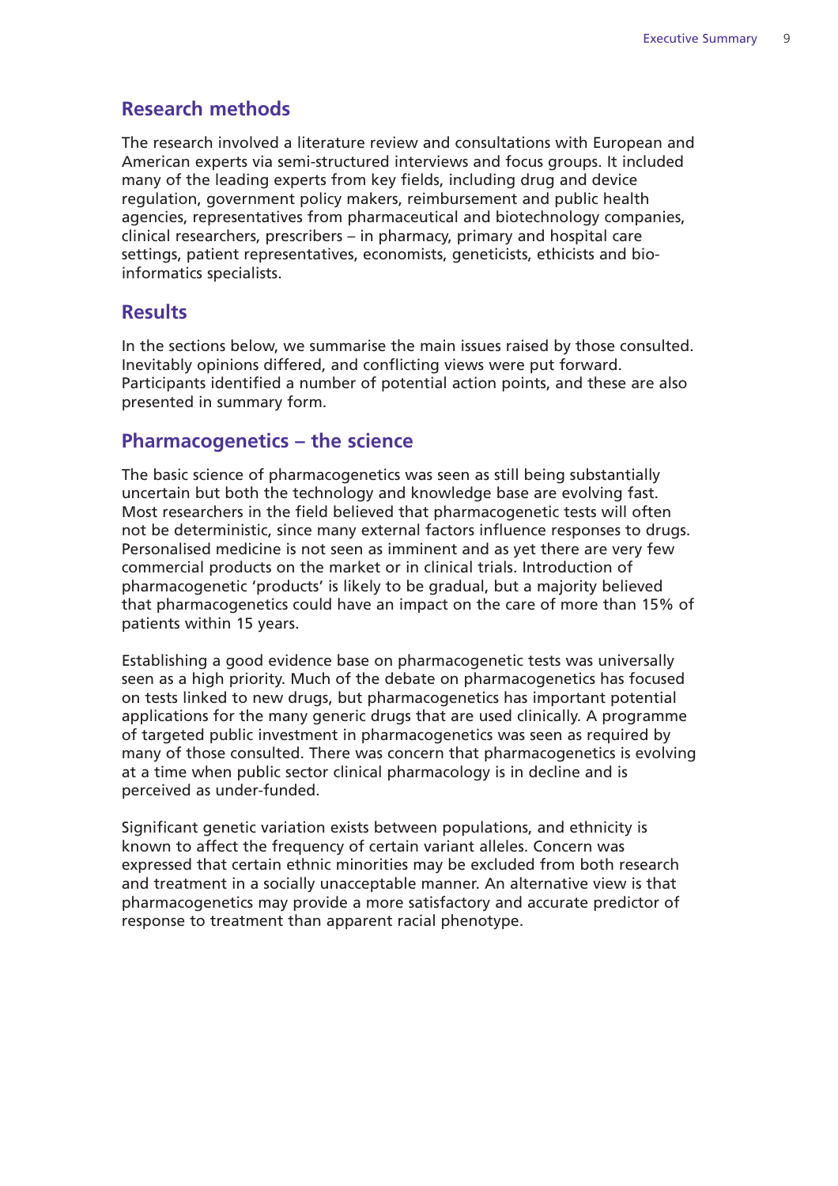## Research methods

The research involved a literature review and consultations with European and American experts via semi-structured interviews and focus groups. It included many of the leading experts from key fields, including drug and device regulation, government policy makers, reimbursement and public health agencies, representatives from pharmaceutical and biotechnology companies, clinical researchers, prescribers – in pharmacy, primary and hospital care settings, patient representatives, economists, geneticists, ethicists and bio-informatics specialists.

## Results

In the sections below, we summarise the main issues raised by those consulted. Inevitably opinions differed, and conflicting views were put forward. Participants identified a number of potential action points, and these are also presented in summary form.

## Pharmacogenetics – the science

The basic science of pharmacogenetics was seen as still being substantially uncertain but both the technology and knowledge base are evolving fast. Most researchers in the field believed that pharmacogenetic tests will often not be deterministic, since many external factors influence responses to drugs. Personalised medicine is not seen as imminent and as yet there are very few commercial products on the market or in clinical trials. Introduction of pharmacogenetic 'products' is likely to be gradual, but a majority believed that pharmacogenetics could have an impact on the care of more than 15% of patients within 15 years.

Establishing a good evidence base on pharmacogenetic tests was universally seen as a high priority. Much of the debate on pharmacogenetics has focused on tests linked to new drugs, but pharmacogenetics has important potential applications for the many generic drugs that are used clinically. A programme of targeted public investment in pharmacogenetics was seen as required by many of those consulted. There was concern that pharmacogenetics is evolving at a time when public sector clinical pharmacology is in decline and is perceived as under-funded.

Significant genetic variation exists between populations, and ethnicity is known to affect the frequency of certain variant alleles. Concern was expressed that certain ethnic minorities may be excluded from both research and treatment in a socially unacceptable manner. An alternative view is that pharmacogenetics may provide a more satisfactory and accurate predictor of response to treatment than apparent racial phenotype.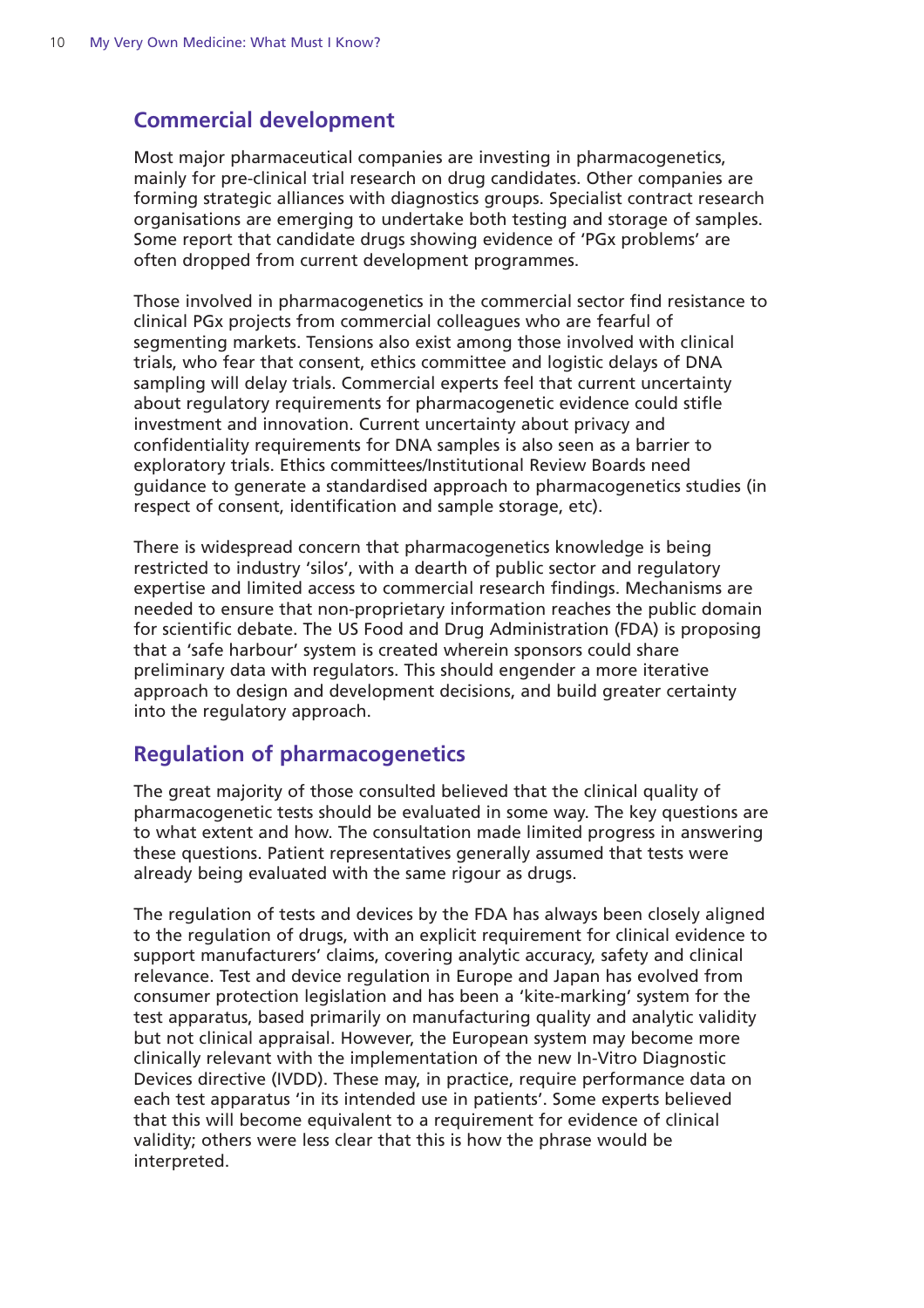## Commercial development

Most major pharmaceutical companies are investing in pharmacogenetics, mainly for pre-clinical trial research on drug candidates. Other companies are forming strategic alliances with diagnostics groups. Specialist contract research organisations are emerging to undertake both testing and storage of samples. Some report that candidate drugs showing evidence of 'PGx problems' are often dropped from current development programmes.

Those involved in pharmacogenetics in the commercial sector find resistance to clinical PGx projects from commercial colleagues who are fearful of segmenting markets. Tensions also exist among those involved with clinical trials, who fear that consent, ethics committee and logistic delays of DNA sampling will delay trials. Commercial experts feel that current uncertainty about regulatory requirements for pharmacogenetic evidence could stifle investment and innovation. Current uncertainty about privacy and confidentiality requirements for DNA samples is also seen as a barrier to exploratory trials. Ethics committees/Institutional Review Boards need guidance to generate a standardised approach to pharmacogenetics studies (in respect of consent, identification and sample storage, etc).

There is widespread concern that pharmacogenetics knowledge is being restricted to industry 'silos', with a dearth of public sector and regulatory expertise and limited access to commercial research findings. Mechanisms are needed to ensure that non-proprietary information reaches the public domain for scientific debate. The US Food and Drug Administration (FDA) is proposing that a 'safe harbour' system is created wherein sponsors could share preliminary data with regulators. This should engender a more iterative approach to design and development decisions, and build greater certainty into the regulatory approach.

## Regulation of pharmacogenetics

The great majority of those consulted believed that the clinical quality of pharmacogenetic tests should be evaluated in some way. The key questions are to what extent and how. The consultation made limited progress in answering these questions. Patient representatives generally assumed that tests were already being evaluated with the same rigour as drugs.

The regulation of tests and devices by the FDA has always been closely aligned to the regulation of drugs, with an explicit requirement for clinical evidence to support manufacturers' claims, covering analytic accuracy, safety and clinical relevance. Test and device regulation in Europe and Japan has evolved from consumer protection legislation and has been a 'kite-marking' system for the test apparatus, based primarily on manufacturing quality and analytic validity but not clinical appraisal. However, the European system may become more clinically relevant with the implementation of the new In-Vitro Diagnostic Devices directive (IVDD). These may, in practice, require performance data on each test apparatus 'in its intended use in patients'. Some experts believed that this will become equivalent to a requirement for evidence of clinical validity; others were less clear that this is how the phrase would be interpreted.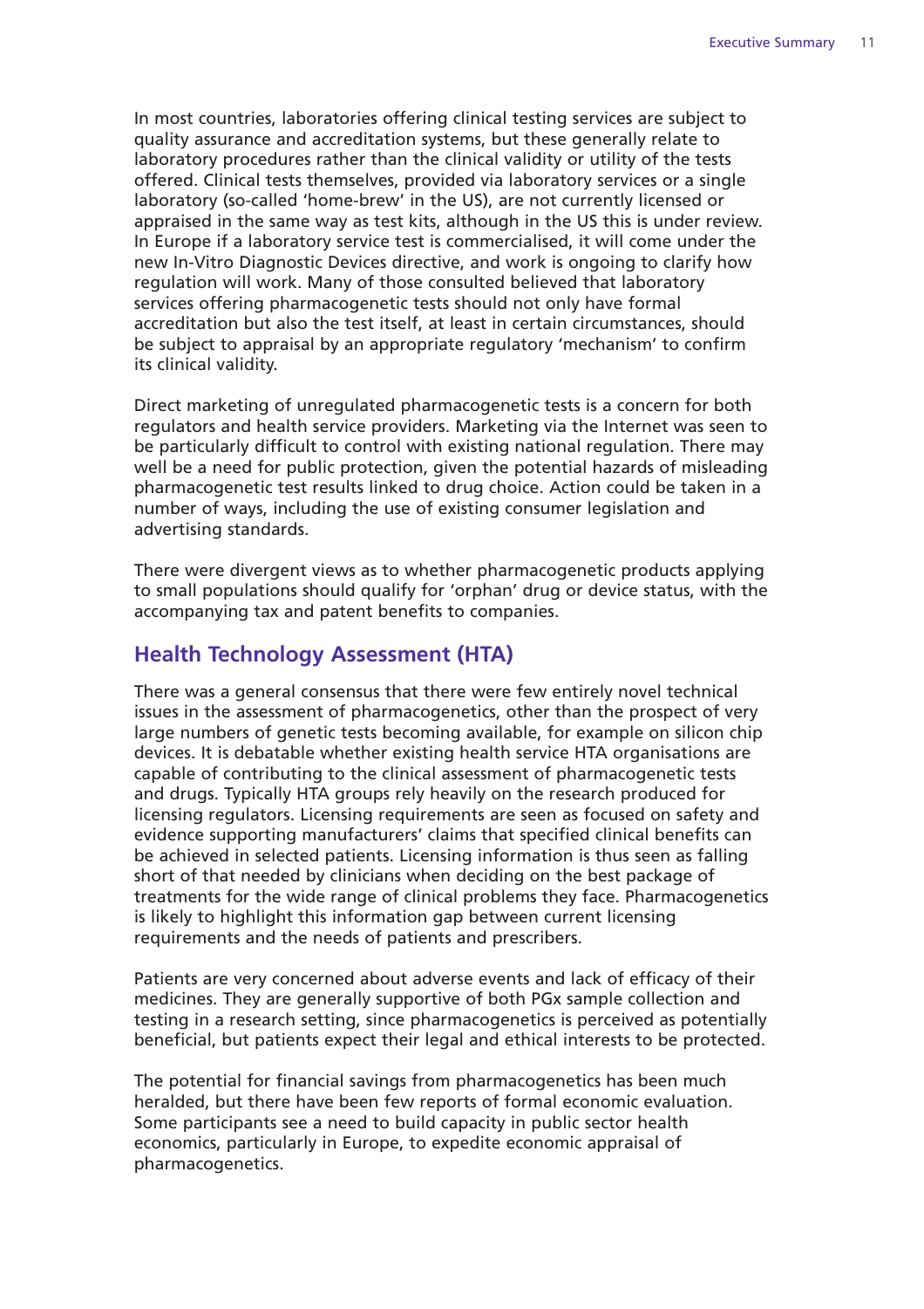In most countries, laboratories offering clinical testing services are subject to quality assurance and accreditation systems, but these generally relate to laboratory procedures rather than the clinical validity or utility of the tests offered. Clinical tests themselves, provided via laboratory services or a single laboratory (so-called 'home-brew' in the US), are not currently licensed or appraised in the same way as test kits, although in the US this is under review. In Europe if a laboratory service test is commercialised, it will come under the new In-Vitro Diagnostic Devices directive, and work is ongoing to clarify how regulation will work. Many of those consulted believed that laboratory services offering pharmacogenetic tests should not only have formal accreditation but also the test itself, at least in certain circumstances, should be subject to appraisal by an appropriate regulatory 'mechanism' to confirm its clinical validity.

Direct marketing of unregulated pharmacogenetic tests is a concern for both regulators and health service providers. Marketing via the Internet was seen to be particularly difficult to control with existing national regulation. There may well be a need for public protection, given the potential hazards of misleading pharmacogenetic test results linked to drug choice. Action could be taken in a number of ways, including the use of existing consumer legislation and advertising standards.

There were divergent views as to whether pharmacogenetic products applying to small populations should qualify for 'orphan' drug or device status, with the accompanying tax and patent benefits to companies.

## Health Technology Assessment (HTA)

There was a general consensus that there were few entirely novel technical issues in the assessment of pharmacogenetics, other than the prospect of very large numbers of genetic tests becoming available, for example on silicon chip devices. It is debatable whether existing health service HTA organisations are capable of contributing to the clinical assessment of pharmacogenetic tests and drugs. Typically HTA groups rely heavily on the research produced for licensing regulators. Licensing requirements are seen as focused on safety and evidence supporting manufacturers' claims that specified clinical benefits can be achieved in selected patients. Licensing information is thus seen as falling short of that needed by clinicians when deciding on the best package of treatments for the wide range of clinical problems they face. Pharmacogenetics is likely to highlight this information gap between current licensing requirements and the needs of patients and prescribers.

Patients are very concerned about adverse events and lack of efficacy of their medicines. They are generally supportive of both PGx sample collection and testing in a research setting, since pharmacogenetics is perceived as potentially beneficial, but patients expect their legal and ethical interests to be protected.

The potential for financial savings from pharmacogenetics has been much heralded, but there have been few reports of formal economic evaluation. Some participants see a need to build capacity in public sector health economics, particularly in Europe, to expedite economic appraisal of pharmacogenetics.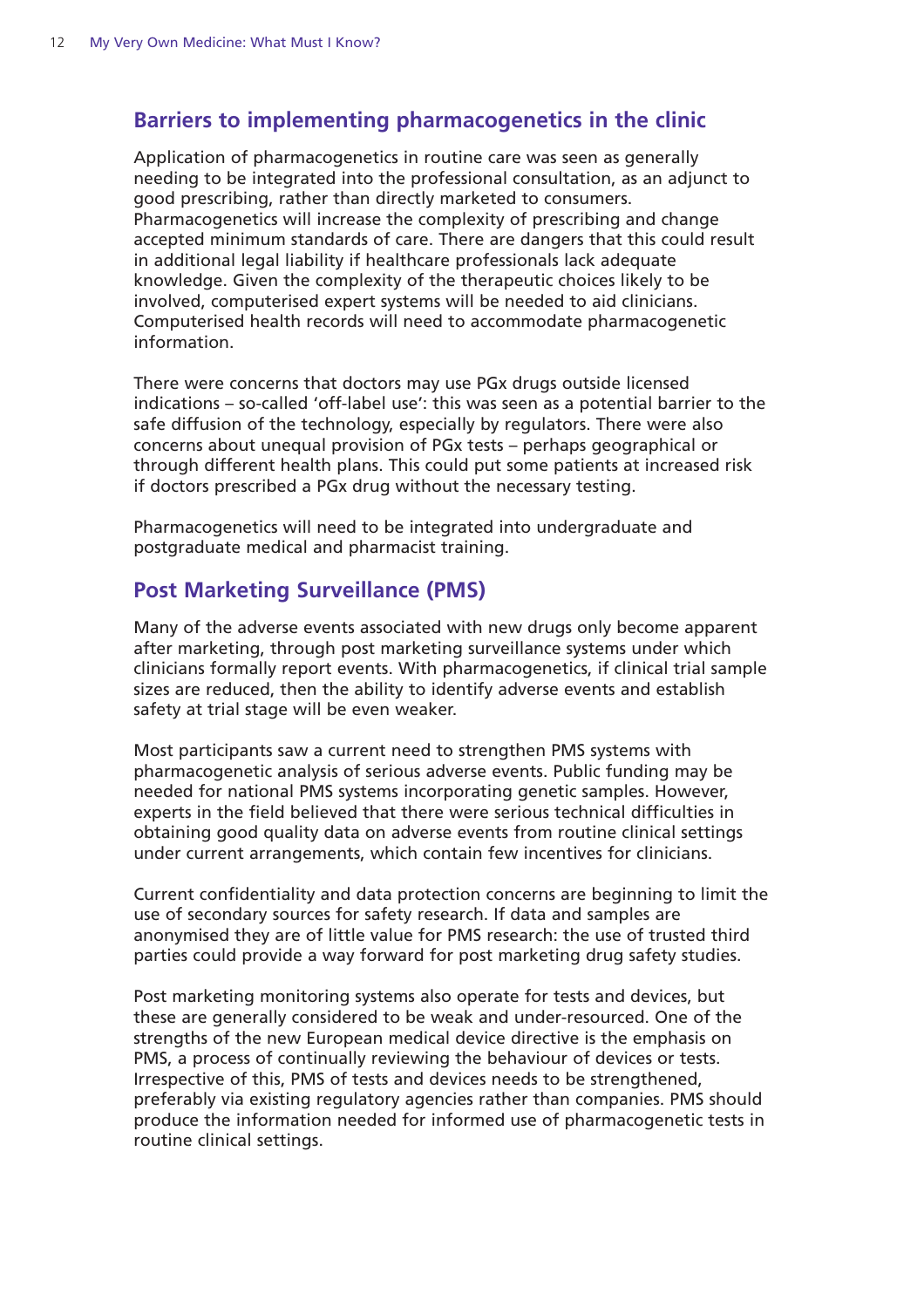## Barriers to implementing pharmacogenetics in the clinic

Application of pharmacogenetics in routine care was seen as generally needing to be integrated into the professional consultation, as an adjunct to good prescribing, rather than directly marketed to consumers. Pharmacogenetics will increase the complexity of prescribing and change accepted minimum standards of care. There are dangers that this could result in additional legal liability if healthcare professionals lack adequate knowledge. Given the complexity of the therapeutic choices likely to be involved, computerised expert systems will be needed to aid clinicians. Computerised health records will need to accommodate pharmacogenetic information.

There were concerns that doctors may use PGx drugs outside licensed indications – so-called 'off-label use': this was seen as a potential barrier to the safe diffusion of the technology, especially by regulators. There were also concerns about unequal provision of PGx tests – perhaps geographical or through different health plans. This could put some patients at increased risk if doctors prescribed a PGx drug without the necessary testing.

Pharmacogenetics will need to be integrated into undergraduate and postgraduate medical and pharmacist training.

## Post Marketing Surveillance (PMS)

Many of the adverse events associated with new drugs only become apparent after marketing, through post marketing surveillance systems under which clinicians formally report events. With pharmacogenetics, if clinical trial sample sizes are reduced, then the ability to identify adverse events and establish safety at trial stage will be even weaker.

Most participants saw a current need to strengthen PMS systems with pharmacogenetic analysis of serious adverse events. Public funding may be needed for national PMS systems incorporating genetic samples. However, experts in the field believed that there were serious technical difficulties in obtaining good quality data on adverse events from routine clinical settings under current arrangements, which contain few incentives for clinicians.

Current confidentiality and data protection concerns are beginning to limit the use of secondary sources for safety research. If data and samples are anonymised they are of little value for PMS research: the use of trusted third parties could provide a way forward for post marketing drug safety studies.

Post marketing monitoring systems also operate for tests and devices, but these are generally considered to be weak and under-resourced. One of the strengths of the new European medical device directive is the emphasis on PMS, a process of continually reviewing the behaviour of devices or tests. Irrespective of this, PMS of tests and devices needs to be strengthened, preferably via existing regulatory agencies rather than companies. PMS should produce the information needed for informed use of pharmacogenetic tests in routine clinical settings.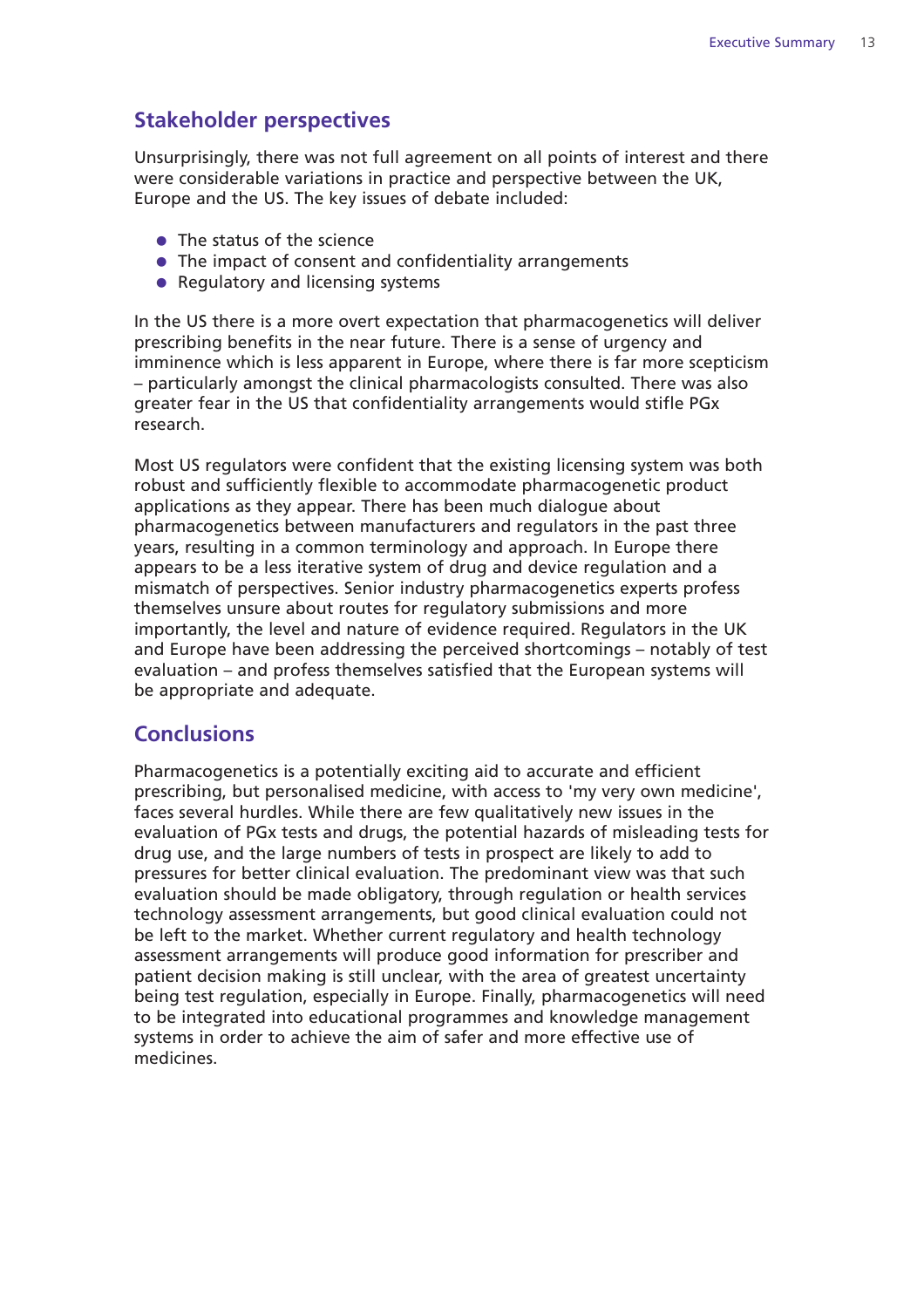## Stakeholder perspectives

Unsurprisingly, there was not full agreement on all points of interest and there were considerable variations in practice and perspective between the UK, Europe and the US. The key issues of debate included:

- The status of the science
- The impact of consent and confidentiality arrangements
- Regulatory and licensing systems

In the US there is a more overt expectation that pharmacogenetics will deliver prescribing benefits in the near future. There is a sense of urgency and imminence which is less apparent in Europe, where there is far more scepticism – particularly amongst the clinical pharmacologists consulted. There was also greater fear in the US that confidentiality arrangements would stifle PGx research.

Most US regulators were confident that the existing licensing system was both robust and sufficiently flexible to accommodate pharmacogenetic product applications as they appear. There has been much dialogue about pharmacogenetics between manufacturers and regulators in the past three years, resulting in a common terminology and approach. In Europe there appears to be a less iterative system of drug and device regulation and a mismatch of perspectives. Senior industry pharmacogenetics experts profess themselves unsure about routes for regulatory submissions and more importantly, the level and nature of evidence required. Regulators in the UK and Europe have been addressing the perceived shortcomings – notably of test evaluation – and profess themselves satisfied that the European systems will be appropriate and adequate.

## Conclusions

Pharmacogenetics is a potentially exciting aid to accurate and efficient prescribing, but personalised medicine, with access to 'my very own medicine', faces several hurdles. While there are few qualitatively new issues in the evaluation of PGx tests and drugs, the potential hazards of misleading tests for drug use, and the large numbers of tests in prospect are likely to add to pressures for better clinical evaluation. The predominant view was that such evaluation should be made obligatory, through regulation or health services technology assessment arrangements, but good clinical evaluation could not be left to the market. Whether current regulatory and health technology assessment arrangements will produce good information for prescriber and patient decision making is still unclear, with the area of greatest uncertainty being test regulation, especially in Europe. Finally, pharmacogenetics will need to be integrated into educational programmes and knowledge management systems in order to achieve the aim of safer and more effective use of medicines.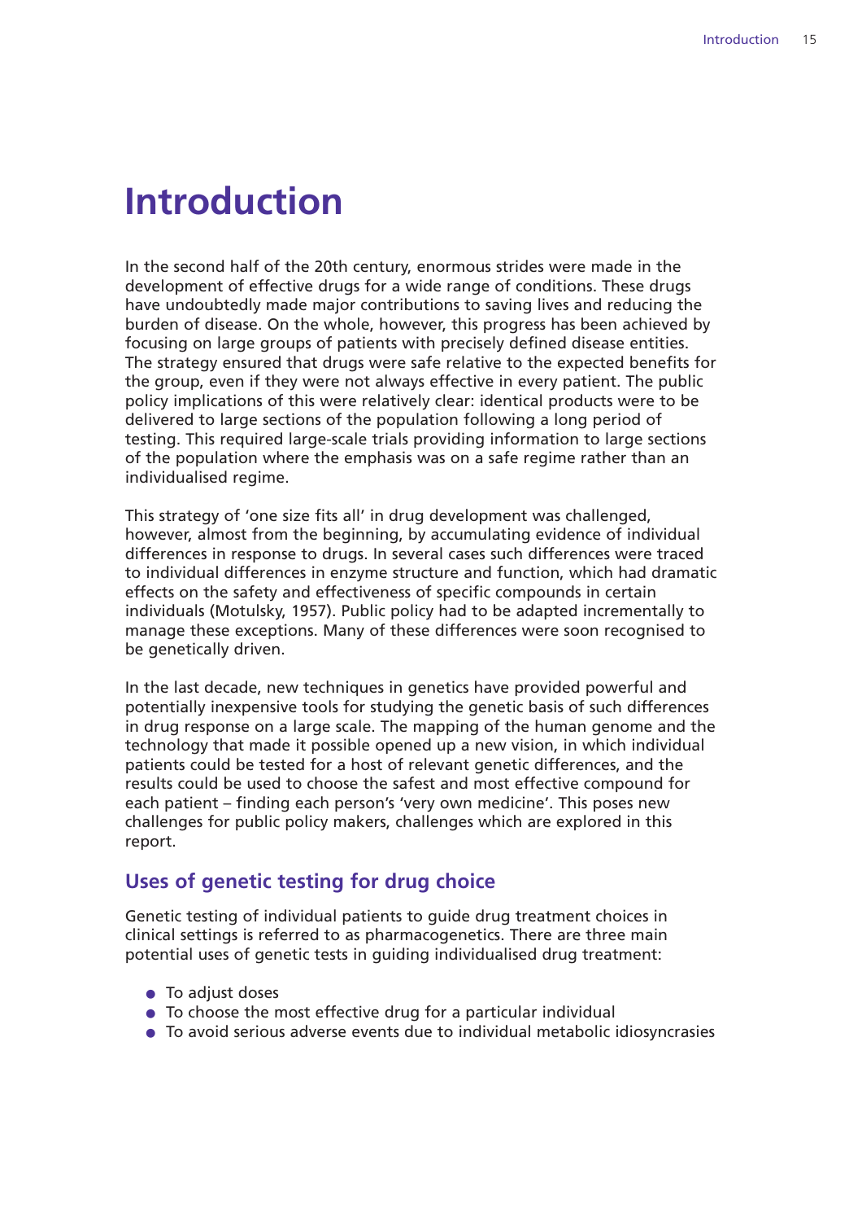# Introduction

In the second half of the 20th century, enormous strides were made in the development of effective drugs for a wide range of conditions. These drugs have undoubtedly made major contributions to saving lives and reducing the burden of disease. On the whole, however, this progress has been achieved by focusing on large groups of patients with precisely defined disease entities. The strategy ensured that drugs were safe relative to the expected benefits for the group, even if they were not always effective in every patient. The public policy implications of this were relatively clear: identical products were to be delivered to large sections of the population following a long period of testing. This required large-scale trials providing information to large sections of the population where the emphasis was on a safe regime rather than an individualised regime.

This strategy of 'one size fits all' in drug development was challenged, however, almost from the beginning, by accumulating evidence of individual differences in response to drugs. In several cases such differences were traced to individual differences in enzyme structure and function, which had dramatic effects on the safety and effectiveness of specific compounds in certain individuals (Motulsky, 1957). Public policy had to be adapted incrementally to manage these exceptions. Many of these differences were soon recognised to be genetically driven.

In the last decade, new techniques in genetics have provided powerful and potentially inexpensive tools for studying the genetic basis of such differences in drug response on a large scale. The mapping of the human genome and the technology that made it possible opened up a new vision, in which individual patients could be tested for a host of relevant genetic differences, and the results could be used to choose the safest and most effective compound for each patient – finding each person's 'very own medicine'. This poses new challenges for public policy makers, challenges which are explored in this report.

## Uses of genetic testing for drug choice

Genetic testing of individual patients to guide drug treatment choices in clinical settings is referred to as pharmacogenetics. There are three main potential uses of genetic tests in guiding individualised drug treatment:

- To adjust doses
- To choose the most effective drug for a particular individual
- To avoid serious adverse events due to individual metabolic idiosyncrasies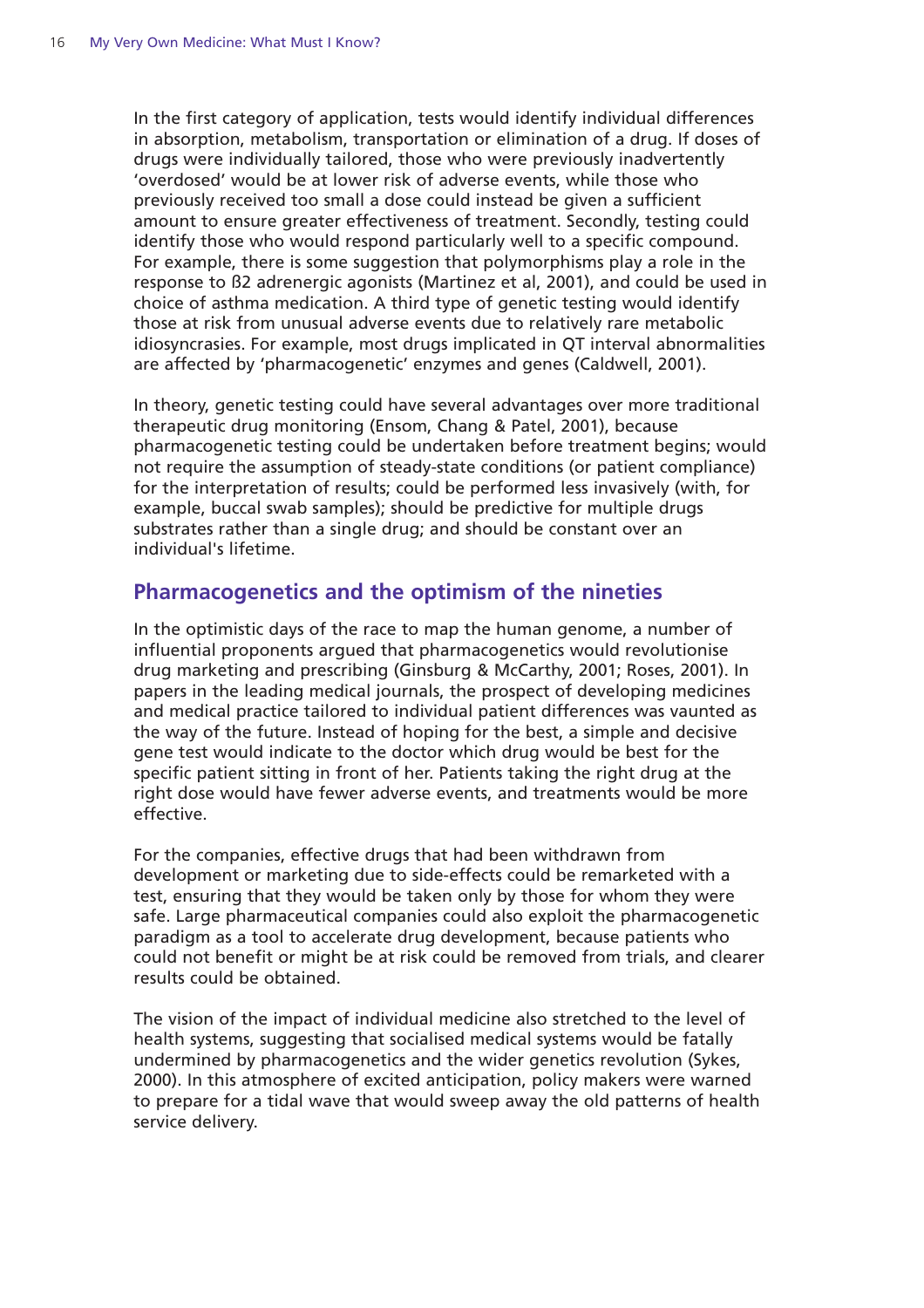In the first category of application, tests would identify individual differences in absorption, metabolism, transportation or elimination of a drug. If doses of drugs were individually tailored, those who were previously inadvertently 'overdosed' would be at lower risk of adverse events, while those who previously received too small a dose could instead be given a sufficient amount to ensure greater effectiveness of treatment. Secondly, testing could identify those who would respond particularly well to a specific compound. For example, there is some suggestion that polymorphisms play a role in the response to ß2 adrenergic agonists (Martinez et al, 2001), and could be used in choice of asthma medication. A third type of genetic testing would identify those at risk from unusual adverse events due to relatively rare metabolic idiosyncrasies. For example, most drugs implicated in QT interval abnormalities are affected by 'pharmacogenetic' enzymes and genes (Caldwell, 2001).

In theory, genetic testing could have several advantages over more traditional therapeutic drug monitoring (Ensom, Chang & Patel, 2001), because pharmacogenetic testing could be undertaken before treatment begins; would not require the assumption of steady-state conditions (or patient compliance) for the interpretation of results; could be performed less invasively (with, for example, buccal swab samples); should be predictive for multiple drugs substrates rather than a single drug; and should be constant over an individual's lifetime.

## Pharmacogenetics and the optimism of the nineties

In the optimistic days of the race to map the human genome, a number of influential proponents argued that pharmacogenetics would revolutionise drug marketing and prescribing (Ginsburg & McCarthy, 2001; Roses, 2001). In papers in the leading medical journals, the prospect of developing medicines and medical practice tailored to individual patient differences was vaunted as the way of the future. Instead of hoping for the best, a simple and decisive gene test would indicate to the doctor which drug would be best for the specific patient sitting in front of her. Patients taking the right drug at the right dose would have fewer adverse events, and treatments would be more effective.

For the companies, effective drugs that had been withdrawn from development or marketing due to side-effects could be remarketed with a test, ensuring that they would be taken only by those for whom they were safe. Large pharmaceutical companies could also exploit the pharmacogenetic paradigm as a tool to accelerate drug development, because patients who could not benefit or might be at risk could be removed from trials, and clearer results could be obtained.

The vision of the impact of individual medicine also stretched to the level of health systems, suggesting that socialised medical systems would be fatally undermined by pharmacogenetics and the wider genetics revolution (Sykes, 2000). In this atmosphere of excited anticipation, policy makers were warned to prepare for a tidal wave that would sweep away the old patterns of health service delivery.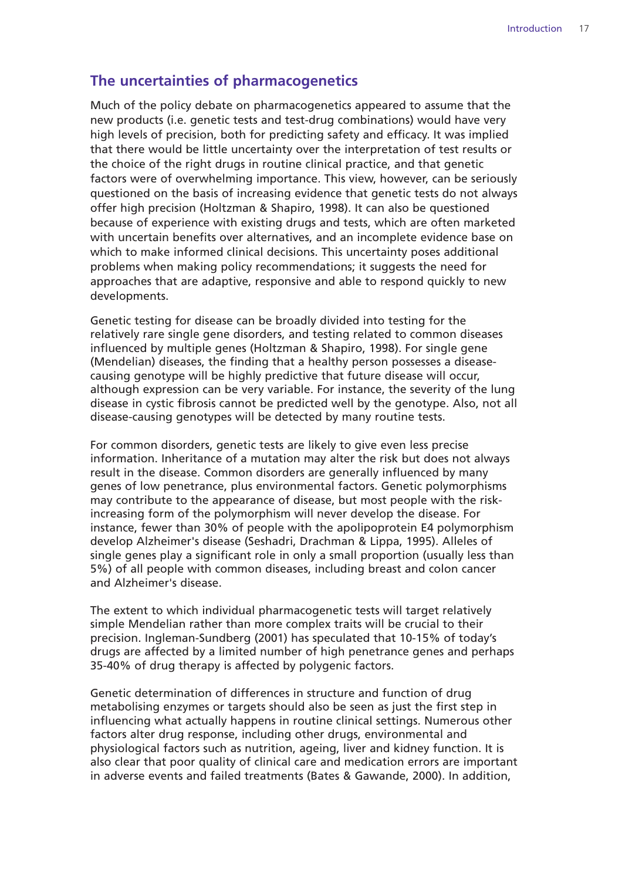## The uncertainties of pharmacogenetics

Much of the policy debate on pharmacogenetics appeared to assume that the new products (i.e. genetic tests and test-drug combinations) would have very high levels of precision, both for predicting safety and efficacy. It was implied that there would be little uncertainty over the interpretation of test results or the choice of the right drugs in routine clinical practice, and that genetic factors were of overwhelming importance. This view, however, can be seriously questioned on the basis of increasing evidence that genetic tests do not always offer high precision (Holtzman & Shapiro, 1998). It can also be questioned because of experience with existing drugs and tests, which are often marketed with uncertain benefits over alternatives, and an incomplete evidence base on which to make informed clinical decisions. This uncertainty poses additional problems when making policy recommendations; it suggests the need for approaches that are adaptive, responsive and able to respond quickly to new developments.

Genetic testing for disease can be broadly divided into testing for the relatively rare single gene disorders, and testing related to common diseases influenced by multiple genes (Holtzman & Shapiro, 1998). For single gene (Mendelian) diseases, the finding that a healthy person possesses a disease-causing genotype will be highly predictive that future disease will occur, although expression can be very variable. For instance, the severity of the lung disease in cystic fibrosis cannot be predicted well by the genotype. Also, not all disease-causing genotypes will be detected by many routine tests.

For common disorders, genetic tests are likely to give even less precise information. Inheritance of a mutation may alter the risk but does not always result in the disease. Common disorders are generally influenced by many genes of low penetrance, plus environmental factors. Genetic polymorphisms may contribute to the appearance of disease, but most people with the risk-increasing form of the polymorphism will never develop the disease. For instance, fewer than 30% of people with the apolipoprotein E4 polymorphism develop Alzheimer's disease (Seshadri, Drachman & Lippa, 1995). Alleles of single genes play a significant role in only a small proportion (usually less than 5%) of all people with common diseases, including breast and colon cancer and Alzheimer's disease.

The extent to which individual pharmacogenetic tests will target relatively simple Mendelian rather than more complex traits will be crucial to their precision. Ingleman-Sundberg (2001) has speculated that 10-15% of today's drugs are affected by a limited number of high penetrance genes and perhaps 35-40% of drug therapy is affected by polygenic factors.

Genetic determination of differences in structure and function of drug metabolising enzymes or targets should also be seen as just the first step in influencing what actually happens in routine clinical settings. Numerous other factors alter drug response, including other drugs, environmental and physiological factors such as nutrition, ageing, liver and kidney function. It is also clear that poor quality of clinical care and medication errors are important in adverse events and failed treatments (Bates & Gawande, 2000). In addition,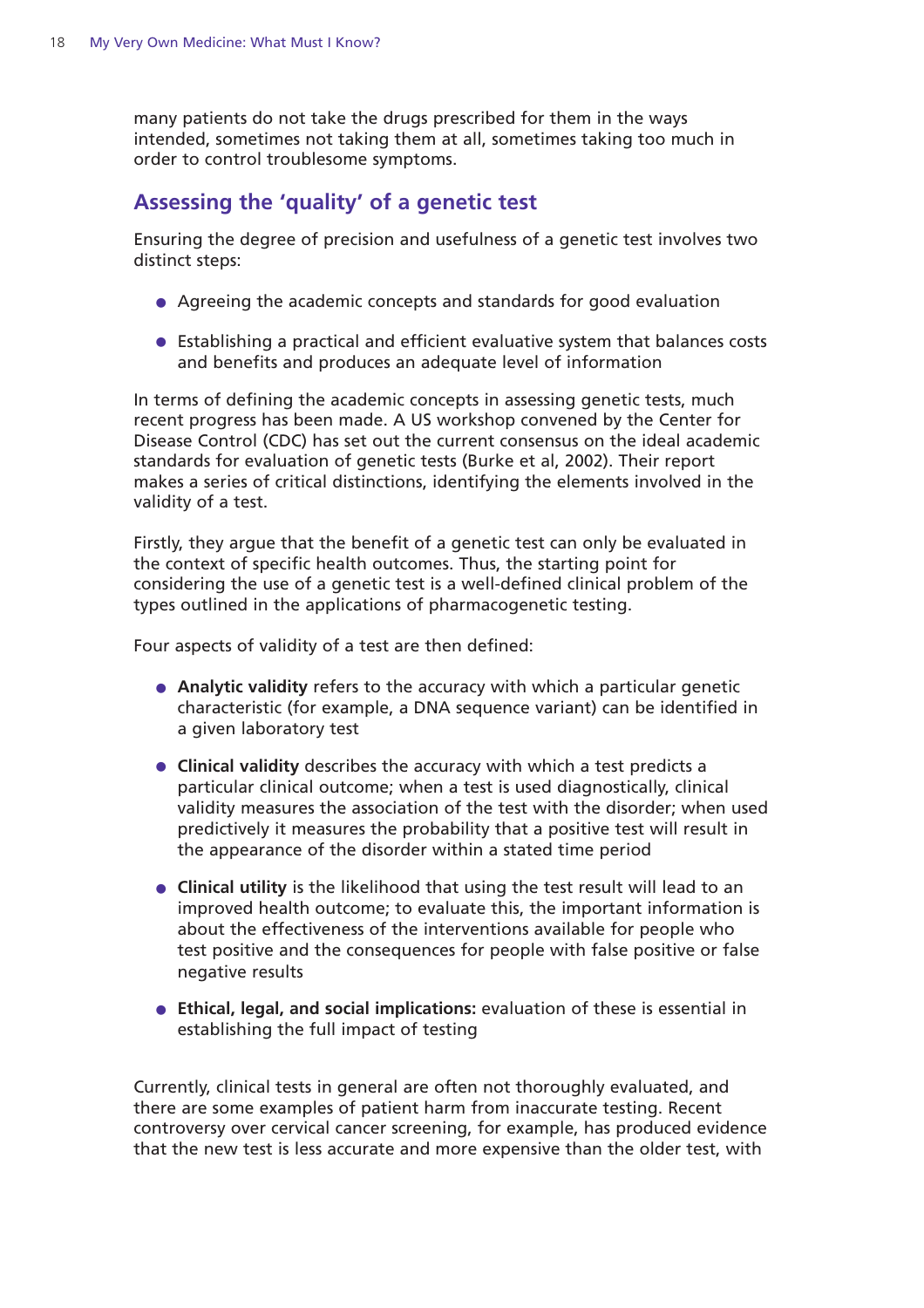many patients do not take the drugs prescribed for them in the ways intended, sometimes not taking them at all, sometimes taking too much in order to control troublesome symptoms.

## Assessing the 'quality' of a genetic test

Ensuring the degree of precision and usefulness of a genetic test involves two distinct steps:

- Agreeing the academic concepts and standards for good evaluation
- Establishing a practical and efficient evaluative system that balances costs and benefits and produces an adequate level of information

In terms of defining the academic concepts in assessing genetic tests, much recent progress has been made. A US workshop convened by the Center for Disease Control (CDC) has set out the current consensus on the ideal academic standards for evaluation of genetic tests (Burke et al, 2002). Their report makes a series of critical distinctions, identifying the elements involved in the validity of a test.

Firstly, they argue that the benefit of a genetic test can only be evaluated in the context of specific health outcomes. Thus, the starting point for considering the use of a genetic test is a well-defined clinical problem of the types outlined in the applications of pharmacogenetic testing.

Four aspects of validity of a test are then defined:

- **Analytic validity** refers to the accuracy with which a particular genetic characteristic (for example, a DNA sequence variant) can be identified in a given laboratory test
- **Clinical validity** describes the accuracy with which a test predicts a particular clinical outcome; when a test is used diagnostically, clinical validity measures the association of the test with the disorder; when used predictively it measures the probability that a positive test will result in the appearance of the disorder within a stated time period
- **Clinical utility** is the likelihood that using the test result will lead to an improved health outcome; to evaluate this, the important information is about the effectiveness of the interventions available for people who test positive and the consequences for people with false positive or false negative results
- **Ethical, legal, and social implications:** evaluation of these is essential in establishing the full impact of testing

Currently, clinical tests in general are often not thoroughly evaluated, and there are some examples of patient harm from inaccurate testing. Recent controversy over cervical cancer screening, for example, has produced evidence that the new test is less accurate and more expensive than the older test, with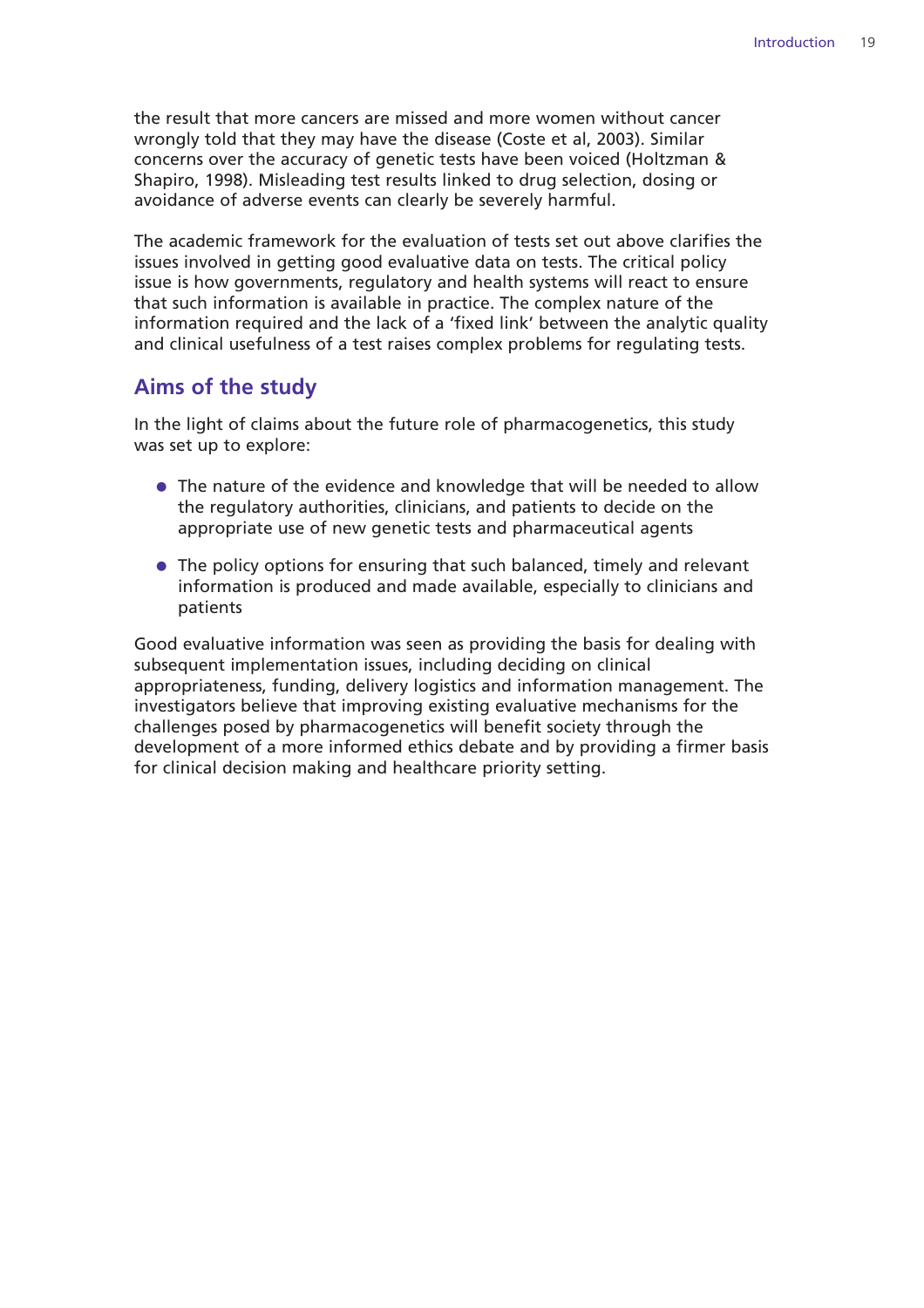the result that more cancers are missed and more women without cancer wrongly told that they may have the disease (Coste et al, 2003). Similar concerns over the accuracy of genetic tests have been voiced (Holtzman & Shapiro, 1998). Misleading test results linked to drug selection, dosing or avoidance of adverse events can clearly be severely harmful.

The academic framework for the evaluation of tests set out above clarifies the issues involved in getting good evaluative data on tests. The critical policy issue is how governments, regulatory and health systems will react to ensure that such information is available in practice. The complex nature of the information required and the lack of a 'fixed link' between the analytic quality and clinical usefulness of a test raises complex problems for regulating tests.

## Aims of the study

In the light of claims about the future role of pharmacogenetics, this study was set up to explore:

- The nature of the evidence and knowledge that will be needed to allow the regulatory authorities, clinicians, and patients to decide on the appropriate use of new genetic tests and pharmaceutical agents
- The policy options for ensuring that such balanced, timely and relevant information is produced and made available, especially to clinicians and patients

Good evaluative information was seen as providing the basis for dealing with subsequent implementation issues, including deciding on clinical appropriateness, funding, delivery logistics and information management. The investigators believe that improving existing evaluative mechanisms for the challenges posed by pharmacogenetics will benefit society through the development of a more informed ethics debate and by providing a firmer basis for clinical decision making and healthcare priority setting.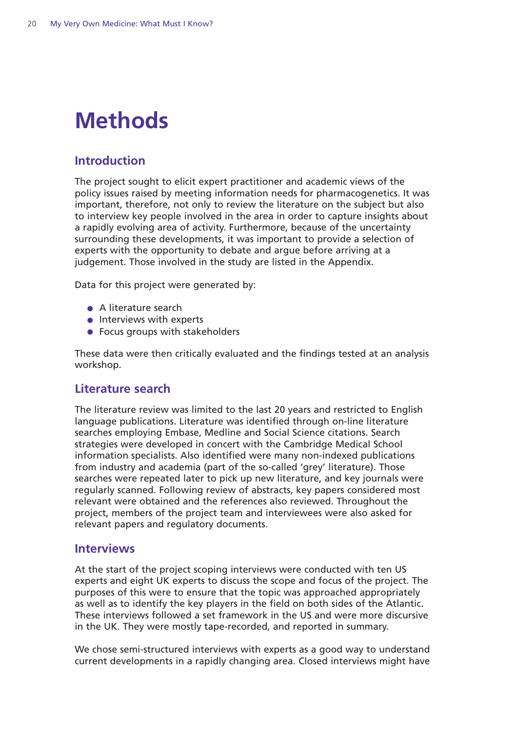# Methods

## Introduction

The project sought to elicit expert practitioner and academic views of the policy issues raised by meeting information needs for pharmacogenetics. It was important, therefore, not only to review the literature on the subject but also to interview key people involved in the area in order to capture insights about a rapidly evolving area of activity. Furthermore, because of the uncertainty surrounding these developments, it was important to provide a selection of experts with the opportunity to debate and argue before arriving at a judgement. Those involved in the study are listed in the Appendix.

Data for this project were generated by:

- A literature search
- Interviews with experts
- Focus groups with stakeholders

These data were then critically evaluated and the findings tested at an analysis workshop.

## Literature search

The literature review was limited to the last 20 years and restricted to English language publications. Literature was identified through on-line literature searches employing Embase, Medline and Social Science citations. Search strategies were developed in concert with the Cambridge Medical School information specialists. Also identified were many non-indexed publications from industry and academia (part of the so-called 'grey' literature). Those searches were repeated later to pick up new literature, and key journals were regularly scanned. Following review of abstracts, key papers considered most relevant were obtained and the references also reviewed. Throughout the project, members of the project team and interviewees were also asked for relevant papers and regulatory documents.

## Interviews

At the start of the project scoping interviews were conducted with ten US experts and eight UK experts to discuss the scope and focus of the project. The purposes of this were to ensure that the topic was approached appropriately as well as to identify the key players in the field on both sides of the Atlantic. These interviews followed a set framework in the US and were more discursive in the UK. They were mostly tape-recorded, and reported in summary.

We chose semi-structured interviews with experts as a good way to understand current developments in a rapidly changing area. Closed interviews might have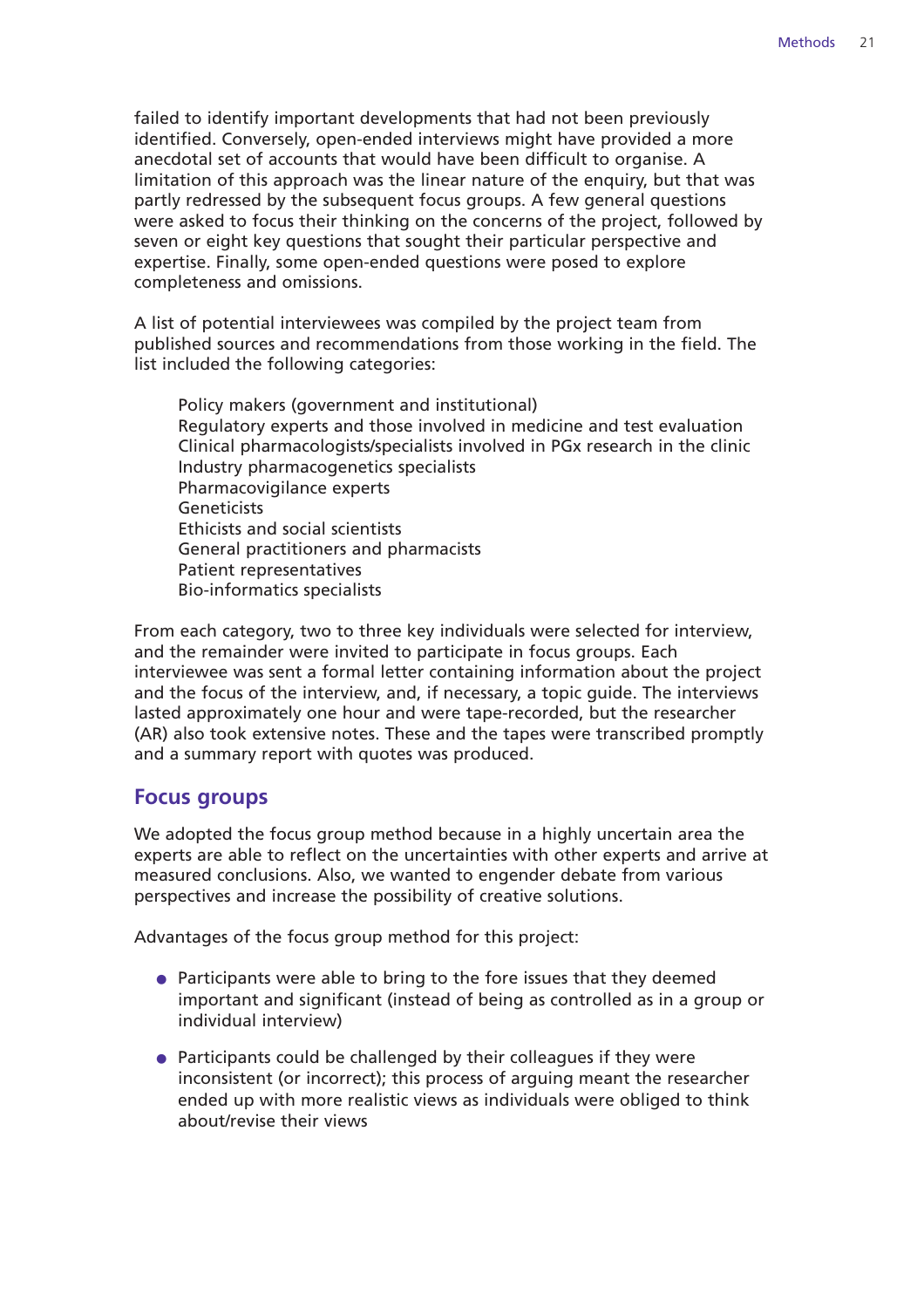failed to identify important developments that had not been previously identified. Conversely, open-ended interviews might have provided a more anecdotal set of accounts that would have been difficult to organise. A limitation of this approach was the linear nature of the enquiry, but that was partly redressed by the subsequent focus groups. A few general questions were asked to focus their thinking on the concerns of the project, followed by seven or eight key questions that sought their particular perspective and expertise. Finally, some open-ended questions were posed to explore completeness and omissions.

A list of potential interviewees was compiled by the project team from published sources and recommendations from those working in the field. The list included the following categories:

Policy makers (government and institutional)  
Regulatory experts and those involved in medicine and test evaluation  
Clinical pharmacologists/specialists involved in PGx research in the clinic  
Industry pharmacogenetics specialists  
Pharmacovigilance experts  
Geneticists  
Ethicists and social scientists  
General practitioners and pharmacists  
Patient representatives  
Bio-informatics specialists

From each category, two to three key individuals were selected for interview, and the remainder were invited to participate in focus groups. Each interviewee was sent a formal letter containing information about the project and the focus of the interview, and, if necessary, a topic guide. The interviews lasted approximately one hour and were tape-recorded, but the researcher (AR) also took extensive notes. These and the tapes were transcribed promptly and a summary report with quotes was produced.

## Focus groups

We adopted the focus group method because in a highly uncertain area the experts are able to reflect on the uncertainties with other experts and arrive at measured conclusions. Also, we wanted to engender debate from various perspectives and increase the possibility of creative solutions.

Advantages of the focus group method for this project:

- Participants were able to bring to the fore issues that they deemed important and significant (instead of being as controlled as in a group or individual interview)
- Participants could be challenged by their colleagues if they were inconsistent (or incorrect); this process of arguing meant the researcher ended up with more realistic views as individuals were obliged to think about/revise their views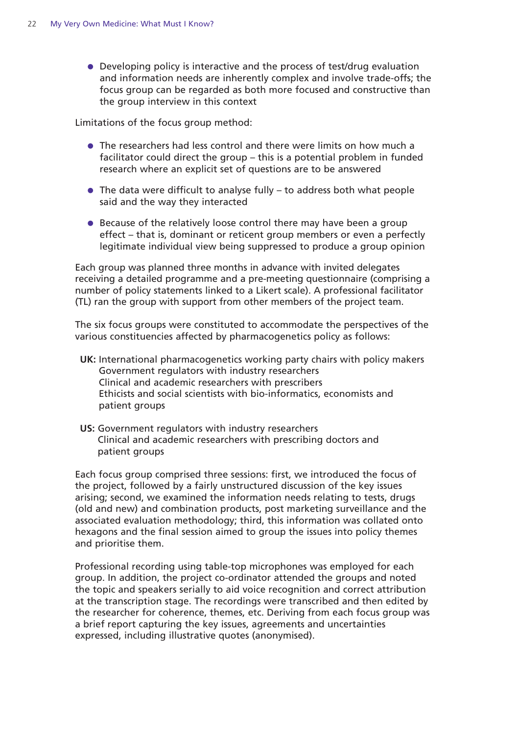- Developing policy is interactive and the process of test/drug evaluation and information needs are inherently complex and involve trade-offs; the focus group can be regarded as both more focused and constructive than the group interview in this context

Limitations of the focus group method:

- The researchers had less control and there were limits on how much a facilitator could direct the group – this is a potential problem in funded research where an explicit set of questions are to be answered
- The data were difficult to analyse fully – to address both what people said and the way they interacted
- Because of the relatively loose control there may have been a group effect – that is, dominant or reticent group members or even a perfectly legitimate individual view being suppressed to produce a group opinion

Each group was planned three months in advance with invited delegates receiving a detailed programme and a pre-meeting questionnaire (comprising a number of policy statements linked to a Likert scale). A professional facilitator (TL) ran the group with support from other members of the project team.

The six focus groups were constituted to accommodate the perspectives of the various constituencies affected by pharmacogenetics policy as follows:

**UK:** International pharmacogenetics working party chairs with policy makers
Government regulators with industry researchers
Clinical and academic researchers with prescribers
Ethicists and social scientists with bio-informatics, economists and patient groups

**US:** Government regulators with industry researchers
Clinical and academic researchers with prescribing doctors and patient groups

Each focus group comprised three sessions: first, we introduced the focus of the project, followed by a fairly unstructured discussion of the key issues arising; second, we examined the information needs relating to tests, drugs (old and new) and combination products, post marketing surveillance and the associated evaluation methodology; third, this information was collated onto hexagons and the final session aimed to group the issues into policy themes and prioritise them.

Professional recording using table-top microphones was employed for each group. In addition, the project co-ordinator attended the groups and noted the topic and speakers serially to aid voice recognition and correct attribution at the transcription stage. The recordings were transcribed and then edited by the researcher for coherence, themes, etc. Deriving from each focus group was a brief report capturing the key issues, agreements and uncertainties expressed, including illustrative quotes (anonymised).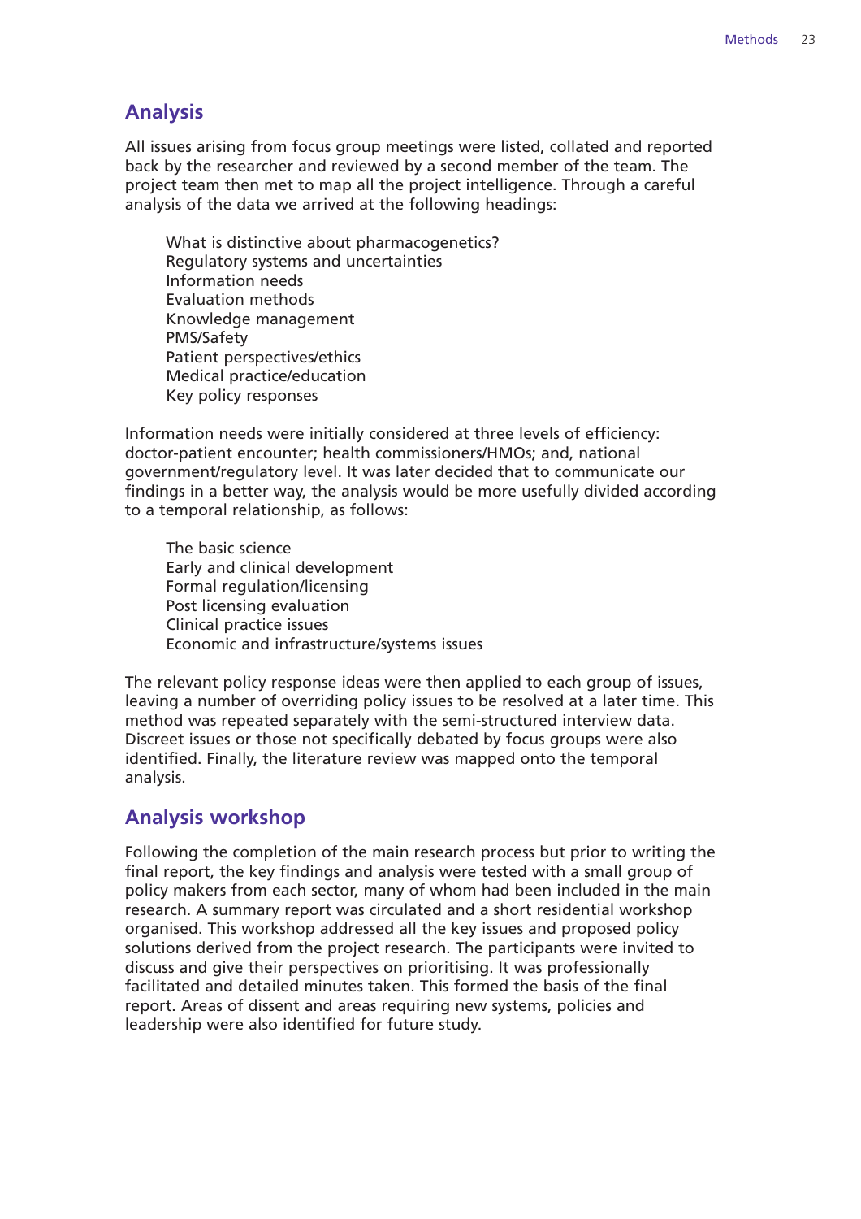## Analysis

All issues arising from focus group meetings were listed, collated and reported back by the researcher and reviewed by a second member of the team. The project team then met to map all the project intelligence. Through a careful analysis of the data we arrived at the following headings:

- What is distinctive about pharmacogenetics?
- Regulatory systems and uncertainties
- Information needs
- Evaluation methods
- Knowledge management
- PMS/Safety
- Patient perspectives/ethics
- Medical practice/education
- Key policy responses

Information needs were initially considered at three levels of efficiency: doctor-patient encounter; health commissioners/HMOs; and, national government/regulatory level. It was later decided that to communicate our findings in a better way, the analysis would be more usefully divided according to a temporal relationship, as follows:

- The basic science
- Early and clinical development
- Formal regulation/licensing
- Post licensing evaluation
- Clinical practice issues
- Economic and infrastructure/systems issues

The relevant policy response ideas were then applied to each group of issues, leaving a number of overriding policy issues to be resolved at a later time. This method was repeated separately with the semi-structured interview data. Discreet issues or those not specifically debated by focus groups were also identified. Finally, the literature review was mapped onto the temporal analysis.

## Analysis workshop

Following the completion of the main research process but prior to writing the final report, the key findings and analysis were tested with a small group of policy makers from each sector, many of whom had been included in the main research. A summary report was circulated and a short residential workshop organised. This workshop addressed all the key issues and proposed policy solutions derived from the project research. The participants were invited to discuss and give their perspectives on prioritising. It was professionally facilitated and detailed minutes taken. This formed the basis of the final report. Areas of dissent and areas requiring new systems, policies and leadership were also identified for future study.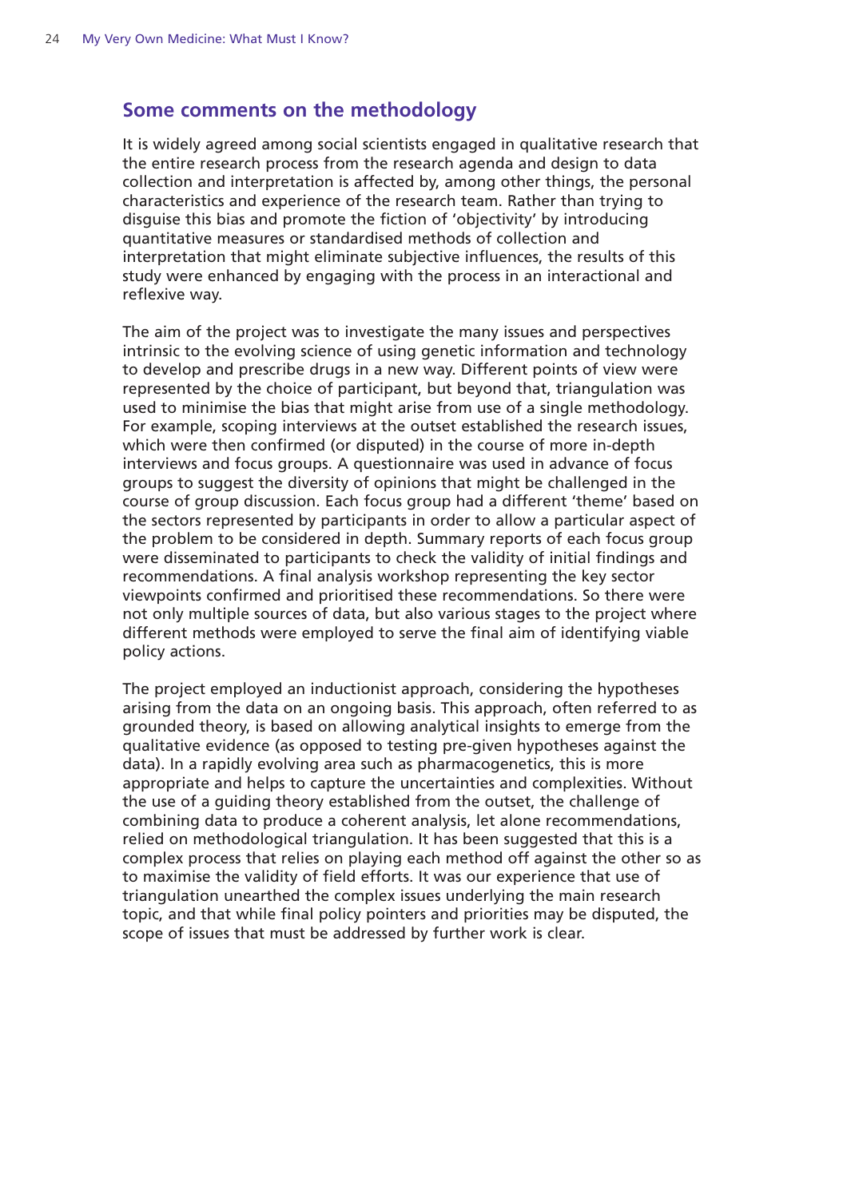## Some comments on the methodology

It is widely agreed among social scientists engaged in qualitative research that the entire research process from the research agenda and design to data collection and interpretation is affected by, among other things, the personal characteristics and experience of the research team. Rather than trying to disguise this bias and promote the fiction of 'objectivity' by introducing quantitative measures or standardised methods of collection and interpretation that might eliminate subjective influences, the results of this study were enhanced by engaging with the process in an interactional and reflexive way.

The aim of the project was to investigate the many issues and perspectives intrinsic to the evolving science of using genetic information and technology to develop and prescribe drugs in a new way. Different points of view were represented by the choice of participant, but beyond that, triangulation was used to minimise the bias that might arise from use of a single methodology. For example, scoping interviews at the outset established the research issues, which were then confirmed (or disputed) in the course of more in-depth interviews and focus groups. A questionnaire was used in advance of focus groups to suggest the diversity of opinions that might be challenged in the course of group discussion. Each focus group had a different 'theme' based on the sectors represented by participants in order to allow a particular aspect of the problem to be considered in depth. Summary reports of each focus group were disseminated to participants to check the validity of initial findings and recommendations. A final analysis workshop representing the key sector viewpoints confirmed and prioritised these recommendations. So there were not only multiple sources of data, but also various stages to the project where different methods were employed to serve the final aim of identifying viable policy actions.

The project employed an inductionist approach, considering the hypotheses arising from the data on an ongoing basis. This approach, often referred to as grounded theory, is based on allowing analytical insights to emerge from the qualitative evidence (as opposed to testing pre-given hypotheses against the data). In a rapidly evolving area such as pharmacogenetics, this is more appropriate and helps to capture the uncertainties and complexities. Without the use of a guiding theory established from the outset, the challenge of combining data to produce a coherent analysis, let alone recommendations, relied on methodological triangulation. It has been suggested that this is a complex process that relies on playing each method off against the other so as to maximise the validity of field efforts. It was our experience that use of triangulation unearthed the complex issues underlying the main research topic, and that while final policy pointers and priorities may be disputed, the scope of issues that must be addressed by further work is clear.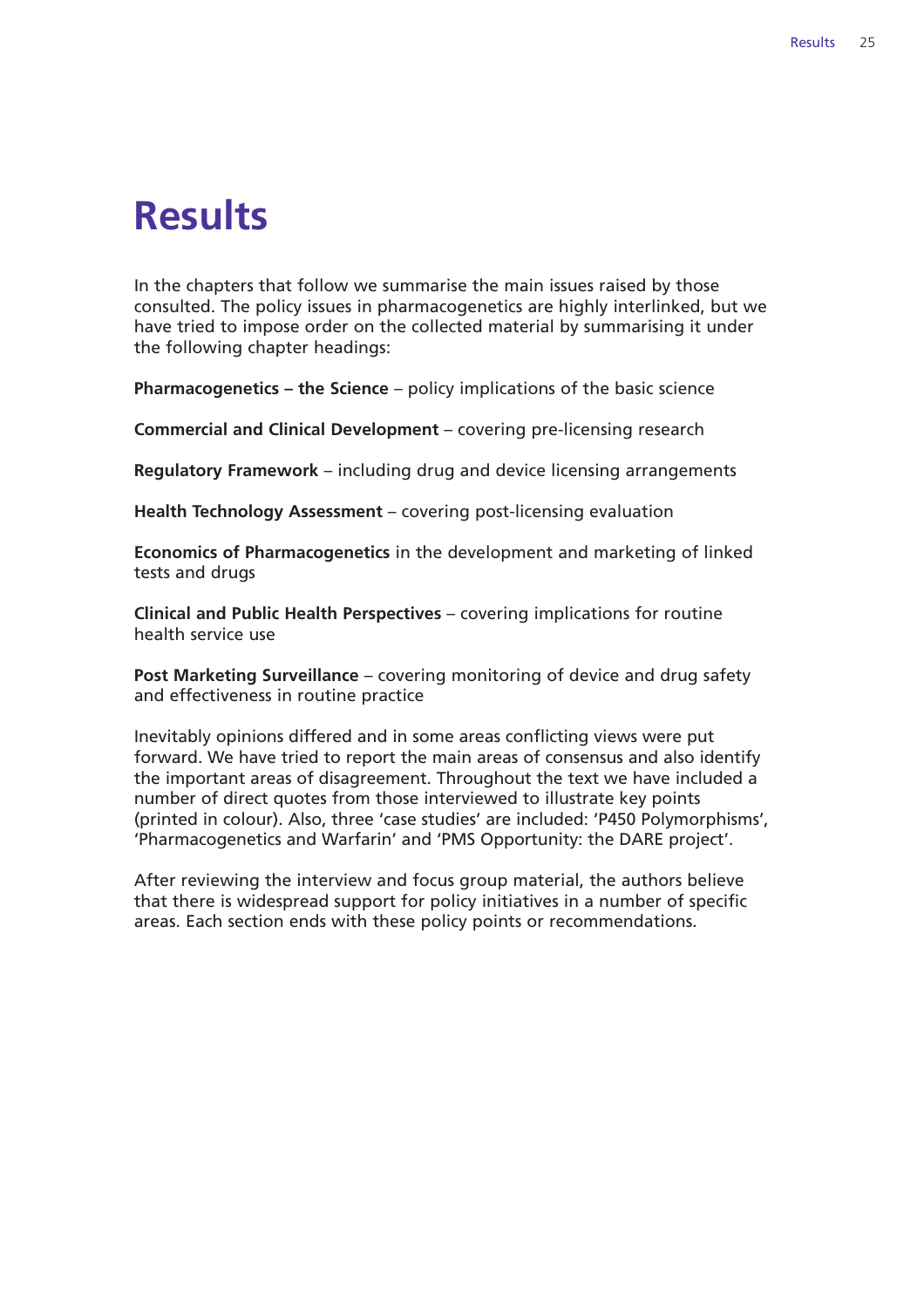# Results

In the chapters that follow we summarise the main issues raised by those consulted. The policy issues in pharmacogenetics are highly interlinked, but we have tried to impose order on the collected material by summarising it under the following chapter headings:

**Pharmacogenetics – the Science** – policy implications of the basic science

**Commercial and Clinical Development** – covering pre-licensing research

**Regulatory Framework** – including drug and device licensing arrangements

**Health Technology Assessment** – covering post-licensing evaluation

**Economics of Pharmacogenetics** in the development and marketing of linked tests and drugs

**Clinical and Public Health Perspectives** – covering implications for routine health service use

**Post Marketing Surveillance** – covering monitoring of device and drug safety and effectiveness in routine practice

Inevitably opinions differed and in some areas conflicting views were put forward. We have tried to report the main areas of consensus and also identify the important areas of disagreement. Throughout the text we have included a number of direct quotes from those interviewed to illustrate key points (printed in colour). Also, three 'case studies' are included: 'P450 Polymorphisms', 'Pharmacogenetics and Warfarin' and 'PMS Opportunity: the DARE project'.

After reviewing the interview and focus group material, the authors believe that there is widespread support for policy initiatives in a number of specific areas. Each section ends with these policy points or recommendations.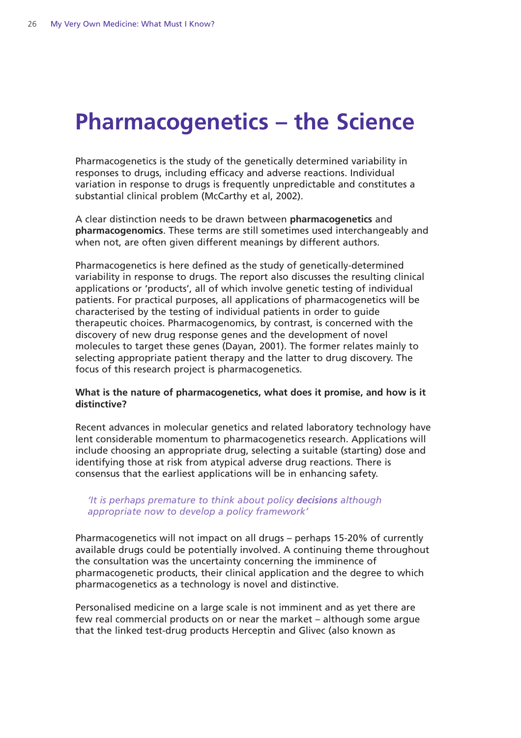# Pharmacogenetics – the Science

Pharmacogenetics is the study of the genetically determined variability in responses to drugs, including efficacy and adverse reactions. Individual variation in response to drugs is frequently unpredictable and constitutes a substantial clinical problem (McCarthy et al, 2002).

A clear distinction needs to be drawn between **pharmacogenetics** and **pharmacogenomics**. These terms are still sometimes used interchangeably and when not, are often given different meanings by different authors.

Pharmacogenetics is here defined as the study of genetically-determined variability in response to drugs. The report also discusses the resulting clinical applications or 'products', all of which involve genetic testing of individual patients. For practical purposes, all applications of pharmacogenetics will be characterised by the testing of individual patients in order to guide therapeutic choices. Pharmacogenomics, by contrast, is concerned with the discovery of new drug response genes and the development of novel molecules to target these genes (Dayan, 2001). The former relates mainly to selecting appropriate patient therapy and the latter to drug discovery. The focus of this research project is pharmacogenetics.

**What is the nature of pharmacogenetics, what does it promise, and how is it distinctive?**

Recent advances in molecular genetics and related laboratory technology have lent considerable momentum to pharmacogenetics research. Applications will include choosing an appropriate drug, selecting a suitable (starting) dose and identifying those at risk from atypical adverse drug reactions. There is consensus that the earliest applications will be in enhancing safety.

> *'It is perhaps premature to think about policy **decisions** although appropriate now to develop a policy framework'*

Pharmacogenetics will not impact on all drugs – perhaps 15-20% of currently available drugs could be potentially involved. A continuing theme throughout the consultation was the uncertainty concerning the imminence of pharmacogenetic products, their clinical application and the degree to which pharmacogenetics as a technology is novel and distinctive.

Personalised medicine on a large scale is not imminent and as yet there are few real commercial products on or near the market – although some argue that the linked test-drug products Herceptin and Glivec (also known as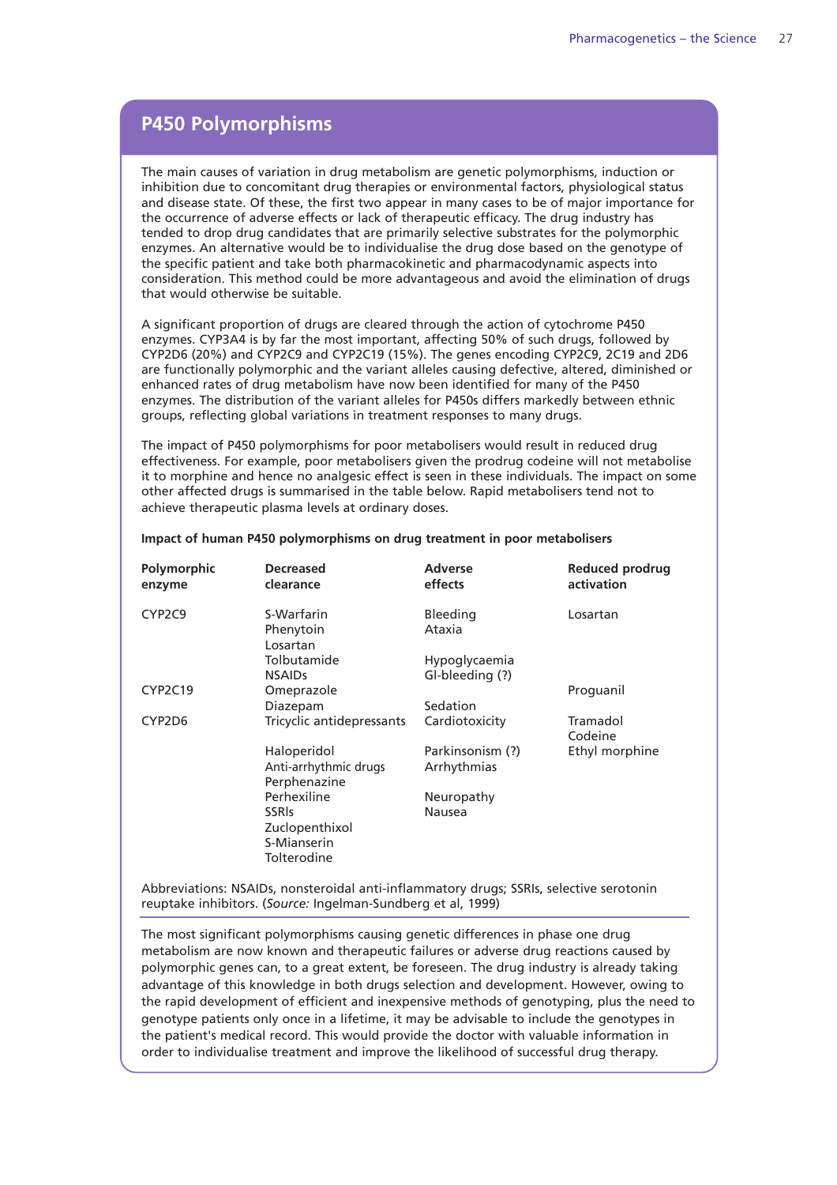## P450 Polymorphisms

The main causes of variation in drug metabolism are genetic polymorphisms, induction or inhibition due to concomitant drug therapies or environmental factors, physiological status and disease state. Of these, the first two appear in many cases to be of major importance for the occurrence of adverse effects or lack of therapeutic efficacy. The drug industry has tended to drop drug candidates that are primarily selective substrates for the polymorphic enzymes. An alternative would be to individualise the drug dose based on the genotype of the specific patient and take both pharmacokinetic and pharmacodynamic aspects into consideration. This method could be more advantageous and avoid the elimination of drugs that would otherwise be suitable.

A significant proportion of drugs are cleared through the action of cytochrome P450 enzymes. CYP3A4 is by far the most important, affecting 50% of such drugs, followed by CYP2D6 (20%) and CYP2C9 and CYP2C19 (15%). The genes encoding CYP2C9, 2C19 and 2D6 are functionally polymorphic and the variant alleles causing defective, altered, diminished or enhanced rates of drug metabolism have now been identified for many of the P450 enzymes. The distribution of the variant alleles for P450s differs markedly between ethnic groups, reflecting global variations in treatment responses to many drugs.

The impact of P450 polymorphisms for poor metabolisers would result in reduced drug effectiveness. For example, poor metabolisers given the prodrug codeine will not metabolise it to morphine and hence no analgesic effect is seen in these individuals. The impact on some other affected drugs is summarised in the table below. Rapid metabolisers tend not to achieve therapeutic plasma levels at ordinary doses.

**Impact of human P450 polymorphisms on drug treatment in poor metabolisers**

| Polymorphic enzyme | Decreased clearance | Adverse effects | Reduced prodrug activation |
|---|---|---|---|
| CYP2C9 | S-Warfarin | Bleeding | Losartan |
| | Phenytoin | Ataxia | |
| | Losartan | | |
| | Tolbutamide | Hypoglycaemia | |
| | NSAIDs | GI-bleeding (?) | |
| CYP2C19 | Omeprazole | | Proguanil |
| | Diazepam | Sedation | |
| CYP2D6 | Tricyclic antidepressants | Cardiotoxicity | Tramadol |
| | | | Codeine |
| | Haloperidol | Parkinsonism (?) | Ethyl morphine |
| | Anti-arrhythmic drugs | Arrhythmias | |
| | Perphenazine | | |
| | Perhexiline | Neuropathy | |
| | SSRIs | Nausea | |
| | Zuclopenthixol | | |
| | S-Mianserin | | |
| | Tolterodine | | |

Abbreviations: NSAIDs, nonsteroidal anti-inflammatory drugs; SSRIs, selective serotonin reuptake inhibitors. (*Source:* Ingelman-Sundberg et al, 1999)

The most significant polymorphisms causing genetic differences in phase one drug metabolism are now known and therapeutic failures or adverse drug reactions caused by polymorphic genes can, to a great extent, be foreseen. The drug industry is already taking advantage of this knowledge in both drugs selection and development. However, owing to the rapid development of efficient and inexpensive methods of genotyping, plus the need to genotype patients only once in a lifetime, it may be advisable to include the genotypes in the patient's medical record. This would provide the doctor with valuable information in order to individualise treatment and improve the likelihood of successful drug therapy.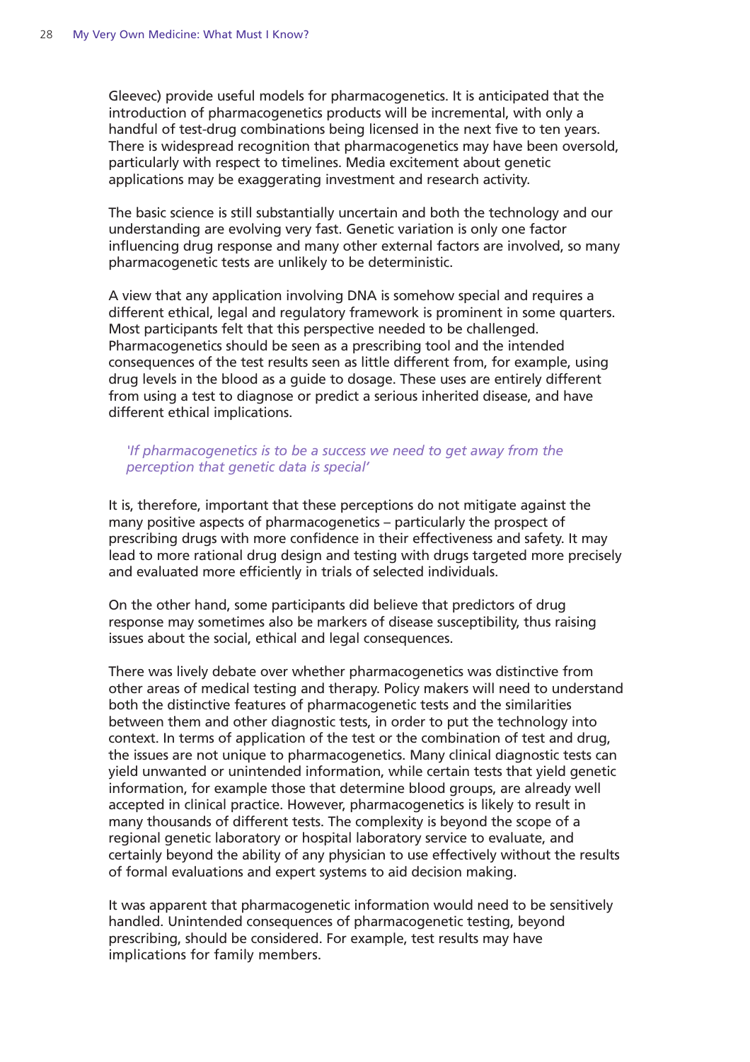Gleevec) provide useful models for pharmacogenetics. It is anticipated that the introduction of pharmacogenetics products will be incremental, with only a handful of test-drug combinations being licensed in the next five to ten years. There is widespread recognition that pharmacogenetics may have been oversold, particularly with respect to timelines. Media excitement about genetic applications may be exaggerating investment and research activity.

The basic science is still substantially uncertain and both the technology and our understanding are evolving very fast. Genetic variation is only one factor influencing drug response and many other external factors are involved, so many pharmacogenetic tests are unlikely to be deterministic.

A view that any application involving DNA is somehow special and requires a different ethical, legal and regulatory framework is prominent in some quarters. Most participants felt that this perspective needed to be challenged. Pharmacogenetics should be seen as a prescribing tool and the intended consequences of the test results seen as little different from, for example, using drug levels in the blood as a guide to dosage. These uses are entirely different from using a test to diagnose or predict a serious inherited disease, and have different ethical implications.

> *'If pharmacogenetics is to be a success we need to get away from the perception that genetic data is special'*

It is, therefore, important that these perceptions do not mitigate against the many positive aspects of pharmacogenetics – particularly the prospect of prescribing drugs with more confidence in their effectiveness and safety. It may lead to more rational drug design and testing with drugs targeted more precisely and evaluated more efficiently in trials of selected individuals.

On the other hand, some participants did believe that predictors of drug response may sometimes also be markers of disease susceptibility, thus raising issues about the social, ethical and legal consequences.

There was lively debate over whether pharmacogenetics was distinctive from other areas of medical testing and therapy. Policy makers will need to understand both the distinctive features of pharmacogenetic tests and the similarities between them and other diagnostic tests, in order to put the technology into context. In terms of application of the test or the combination of test and drug, the issues are not unique to pharmacogenetics. Many clinical diagnostic tests can yield unwanted or unintended information, while certain tests that yield genetic information, for example those that determine blood groups, are already well accepted in clinical practice. However, pharmacogenetics is likely to result in many thousands of different tests. The complexity is beyond the scope of a regional genetic laboratory or hospital laboratory service to evaluate, and certainly beyond the ability of any physician to use effectively without the results of formal evaluations and expert systems to aid decision making.

It was apparent that pharmacogenetic information would need to be sensitively handled. Unintended consequences of pharmacogenetic testing, beyond prescribing, should be considered. For example, test results may have implications for family members.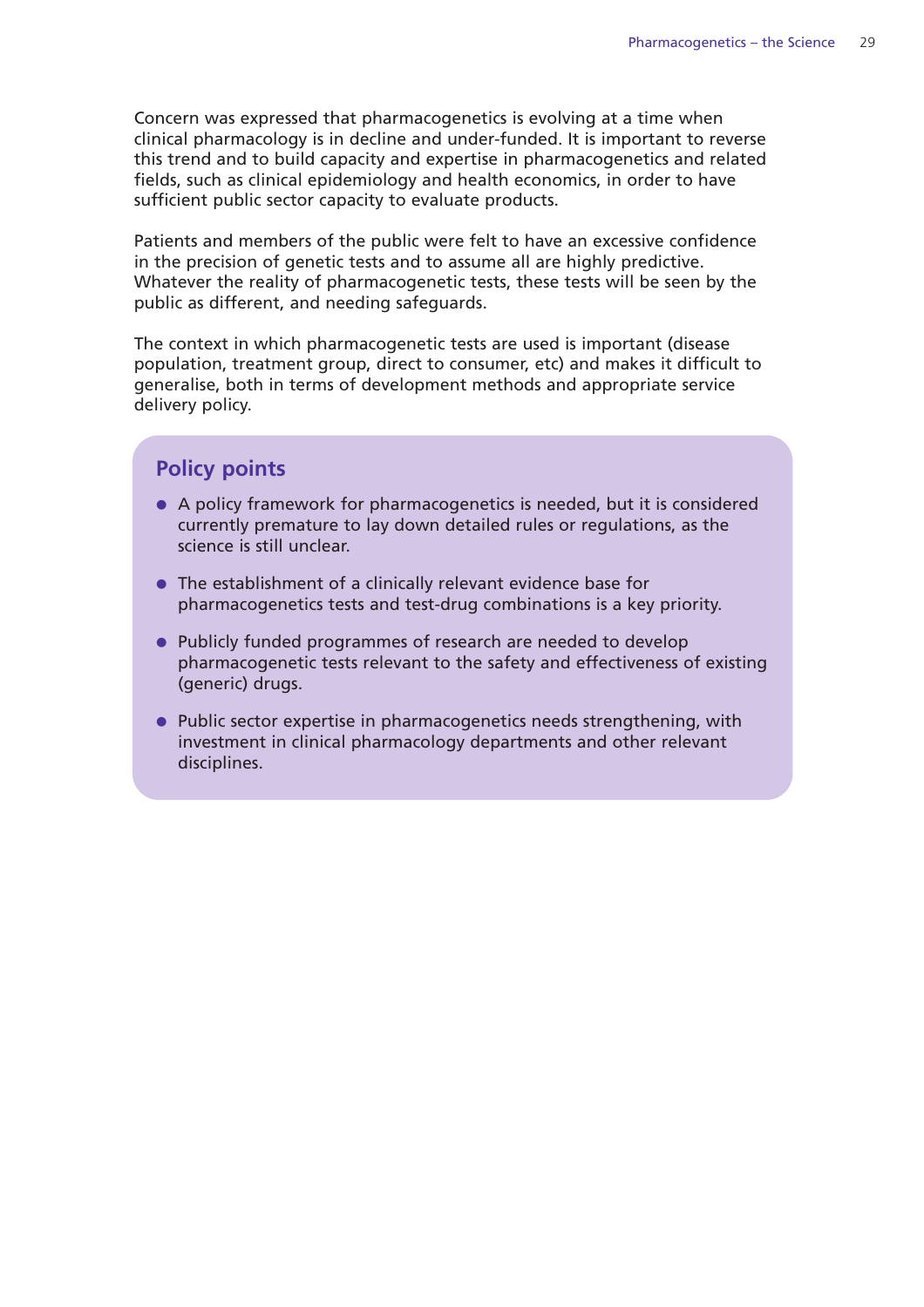Concern was expressed that pharmacogenetics is evolving at a time when clinical pharmacology is in decline and under-funded. It is important to reverse this trend and to build capacity and expertise in pharmacogenetics and related fields, such as clinical epidemiology and health economics, in order to have sufficient public sector capacity to evaluate products.

Patients and members of the public were felt to have an excessive confidence in the precision of genetic tests and to assume all are highly predictive. Whatever the reality of pharmacogenetic tests, these tests will be seen by the public as different, and needing safeguards.

The context in which pharmacogenetic tests are used is important (disease population, treatment group, direct to consumer, etc) and makes it difficult to generalise, both in terms of development methods and appropriate service delivery policy.

## Policy points

- A policy framework for pharmacogenetics is needed, but it is considered currently premature to lay down detailed rules or regulations, as the science is still unclear.
- The establishment of a clinically relevant evidence base for pharmacogenetics tests and test-drug combinations is a key priority.
- Publicly funded programmes of research are needed to develop pharmacogenetic tests relevant to the safety and effectiveness of existing (generic) drugs.
- Public sector expertise in pharmacogenetics needs strengthening, with investment in clinical pharmacology departments and other relevant disciplines.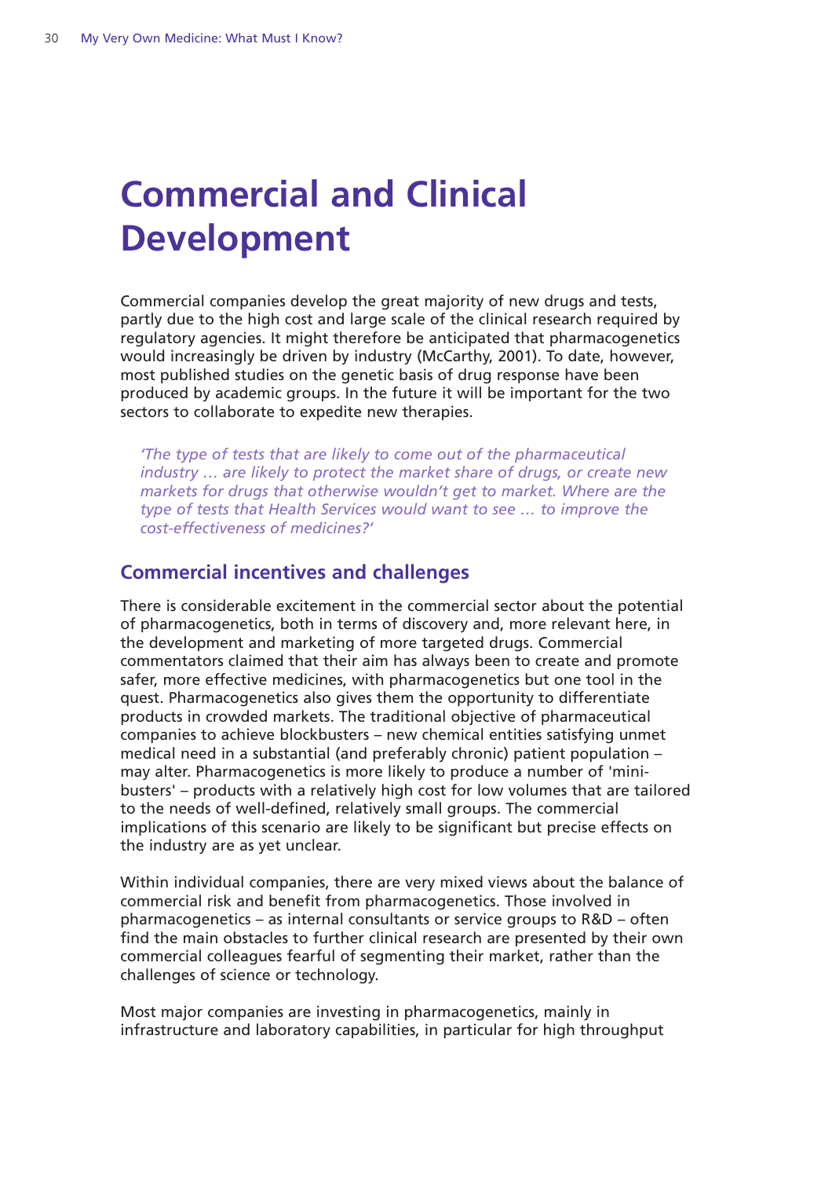# Commercial and Clinical Development

Commercial companies develop the great majority of new drugs and tests, partly due to the high cost and large scale of the clinical research required by regulatory agencies. It might therefore be anticipated that pharmacogenetics would increasingly be driven by industry (McCarthy, 2001). To date, however, most published studies on the genetic basis of drug response have been produced by academic groups. In the future it will be important for the two sectors to collaborate to expedite new therapies.

> *'The type of tests that are likely to come out of the pharmaceutical industry … are likely to protect the market share of drugs, or create new markets for drugs that otherwise wouldn't get to market. Where are the type of tests that Health Services would want to see … to improve the cost-effectiveness of medicines?'*

## Commercial incentives and challenges

There is considerable excitement in the commercial sector about the potential of pharmacogenetics, both in terms of discovery and, more relevant here, in the development and marketing of more targeted drugs. Commercial commentators claimed that their aim has always been to create and promote safer, more effective medicines, with pharmacogenetics but one tool in the quest. Pharmacogenetics also gives them the opportunity to differentiate products in crowded markets. The traditional objective of pharmaceutical companies to achieve blockbusters – new chemical entities satisfying unmet medical need in a substantial (and preferably chronic) patient population – may alter. Pharmacogenetics is more likely to produce a number of 'mini-busters' – products with a relatively high cost for low volumes that are tailored to the needs of well-defined, relatively small groups. The commercial implications of this scenario are likely to be significant but precise effects on the industry are as yet unclear.

Within individual companies, there are very mixed views about the balance of commercial risk and benefit from pharmacogenetics. Those involved in pharmacogenetics – as internal consultants or service groups to R&D – often find the main obstacles to further clinical research are presented by their own commercial colleagues fearful of segmenting their market, rather than the challenges of science or technology.

Most major companies are investing in pharmacogenetics, mainly in infrastructure and laboratory capabilities, in particular for high throughput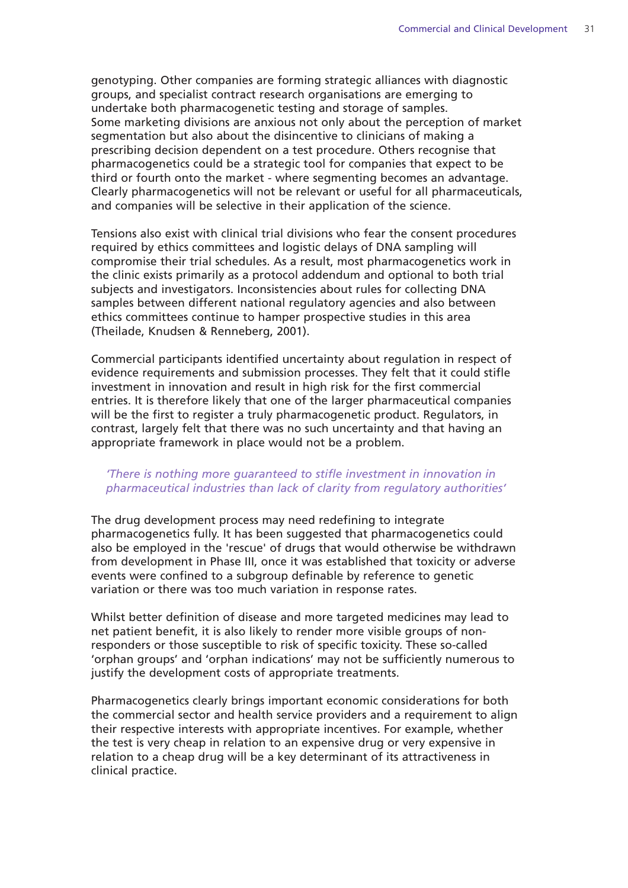genotyping. Other companies are forming strategic alliances with diagnostic groups, and specialist contract research organisations are emerging to undertake both pharmacogenetic testing and storage of samples. Some marketing divisions are anxious not only about the perception of market segmentation but also about the disincentive to clinicians of making a prescribing decision dependent on a test procedure. Others recognise that pharmacogenetics could be a strategic tool for companies that expect to be third or fourth onto the market - where segmenting becomes an advantage. Clearly pharmacogenetics will not be relevant or useful for all pharmaceuticals, and companies will be selective in their application of the science.

Tensions also exist with clinical trial divisions who fear the consent procedures required by ethics committees and logistic delays of DNA sampling will compromise their trial schedules. As a result, most pharmacogenetics work in the clinic exists primarily as a protocol addendum and optional to both trial subjects and investigators. Inconsistencies about rules for collecting DNA samples between different national regulatory agencies and also between ethics committees continue to hamper prospective studies in this area (Theilade, Knudsen & Renneberg, 2001).

Commercial participants identified uncertainty about regulation in respect of evidence requirements and submission processes. They felt that it could stifle investment in innovation and result in high risk for the first commercial entries. It is therefore likely that one of the larger pharmaceutical companies will be the first to register a truly pharmacogenetic product. Regulators, in contrast, largely felt that there was no such uncertainty and that having an appropriate framework in place would not be a problem.

> *'There is nothing more guaranteed to stifle investment in innovation in pharmaceutical industries than lack of clarity from regulatory authorities'*

The drug development process may need redefining to integrate pharmacogenetics fully. It has been suggested that pharmacogenetics could also be employed in the 'rescue' of drugs that would otherwise be withdrawn from development in Phase III, once it was established that toxicity or adverse events were confined to a subgroup definable by reference to genetic variation or there was too much variation in response rates.

Whilst better definition of disease and more targeted medicines may lead to net patient benefit, it is also likely to render more visible groups of non-responders or those susceptible to risk of specific toxicity. These so-called 'orphan groups' and 'orphan indications' may not be sufficiently numerous to justify the development costs of appropriate treatments.

Pharmacogenetics clearly brings important economic considerations for both the commercial sector and health service providers and a requirement to align their respective interests with appropriate incentives. For example, whether the test is very cheap in relation to an expensive drug or very expensive in relation to a cheap drug will be a key determinant of its attractiveness in clinical practice.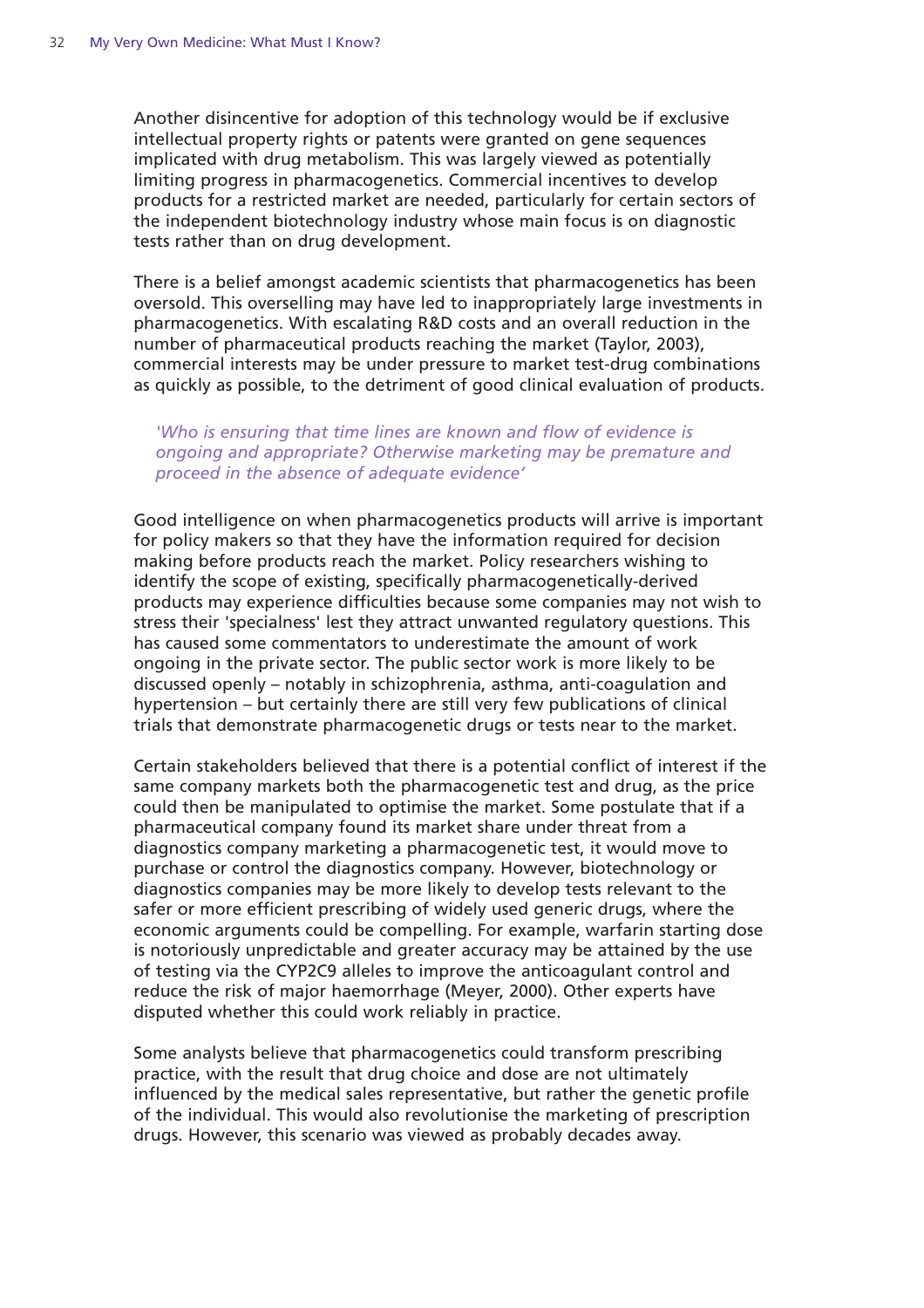Another disincentive for adoption of this technology would be if exclusive intellectual property rights or patents were granted on gene sequences implicated with drug metabolism. This was largely viewed as potentially limiting progress in pharmacogenetics. Commercial incentives to develop products for a restricted market are needed, particularly for certain sectors of the independent biotechnology industry whose main focus is on diagnostic tests rather than on drug development.

There is a belief amongst academic scientists that pharmacogenetics has been oversold. This overselling may have led to inappropriately large investments in pharmacogenetics. With escalating R&D costs and an overall reduction in the number of pharmaceutical products reaching the market (Taylor, 2003), commercial interests may be under pressure to market test-drug combinations as quickly as possible, to the detriment of good clinical evaluation of products.

> *'Who is ensuring that time lines are known and flow of evidence is ongoing and appropriate? Otherwise marketing may be premature and proceed in the absence of adequate evidence'*

Good intelligence on when pharmacogenetics products will arrive is important for policy makers so that they have the information required for decision making before products reach the market. Policy researchers wishing to identify the scope of existing, specifically pharmacogenetically-derived products may experience difficulties because some companies may not wish to stress their 'specialness' lest they attract unwanted regulatory questions. This has caused some commentators to underestimate the amount of work ongoing in the private sector. The public sector work is more likely to be discussed openly – notably in schizophrenia, asthma, anti-coagulation and hypertension – but certainly there are still very few publications of clinical trials that demonstrate pharmacogenetic drugs or tests near to the market.

Certain stakeholders believed that there is a potential conflict of interest if the same company markets both the pharmacogenetic test and drug, as the price could then be manipulated to optimise the market. Some postulate that if a pharmaceutical company found its market share under threat from a diagnostics company marketing a pharmacogenetic test, it would move to purchase or control the diagnostics company. However, biotechnology or diagnostics companies may be more likely to develop tests relevant to the safer or more efficient prescribing of widely used generic drugs, where the economic arguments could be compelling. For example, warfarin starting dose is notoriously unpredictable and greater accuracy may be attained by the use of testing via the CYP2C9 alleles to improve the anticoagulant control and reduce the risk of major haemorrhage (Meyer, 2000). Other experts have disputed whether this could work reliably in practice.

Some analysts believe that pharmacogenetics could transform prescribing practice, with the result that drug choice and dose are not ultimately influenced by the medical sales representative, but rather the genetic profile of the individual. This would also revolutionise the marketing of prescription drugs. However, this scenario was viewed as probably decades away.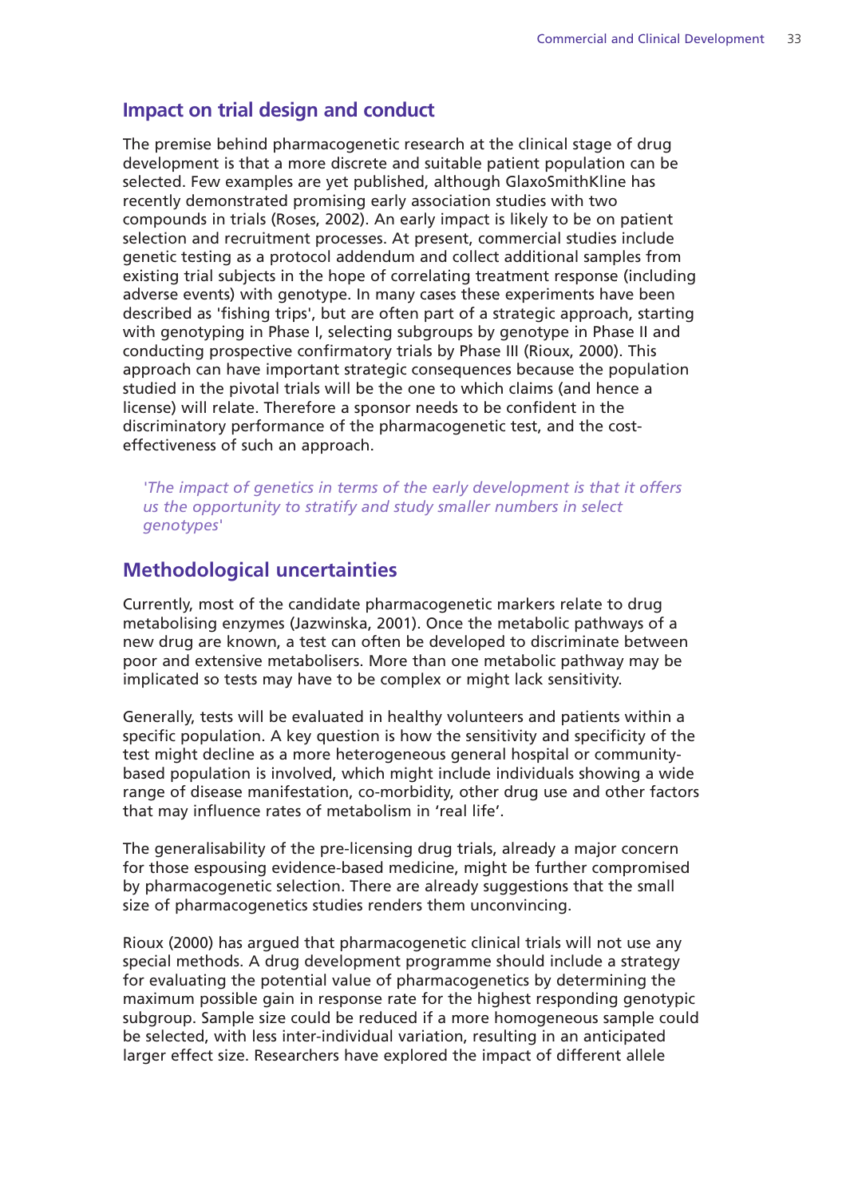## Impact on trial design and conduct

The premise behind pharmacogenetic research at the clinical stage of drug development is that a more discrete and suitable patient population can be selected. Few examples are yet published, although GlaxoSmithKline has recently demonstrated promising early association studies with two compounds in trials (Roses, 2002). An early impact is likely to be on patient selection and recruitment processes. At present, commercial studies include genetic testing as a protocol addendum and collect additional samples from existing trial subjects in the hope of correlating treatment response (including adverse events) with genotype. In many cases these experiments have been described as 'fishing trips', but are often part of a strategic approach, starting with genotyping in Phase I, selecting subgroups by genotype in Phase II and conducting prospective confirmatory trials by Phase III (Rioux, 2000). This approach can have important strategic consequences because the population studied in the pivotal trials will be the one to which claims (and hence a license) will relate. Therefore a sponsor needs to be confident in the discriminatory performance of the pharmacogenetic test, and the cost-effectiveness of such an approach.

> *'The impact of genetics in terms of the early development is that it offers us the opportunity to stratify and study smaller numbers in select genotypes'*

## Methodological uncertainties

Currently, most of the candidate pharmacogenetic markers relate to drug metabolising enzymes (Jazwinska, 2001). Once the metabolic pathways of a new drug are known, a test can often be developed to discriminate between poor and extensive metabolisers. More than one metabolic pathway may be implicated so tests may have to be complex or might lack sensitivity.

Generally, tests will be evaluated in healthy volunteers and patients within a specific population. A key question is how the sensitivity and specificity of the test might decline as a more heterogeneous general hospital or community-based population is involved, which might include individuals showing a wide range of disease manifestation, co-morbidity, other drug use and other factors that may influence rates of metabolism in 'real life'.

The generalisability of the pre-licensing drug trials, already a major concern for those espousing evidence-based medicine, might be further compromised by pharmacogenetic selection. There are already suggestions that the small size of pharmacogenetics studies renders them unconvincing.

Rioux (2000) has argued that pharmacogenetic clinical trials will not use any special methods. A drug development programme should include a strategy for evaluating the potential value of pharmacogenetics by determining the maximum possible gain in response rate for the highest responding genotypic subgroup. Sample size could be reduced if a more homogeneous sample could be selected, with less inter-individual variation, resulting in an anticipated larger effect size. Researchers have explored the impact of different allele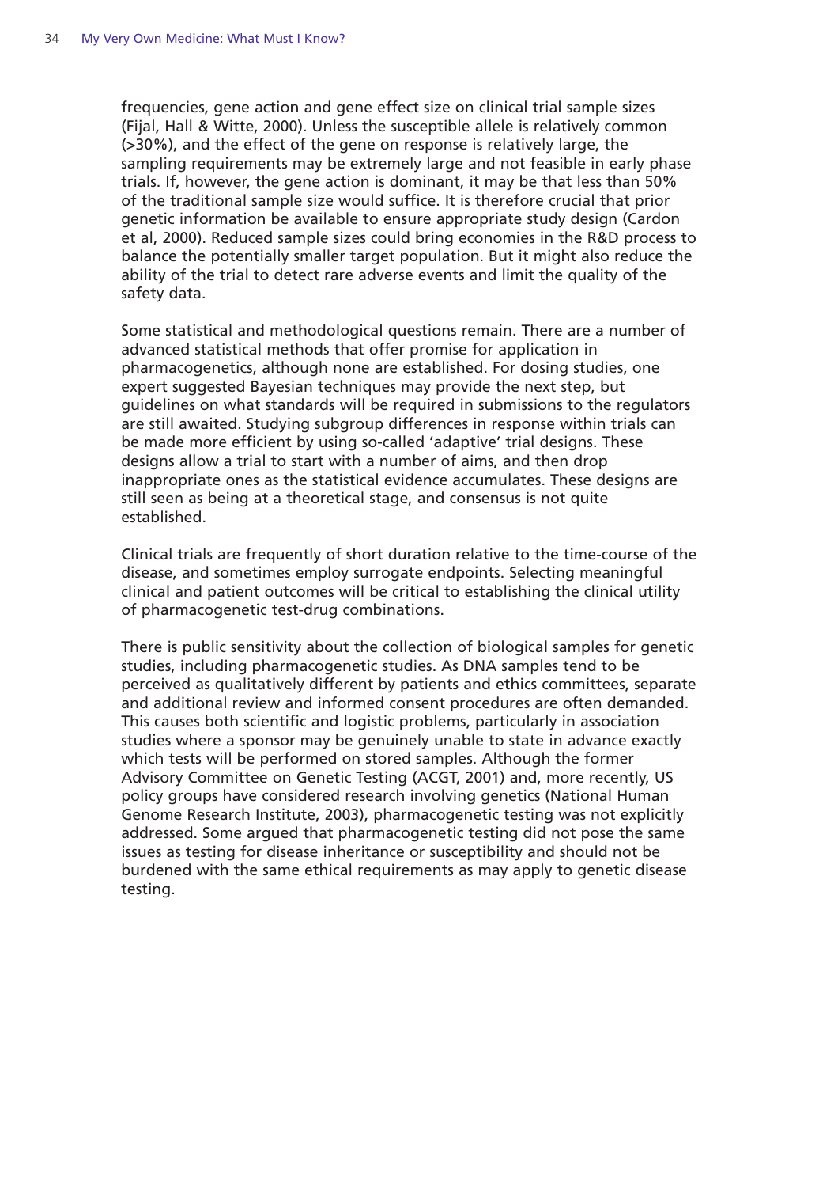frequencies, gene action and gene effect size on clinical trial sample sizes (Fijal, Hall & Witte, 2000). Unless the susceptible allele is relatively common (>30%), and the effect of the gene on response is relatively large, the sampling requirements may be extremely large and not feasible in early phase trials. If, however, the gene action is dominant, it may be that less than 50% of the traditional sample size would suffice. It is therefore crucial that prior genetic information be available to ensure appropriate study design (Cardon et al, 2000). Reduced sample sizes could bring economies in the R&D process to balance the potentially smaller target population. But it might also reduce the ability of the trial to detect rare adverse events and limit the quality of the safety data.

Some statistical and methodological questions remain. There are a number of advanced statistical methods that offer promise for application in pharmacogenetics, although none are established. For dosing studies, one expert suggested Bayesian techniques may provide the next step, but guidelines on what standards will be required in submissions to the regulators are still awaited. Studying subgroup differences in response within trials can be made more efficient by using so-called 'adaptive' trial designs. These designs allow a trial to start with a number of aims, and then drop inappropriate ones as the statistical evidence accumulates. These designs are still seen as being at a theoretical stage, and consensus is not quite established.

Clinical trials are frequently of short duration relative to the time-course of the disease, and sometimes employ surrogate endpoints. Selecting meaningful clinical and patient outcomes will be critical to establishing the clinical utility of pharmacogenetic test-drug combinations.

There is public sensitivity about the collection of biological samples for genetic studies, including pharmacogenetic studies. As DNA samples tend to be perceived as qualitatively different by patients and ethics committees, separate and additional review and informed consent procedures are often demanded. This causes both scientific and logistic problems, particularly in association studies where a sponsor may be genuinely unable to state in advance exactly which tests will be performed on stored samples. Although the former Advisory Committee on Genetic Testing (ACGT, 2001) and, more recently, US policy groups have considered research involving genetics (National Human Genome Research Institute, 2003), pharmacogenetic testing was not explicitly addressed. Some argued that pharmacogenetic testing did not pose the same issues as testing for disease inheritance or susceptibility and should not be burdened with the same ethical requirements as may apply to genetic disease testing.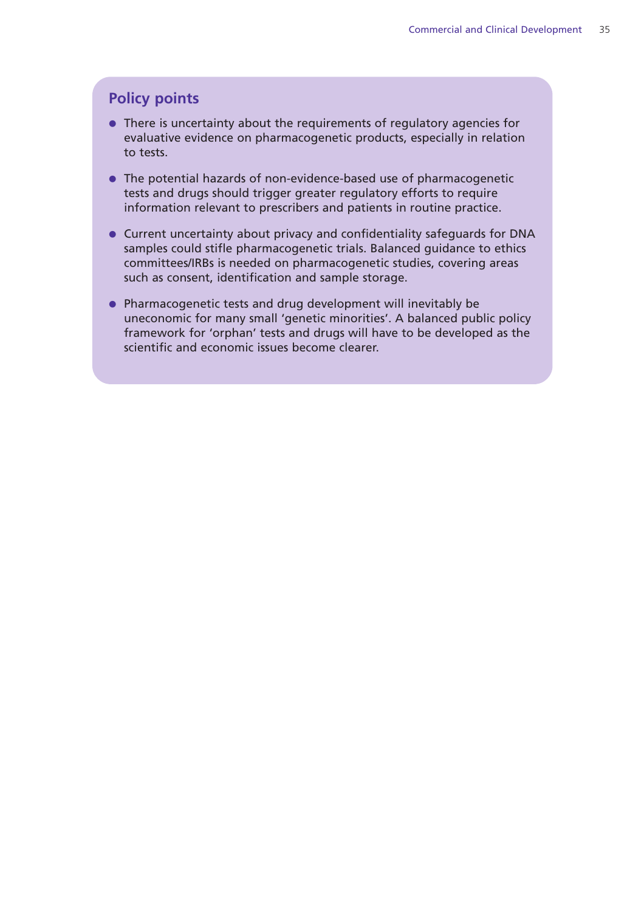## Policy points

- There is uncertainty about the requirements of regulatory agencies for evaluative evidence on pharmacogenetic products, especially in relation to tests.
- The potential hazards of non-evidence-based use of pharmacogenetic tests and drugs should trigger greater regulatory efforts to require information relevant to prescribers and patients in routine practice.
- Current uncertainty about privacy and confidentiality safeguards for DNA samples could stifle pharmacogenetic trials. Balanced guidance to ethics committees/IRBs is needed on pharmacogenetic studies, covering areas such as consent, identification and sample storage.
- Pharmacogenetic tests and drug development will inevitably be uneconomic for many small 'genetic minorities'. A balanced public policy framework for 'orphan' tests and drugs will have to be developed as the scientific and economic issues become clearer.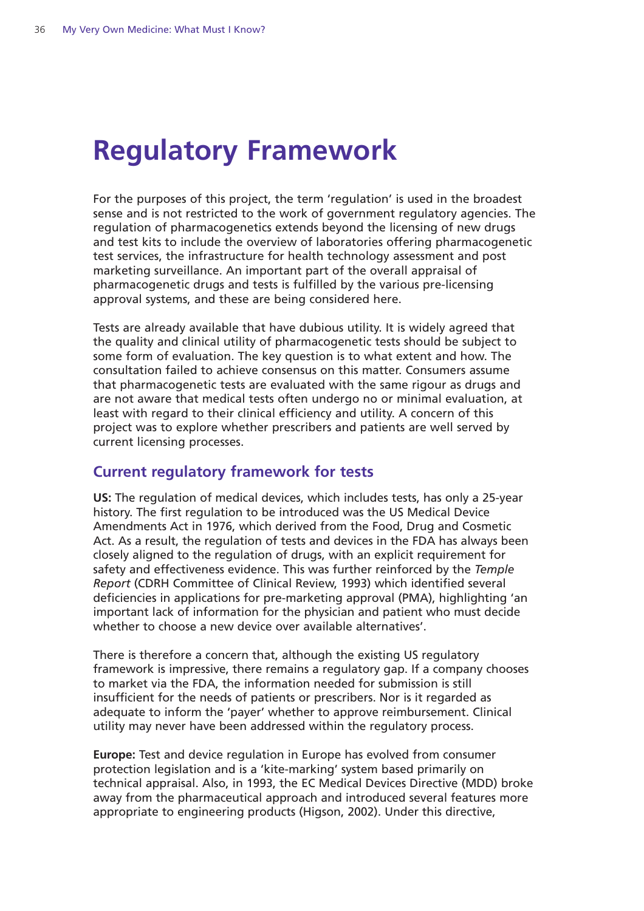# Regulatory Framework

For the purposes of this project, the term 'regulation' is used in the broadest sense and is not restricted to the work of government regulatory agencies. The regulation of pharmacogenetics extends beyond the licensing of new drugs and test kits to include the overview of laboratories offering pharmacogenetic test services, the infrastructure for health technology assessment and post marketing surveillance. An important part of the overall appraisal of pharmacogenetic drugs and tests is fulfilled by the various pre-licensing approval systems, and these are being considered here.

Tests are already available that have dubious utility. It is widely agreed that the quality and clinical utility of pharmacogenetic tests should be subject to some form of evaluation. The key question is to what extent and how. The consultation failed to achieve consensus on this matter. Consumers assume that pharmacogenetic tests are evaluated with the same rigour as drugs and are not aware that medical tests often undergo no or minimal evaluation, at least with regard to their clinical efficiency and utility. A concern of this project was to explore whether prescribers and patients are well served by current licensing processes.

## Current regulatory framework for tests

**US:** The regulation of medical devices, which includes tests, has only a 25-year history. The first regulation to be introduced was the US Medical Device Amendments Act in 1976, which derived from the Food, Drug and Cosmetic Act. As a result, the regulation of tests and devices in the FDA has always been closely aligned to the regulation of drugs, with an explicit requirement for safety and effectiveness evidence. This was further reinforced by the *Temple Report* (CDRH Committee of Clinical Review, 1993) which identified several deficiencies in applications for pre-marketing approval (PMA), highlighting 'an important lack of information for the physician and patient who must decide whether to choose a new device over available alternatives'.

There is therefore a concern that, although the existing US regulatory framework is impressive, there remains a regulatory gap. If a company chooses to market via the FDA, the information needed for submission is still insufficient for the needs of patients or prescribers. Nor is it regarded as adequate to inform the 'payer' whether to approve reimbursement. Clinical utility may never have been addressed within the regulatory process.

**Europe:** Test and device regulation in Europe has evolved from consumer protection legislation and is a 'kite-marking' system based primarily on technical appraisal. Also, in 1993, the EC Medical Devices Directive (MDD) broke away from the pharmaceutical approach and introduced several features more appropriate to engineering products (Higson, 2002). Under this directive,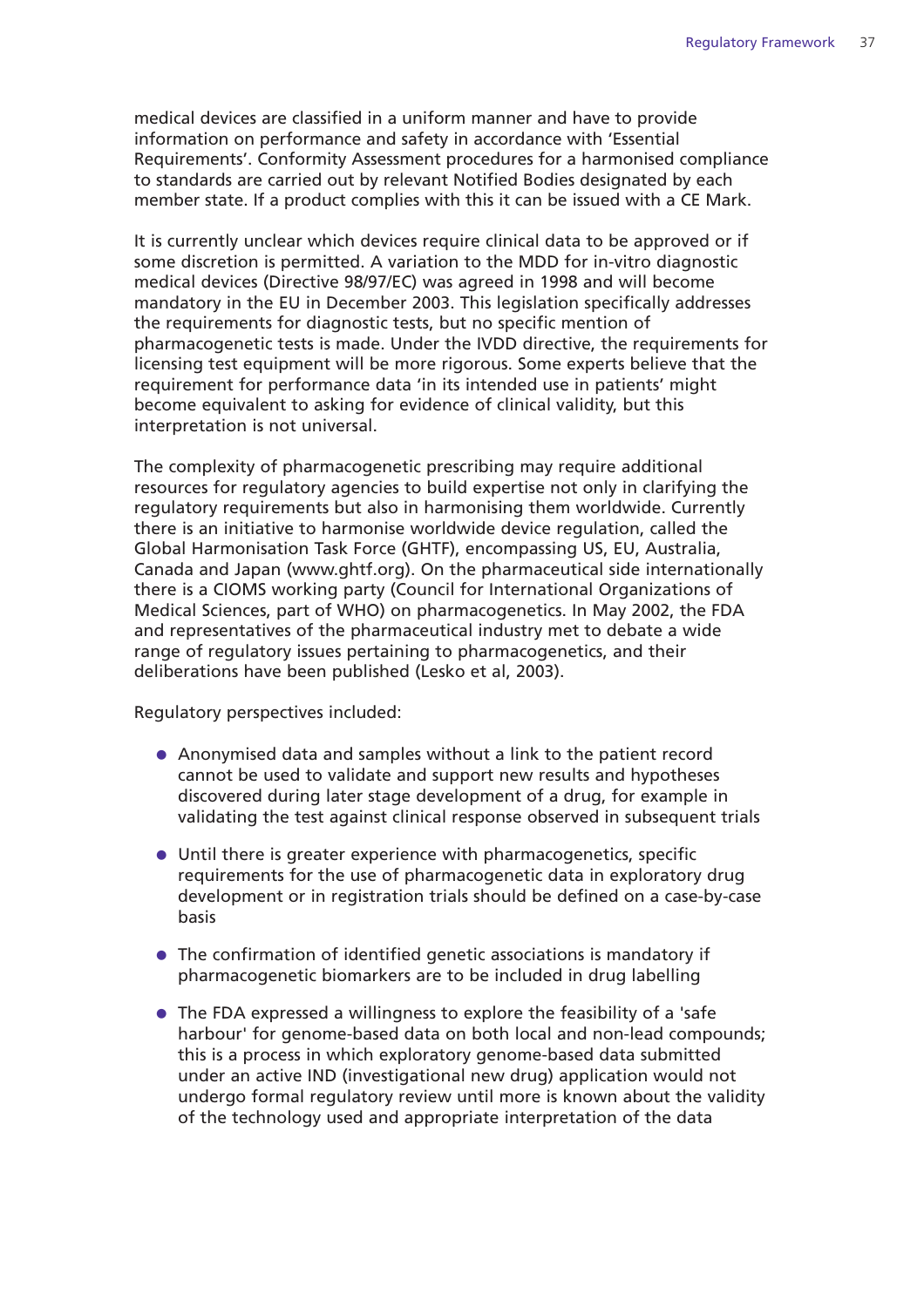medical devices are classified in a uniform manner and have to provide information on performance and safety in accordance with 'Essential Requirements'. Conformity Assessment procedures for a harmonised compliance to standards are carried out by relevant Notified Bodies designated by each member state. If a product complies with this it can be issued with a CE Mark.

It is currently unclear which devices require clinical data to be approved or if some discretion is permitted. A variation to the MDD for in-vitro diagnostic medical devices (Directive 98/97/EC) was agreed in 1998 and will become mandatory in the EU in December 2003. This legislation specifically addresses the requirements for diagnostic tests, but no specific mention of pharmacogenetic tests is made. Under the IVDD directive, the requirements for licensing test equipment will be more rigorous. Some experts believe that the requirement for performance data 'in its intended use in patients' might become equivalent to asking for evidence of clinical validity, but this interpretation is not universal.

The complexity of pharmacogenetic prescribing may require additional resources for regulatory agencies to build expertise not only in clarifying the regulatory requirements but also in harmonising them worldwide. Currently there is an initiative to harmonise worldwide device regulation, called the Global Harmonisation Task Force (GHTF), encompassing US, EU, Australia, Canada and Japan (www.ghtf.org). On the pharmaceutical side internationally there is a CIOMS working party (Council for International Organizations of Medical Sciences, part of WHO) on pharmacogenetics. In May 2002, the FDA and representatives of the pharmaceutical industry met to debate a wide range of regulatory issues pertaining to pharmacogenetics, and their deliberations have been published (Lesko et al, 2003).

Regulatory perspectives included:

- Anonymised data and samples without a link to the patient record cannot be used to validate and support new results and hypotheses discovered during later stage development of a drug, for example in validating the test against clinical response observed in subsequent trials
- Until there is greater experience with pharmacogenetics, specific requirements for the use of pharmacogenetic data in exploratory drug development or in registration trials should be defined on a case-by-case basis
- The confirmation of identified genetic associations is mandatory if pharmacogenetic biomarkers are to be included in drug labelling
- The FDA expressed a willingness to explore the feasibility of a 'safe harbour' for genome-based data on both local and non-lead compounds; this is a process in which exploratory genome-based data submitted under an active IND (investigational new drug) application would not undergo formal regulatory review until more is known about the validity of the technology used and appropriate interpretation of the data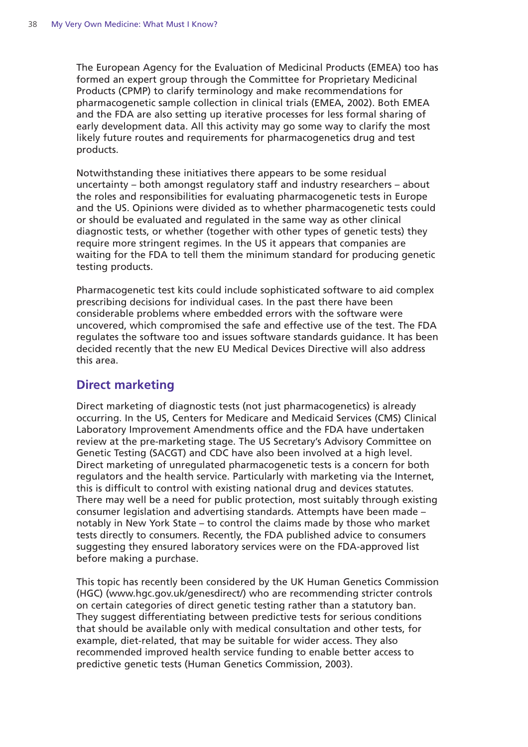The European Agency for the Evaluation of Medicinal Products (EMEA) too has formed an expert group through the Committee for Proprietary Medicinal Products (CPMP) to clarify terminology and make recommendations for pharmacogenetic sample collection in clinical trials (EMEA, 2002). Both EMEA and the FDA are also setting up iterative processes for less formal sharing of early development data. All this activity may go some way to clarify the most likely future routes and requirements for pharmacogenetics drug and test products.

Notwithstanding these initiatives there appears to be some residual uncertainty – both amongst regulatory staff and industry researchers – about the roles and responsibilities for evaluating pharmacogenetic tests in Europe and the US. Opinions were divided as to whether pharmacogenetic tests could or should be evaluated and regulated in the same way as other clinical diagnostic tests, or whether (together with other types of genetic tests) they require more stringent regimes. In the US it appears that companies are waiting for the FDA to tell them the minimum standard for producing genetic testing products.

Pharmacogenetic test kits could include sophisticated software to aid complex prescribing decisions for individual cases. In the past there have been considerable problems where embedded errors with the software were uncovered, which compromised the safe and effective use of the test. The FDA regulates the software too and issues software standards guidance. It has been decided recently that the new EU Medical Devices Directive will also address this area.

## Direct marketing

Direct marketing of diagnostic tests (not just pharmacogenetics) is already occurring. In the US, Centers for Medicare and Medicaid Services (CMS) Clinical Laboratory Improvement Amendments office and the FDA have undertaken review at the pre-marketing stage. The US Secretary's Advisory Committee on Genetic Testing (SACGT) and CDC have also been involved at a high level. Direct marketing of unregulated pharmacogenetic tests is a concern for both regulators and the health service. Particularly with marketing via the Internet, this is difficult to control with existing national drug and devices statutes. There may well be a need for public protection, most suitably through existing consumer legislation and advertising standards. Attempts have been made – notably in New York State – to control the claims made by those who market tests directly to consumers. Recently, the FDA published advice to consumers suggesting they ensured laboratory services were on the FDA-approved list before making a purchase.

This topic has recently been considered by the UK Human Genetics Commission (HGC) (www.hgc.gov.uk/genesdirect/) who are recommending stricter controls on certain categories of direct genetic testing rather than a statutory ban. They suggest differentiating between predictive tests for serious conditions that should be available only with medical consultation and other tests, for example, diet-related, that may be suitable for wider access. They also recommended improved health service funding to enable better access to predictive genetic tests (Human Genetics Commission, 2003).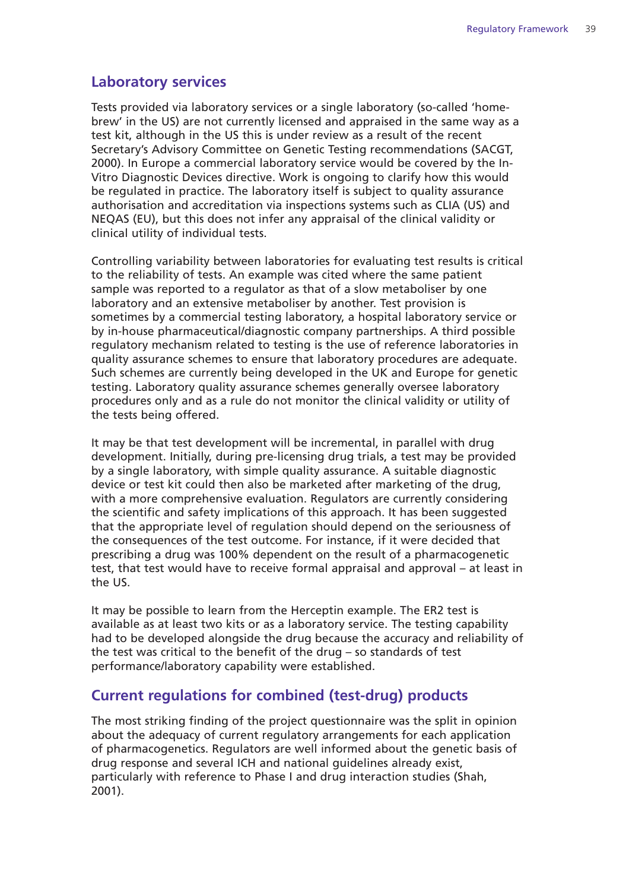## Laboratory services

Tests provided via laboratory services or a single laboratory (so-called 'home-brew' in the US) are not currently licensed and appraised in the same way as a test kit, although in the US this is under review as a result of the recent Secretary's Advisory Committee on Genetic Testing recommendations (SACGT, 2000). In Europe a commercial laboratory service would be covered by the In-Vitro Diagnostic Devices directive. Work is ongoing to clarify how this would be regulated in practice. The laboratory itself is subject to quality assurance authorisation and accreditation via inspections systems such as CLIA (US) and NEQAS (EU), but this does not infer any appraisal of the clinical validity or clinical utility of individual tests.

Controlling variability between laboratories for evaluating test results is critical to the reliability of tests. An example was cited where the same patient sample was reported to a regulator as that of a slow metaboliser by one laboratory and an extensive metaboliser by another. Test provision is sometimes by a commercial testing laboratory, a hospital laboratory service or by in-house pharmaceutical/diagnostic company partnerships. A third possible regulatory mechanism related to testing is the use of reference laboratories in quality assurance schemes to ensure that laboratory procedures are adequate. Such schemes are currently being developed in the UK and Europe for genetic testing. Laboratory quality assurance schemes generally oversee laboratory procedures only and as a rule do not monitor the clinical validity or utility of the tests being offered.

It may be that test development will be incremental, in parallel with drug development. Initially, during pre-licensing drug trials, a test may be provided by a single laboratory, with simple quality assurance. A suitable diagnostic device or test kit could then also be marketed after marketing of the drug, with a more comprehensive evaluation. Regulators are currently considering the scientific and safety implications of this approach. It has been suggested that the appropriate level of regulation should depend on the seriousness of the consequences of the test outcome. For instance, if it were decided that prescribing a drug was 100% dependent on the result of a pharmacogenetic test, that test would have to receive formal appraisal and approval – at least in the US.

It may be possible to learn from the Herceptin example. The ER2 test is available as at least two kits or as a laboratory service. The testing capability had to be developed alongside the drug because the accuracy and reliability of the test was critical to the benefit of the drug – so standards of test performance/laboratory capability were established.

## Current regulations for combined (test-drug) products

The most striking finding of the project questionnaire was the split in opinion about the adequacy of current regulatory arrangements for each application of pharmacogenetics. Regulators are well informed about the genetic basis of drug response and several ICH and national guidelines already exist, particularly with reference to Phase I and drug interaction studies (Shah, 2001).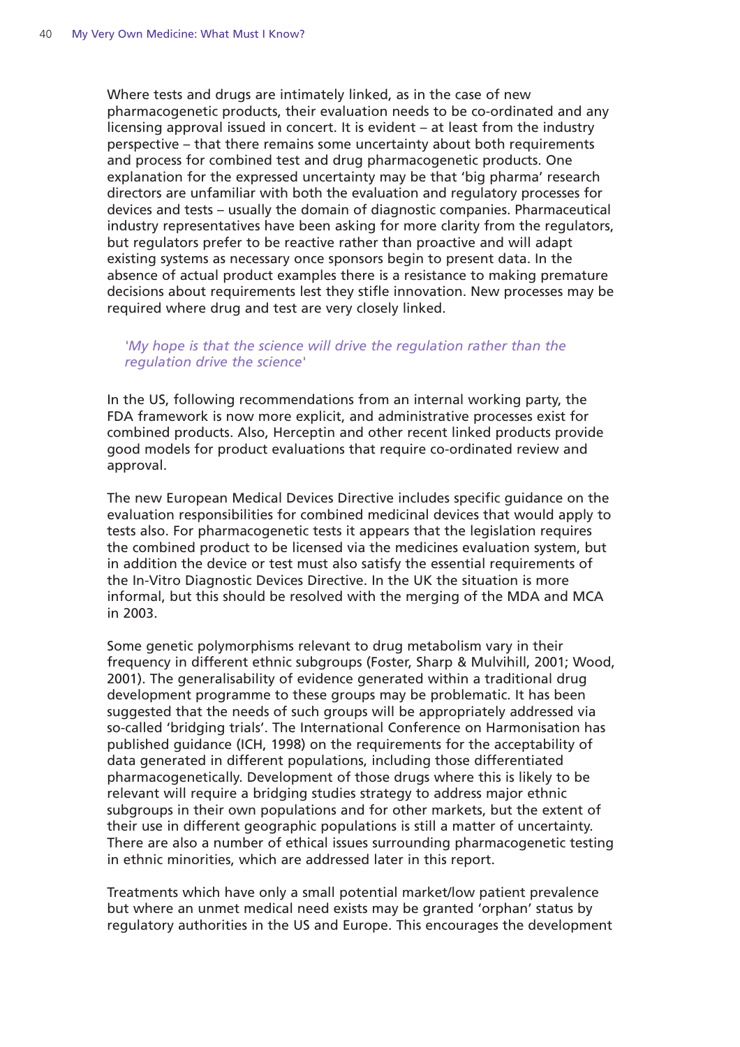Where tests and drugs are intimately linked, as in the case of new pharmacogenetic products, their evaluation needs to be co-ordinated and any licensing approval issued in concert. It is evident – at least from the industry perspective – that there remains some uncertainty about both requirements and process for combined test and drug pharmacogenetic products. One explanation for the expressed uncertainty may be that 'big pharma' research directors are unfamiliar with both the evaluation and regulatory processes for devices and tests – usually the domain of diagnostic companies. Pharmaceutical industry representatives have been asking for more clarity from the regulators, but regulators prefer to be reactive rather than proactive and will adapt existing systems as necessary once sponsors begin to present data. In the absence of actual product examples there is a resistance to making premature decisions about requirements lest they stifle innovation. New processes may be required where drug and test are very closely linked.

> *'My hope is that the science will drive the regulation rather than the regulation drive the science'*

In the US, following recommendations from an internal working party, the FDA framework is now more explicit, and administrative processes exist for combined products. Also, Herceptin and other recent linked products provide good models for product evaluations that require co-ordinated review and approval.

The new European Medical Devices Directive includes specific guidance on the evaluation responsibilities for combined medicinal devices that would apply to tests also. For pharmacogenetic tests it appears that the legislation requires the combined product to be licensed via the medicines evaluation system, but in addition the device or test must also satisfy the essential requirements of the In-Vitro Diagnostic Devices Directive. In the UK the situation is more informal, but this should be resolved with the merging of the MDA and MCA in 2003.

Some genetic polymorphisms relevant to drug metabolism vary in their frequency in different ethnic subgroups (Foster, Sharp & Mulvihill, 2001; Wood, 2001). The generalisability of evidence generated within a traditional drug development programme to these groups may be problematic. It has been suggested that the needs of such groups will be appropriately addressed via so-called 'bridging trials'. The International Conference on Harmonisation has published guidance (ICH, 1998) on the requirements for the acceptability of data generated in different populations, including those differentiated pharmacogenetically. Development of those drugs where this is likely to be relevant will require a bridging studies strategy to address major ethnic subgroups in their own populations and for other markets, but the extent of their use in different geographic populations is still a matter of uncertainty. There are also a number of ethical issues surrounding pharmacogenetic testing in ethnic minorities, which are addressed later in this report.

Treatments which have only a small potential market/low patient prevalence but where an unmet medical need exists may be granted 'orphan' status by regulatory authorities in the US and Europe. This encourages the development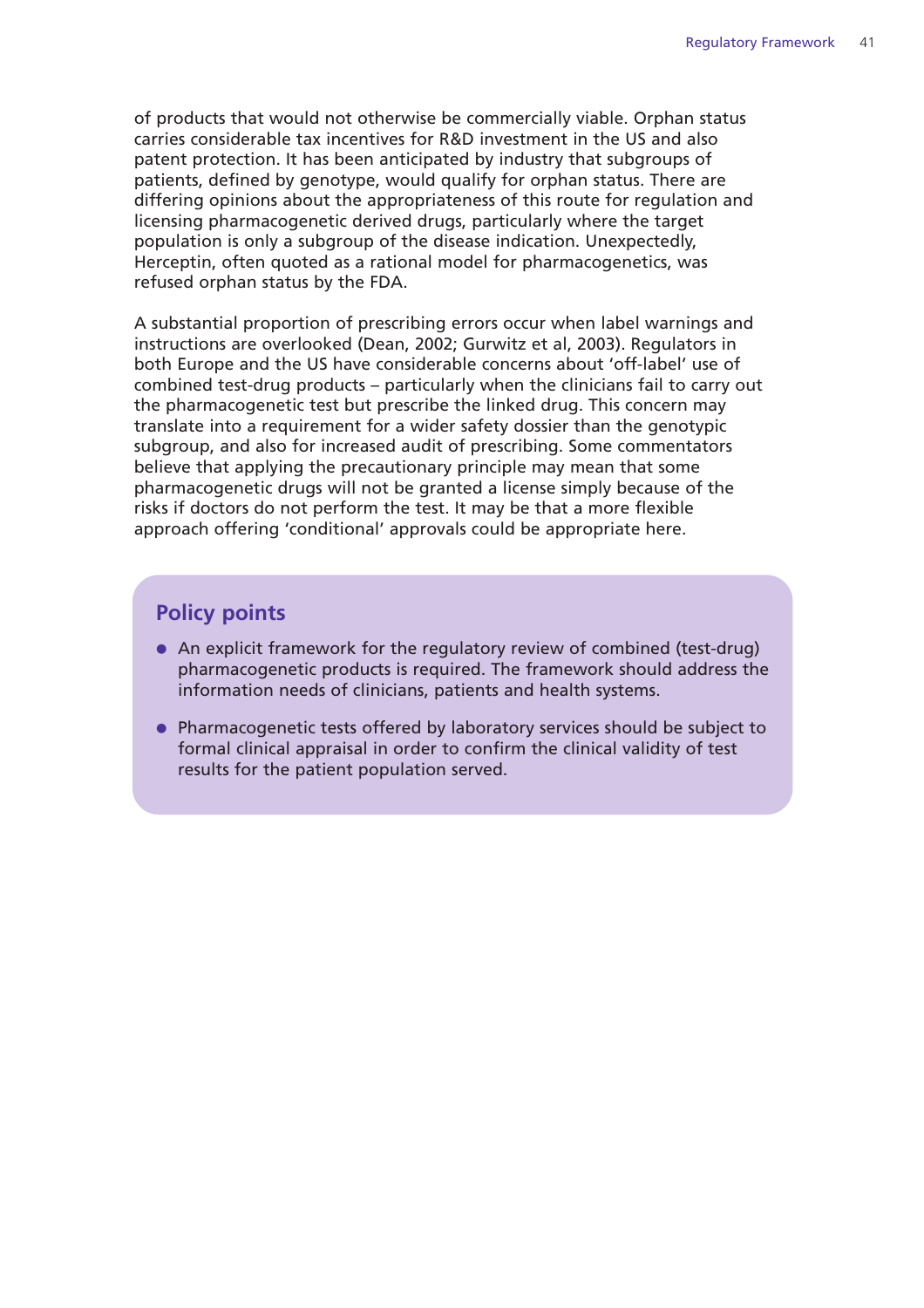of products that would not otherwise be commercially viable. Orphan status carries considerable tax incentives for R&D investment in the US and also patent protection. It has been anticipated by industry that subgroups of patients, defined by genotype, would qualify for orphan status. There are differing opinions about the appropriateness of this route for regulation and licensing pharmacogenetic derived drugs, particularly where the target population is only a subgroup of the disease indication. Unexpectedly, Herceptin, often quoted as a rational model for pharmacogenetics, was refused orphan status by the FDA.

A substantial proportion of prescribing errors occur when label warnings and instructions are overlooked (Dean, 2002; Gurwitz et al, 2003). Regulators in both Europe and the US have considerable concerns about 'off-label' use of combined test-drug products – particularly when the clinicians fail to carry out the pharmacogenetic test but prescribe the linked drug. This concern may translate into a requirement for a wider safety dossier than the genotypic subgroup, and also for increased audit of prescribing. Some commentators believe that applying the precautionary principle may mean that some pharmacogenetic drugs will not be granted a license simply because of the risks if doctors do not perform the test. It may be that a more flexible approach offering 'conditional' approvals could be appropriate here.

## Policy points

- An explicit framework for the regulatory review of combined (test-drug) pharmacogenetic products is required. The framework should address the information needs of clinicians, patients and health systems.
- Pharmacogenetic tests offered by laboratory services should be subject to formal clinical appraisal in order to confirm the clinical validity of test results for the patient population served.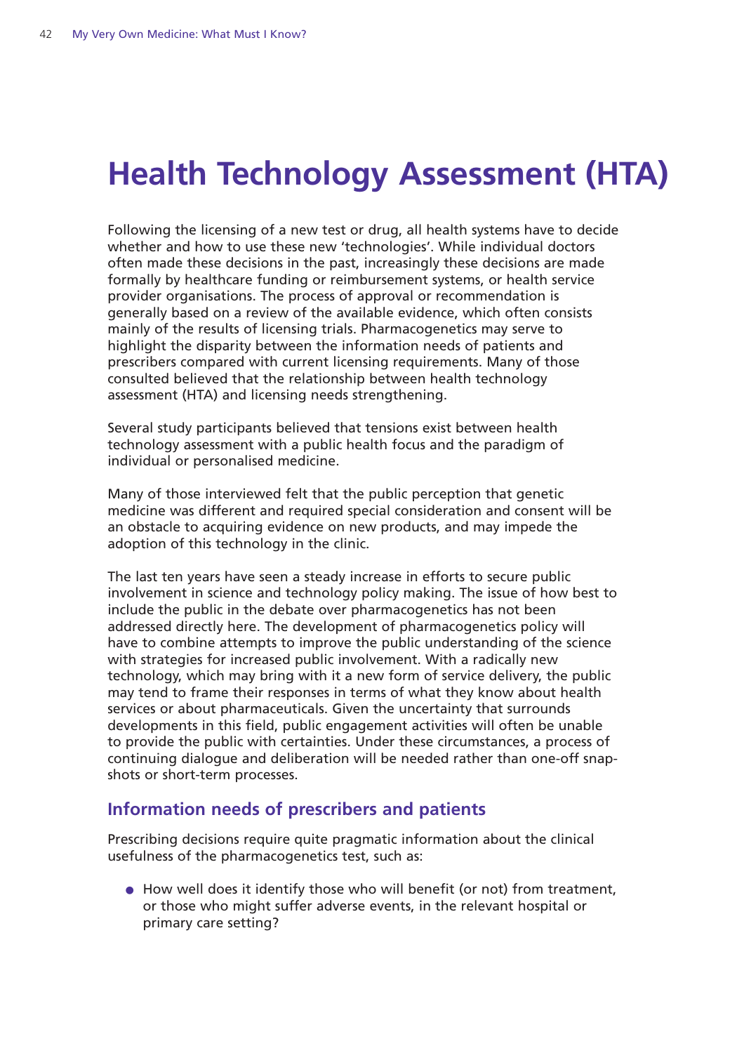# Health Technology Assessment (HTA)

Following the licensing of a new test or drug, all health systems have to decide whether and how to use these new 'technologies'. While individual doctors often made these decisions in the past, increasingly these decisions are made formally by healthcare funding or reimbursement systems, or health service provider organisations. The process of approval or recommendation is generally based on a review of the available evidence, which often consists mainly of the results of licensing trials. Pharmacogenetics may serve to highlight the disparity between the information needs of patients and prescribers compared with current licensing requirements. Many of those consulted believed that the relationship between health technology assessment (HTA) and licensing needs strengthening.

Several study participants believed that tensions exist between health technology assessment with a public health focus and the paradigm of individual or personalised medicine.

Many of those interviewed felt that the public perception that genetic medicine was different and required special consideration and consent will be an obstacle to acquiring evidence on new products, and may impede the adoption of this technology in the clinic.

The last ten years have seen a steady increase in efforts to secure public involvement in science and technology policy making. The issue of how best to include the public in the debate over pharmacogenetics has not been addressed directly here. The development of pharmacogenetics policy will have to combine attempts to improve the public understanding of the science with strategies for increased public involvement. With a radically new technology, which may bring with it a new form of service delivery, the public may tend to frame their responses in terms of what they know about health services or about pharmaceuticals. Given the uncertainty that surrounds developments in this field, public engagement activities will often be unable to provide the public with certainties. Under these circumstances, a process of continuing dialogue and deliberation will be needed rather than one-off snap-shots or short-term processes.

## Information needs of prescribers and patients

Prescribing decisions require quite pragmatic information about the clinical usefulness of the pharmacogenetics test, such as:

- How well does it identify those who will benefit (or not) from treatment, or those who might suffer adverse events, in the relevant hospital or primary care setting?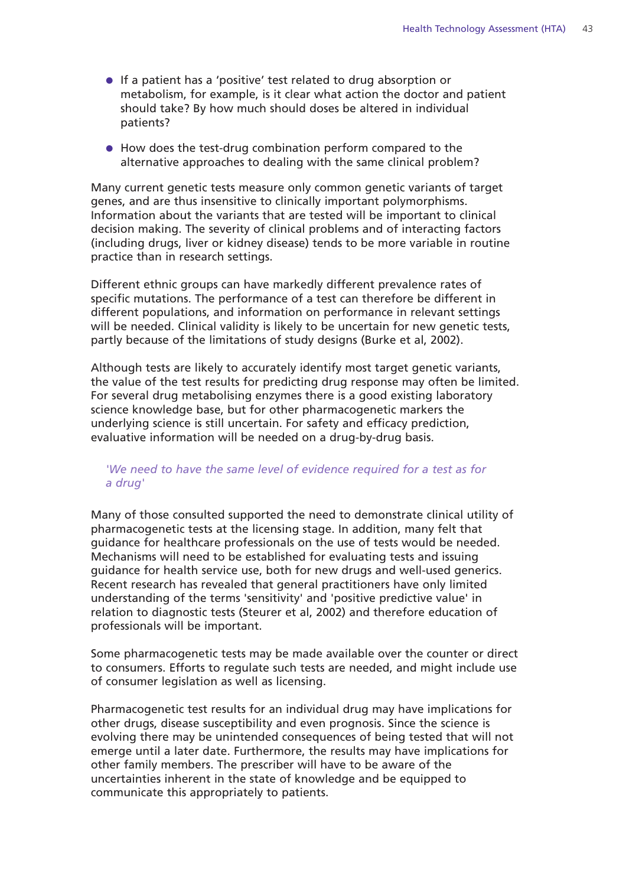- If a patient has a 'positive' test related to drug absorption or metabolism, for example, is it clear what action the doctor and patient should take? By how much should doses be altered in individual patients?

- How does the test-drug combination perform compared to the alternative approaches to dealing with the same clinical problem?

Many current genetic tests measure only common genetic variants of target genes, and are thus insensitive to clinically important polymorphisms. Information about the variants that are tested will be important to clinical decision making. The severity of clinical problems and of interacting factors (including drugs, liver or kidney disease) tends to be more variable in routine practice than in research settings.

Different ethnic groups can have markedly different prevalence rates of specific mutations. The performance of a test can therefore be different in different populations, and information on performance in relevant settings will be needed. Clinical validity is likely to be uncertain for new genetic tests, partly because of the limitations of study designs (Burke et al, 2002).

Although tests are likely to accurately identify most target genetic variants, the value of the test results for predicting drug response may often be limited. For several drug metabolising enzymes there is a good existing laboratory science knowledge base, but for other pharmacogenetic markers the underlying science is still uncertain. For safety and efficacy prediction, evaluative information will be needed on a drug-by-drug basis.

*'We need to have the same level of evidence required for a test as for a drug'*

Many of those consulted supported the need to demonstrate clinical utility of pharmacogenetic tests at the licensing stage. In addition, many felt that guidance for healthcare professionals on the use of tests would be needed. Mechanisms will need to be established for evaluating tests and issuing guidance for health service use, both for new drugs and well-used generics. Recent research has revealed that general practitioners have only limited understanding of the terms 'sensitivity' and 'positive predictive value' in relation to diagnostic tests (Steurer et al, 2002) and therefore education of professionals will be important.

Some pharmacogenetic tests may be made available over the counter or direct to consumers. Efforts to regulate such tests are needed, and might include use of consumer legislation as well as licensing.

Pharmacogenetic test results for an individual drug may have implications for other drugs, disease susceptibility and even prognosis. Since the science is evolving there may be unintended consequences of being tested that will not emerge until a later date. Furthermore, the results may have implications for other family members. The prescriber will have to be aware of the uncertainties inherent in the state of knowledge and be equipped to communicate this appropriately to patients.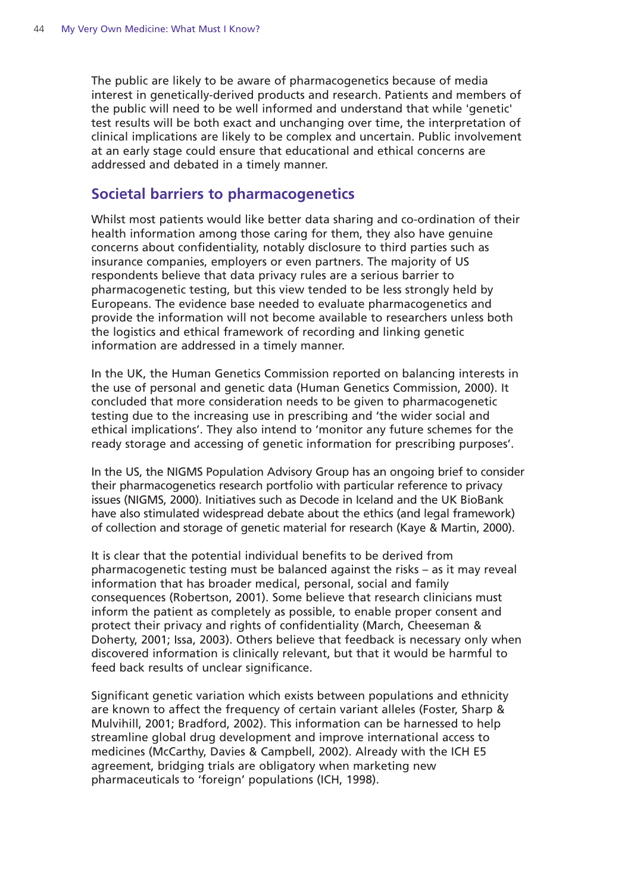The public are likely to be aware of pharmacogenetics because of media interest in genetically-derived products and research. Patients and members of the public will need to be well informed and understand that while 'genetic' test results will be both exact and unchanging over time, the interpretation of clinical implications are likely to be complex and uncertain. Public involvement at an early stage could ensure that educational and ethical concerns are addressed and debated in a timely manner.

## Societal barriers to pharmacogenetics

Whilst most patients would like better data sharing and co-ordination of their health information among those caring for them, they also have genuine concerns about confidentiality, notably disclosure to third parties such as insurance companies, employers or even partners. The majority of US respondents believe that data privacy rules are a serious barrier to pharmacogenetic testing, but this view tended to be less strongly held by Europeans. The evidence base needed to evaluate pharmacogenetics and provide the information will not become available to researchers unless both the logistics and ethical framework of recording and linking genetic information are addressed in a timely manner.

In the UK, the Human Genetics Commission reported on balancing interests in the use of personal and genetic data (Human Genetics Commission, 2000). It concluded that more consideration needs to be given to pharmacogenetic testing due to the increasing use in prescribing and 'the wider social and ethical implications'. They also intend to 'monitor any future schemes for the ready storage and accessing of genetic information for prescribing purposes'.

In the US, the NIGMS Population Advisory Group has an ongoing brief to consider their pharmacogenetics research portfolio with particular reference to privacy issues (NIGMS, 2000). Initiatives such as Decode in Iceland and the UK BioBank have also stimulated widespread debate about the ethics (and legal framework) of collection and storage of genetic material for research (Kaye & Martin, 2000).

It is clear that the potential individual benefits to be derived from pharmacogenetic testing must be balanced against the risks – as it may reveal information that has broader medical, personal, social and family consequences (Robertson, 2001). Some believe that research clinicians must inform the patient as completely as possible, to enable proper consent and protect their privacy and rights of confidentiality (March, Cheeseman & Doherty, 2001; Issa, 2003). Others believe that feedback is necessary only when discovered information is clinically relevant, but that it would be harmful to feed back results of unclear significance.

Significant genetic variation which exists between populations and ethnicity are known to affect the frequency of certain variant alleles (Foster, Sharp & Mulvihill, 2001; Bradford, 2002). This information can be harnessed to help streamline global drug development and improve international access to medicines (McCarthy, Davies & Campbell, 2002). Already with the ICH E5 agreement, bridging trials are obligatory when marketing new pharmaceuticals to 'foreign' populations (ICH, 1998).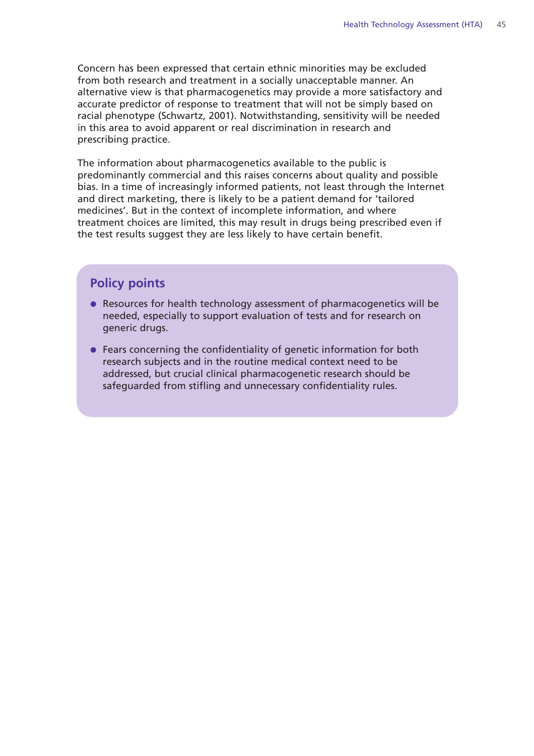Concern has been expressed that certain ethnic minorities may be excluded from both research and treatment in a socially unacceptable manner. An alternative view is that pharmacogenetics may provide a more satisfactory and accurate predictor of response to treatment that will not be simply based on racial phenotype (Schwartz, 2001). Notwithstanding, sensitivity will be needed in this area to avoid apparent or real discrimination in research and prescribing practice.

The information about pharmacogenetics available to the public is predominantly commercial and this raises concerns about quality and possible bias. In a time of increasingly informed patients, not least through the Internet and direct marketing, there is likely to be a patient demand for 'tailored medicines'. But in the context of incomplete information, and where treatment choices are limited, this may result in drugs being prescribed even if the test results suggest they are less likely to have certain benefit.

## Policy points

- Resources for health technology assessment of pharmacogenetics will be needed, especially to support evaluation of tests and for research on generic drugs.
- Fears concerning the confidentiality of genetic information for both research subjects and in the routine medical context need to be addressed, but crucial clinical pharmacogenetic research should be safeguarded from stifling and unnecessary confidentiality rules.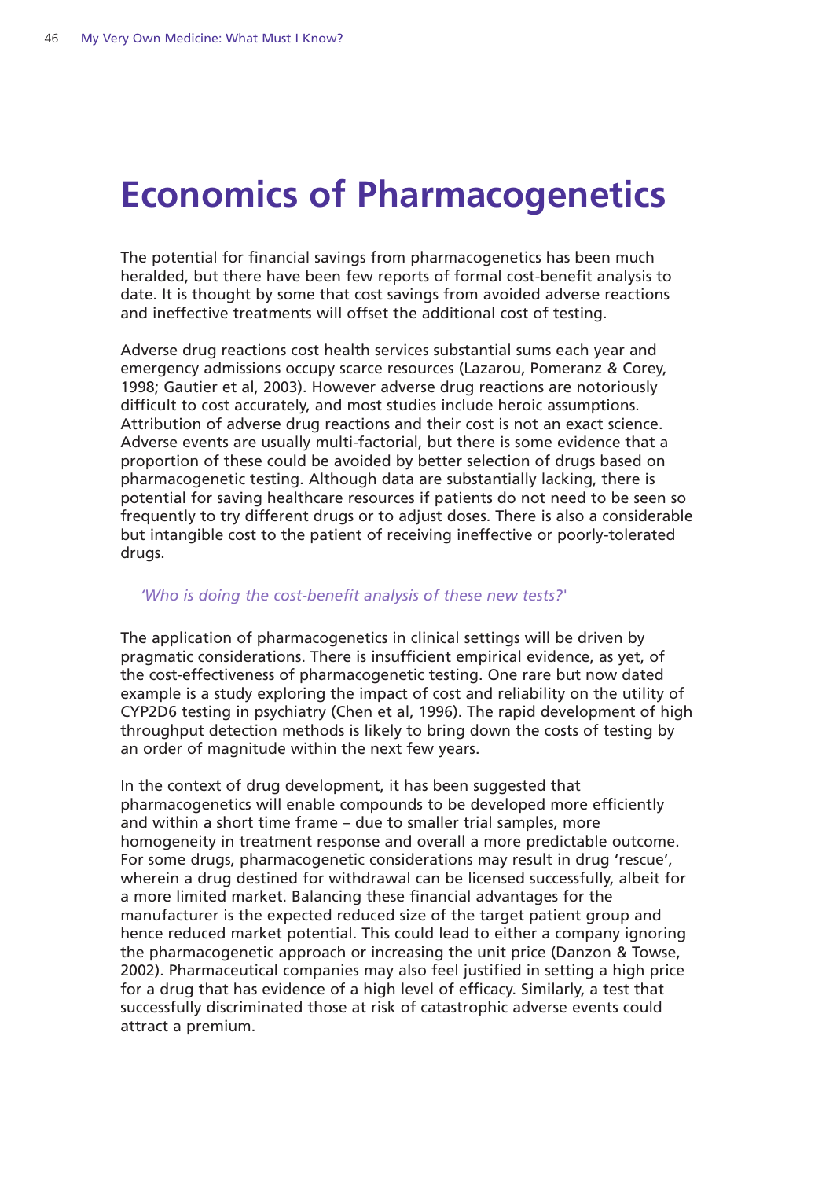# Economics of Pharmacogenetics

The potential for financial savings from pharmacogenetics has been much heralded, but there have been few reports of formal cost-benefit analysis to date. It is thought by some that cost savings from avoided adverse reactions and ineffective treatments will offset the additional cost of testing.

Adverse drug reactions cost health services substantial sums each year and emergency admissions occupy scarce resources (Lazarou, Pomeranz & Corey, 1998; Gautier et al, 2003). However adverse drug reactions are notoriously difficult to cost accurately, and most studies include heroic assumptions. Attribution of adverse drug reactions and their cost is not an exact science. Adverse events are usually multi-factorial, but there is some evidence that a proportion of these could be avoided by better selection of drugs based on pharmacogenetic testing. Although data are substantially lacking, there is potential for saving healthcare resources if patients do not need to be seen so frequently to try different drugs or to adjust doses. There is also a considerable but intangible cost to the patient of receiving ineffective or poorly-tolerated drugs.

*'Who is doing the cost-benefit analysis of these new tests?'*

The application of pharmacogenetics in clinical settings will be driven by pragmatic considerations. There is insufficient empirical evidence, as yet, of the cost-effectiveness of pharmacogenetic testing. One rare but now dated example is a study exploring the impact of cost and reliability on the utility of CYP2D6 testing in psychiatry (Chen et al, 1996). The rapid development of high throughput detection methods is likely to bring down the costs of testing by an order of magnitude within the next few years.

In the context of drug development, it has been suggested that pharmacogenetics will enable compounds to be developed more efficiently and within a short time frame – due to smaller trial samples, more homogeneity in treatment response and overall a more predictable outcome. For some drugs, pharmacogenetic considerations may result in drug 'rescue', wherein a drug destined for withdrawal can be licensed successfully, albeit for a more limited market. Balancing these financial advantages for the manufacturer is the expected reduced size of the target patient group and hence reduced market potential. This could lead to either a company ignoring the pharmacogenetic approach or increasing the unit price (Danzon & Towse, 2002). Pharmaceutical companies may also feel justified in setting a high price for a drug that has evidence of a high level of efficacy. Similarly, a test that successfully discriminated those at risk of catastrophic adverse events could attract a premium.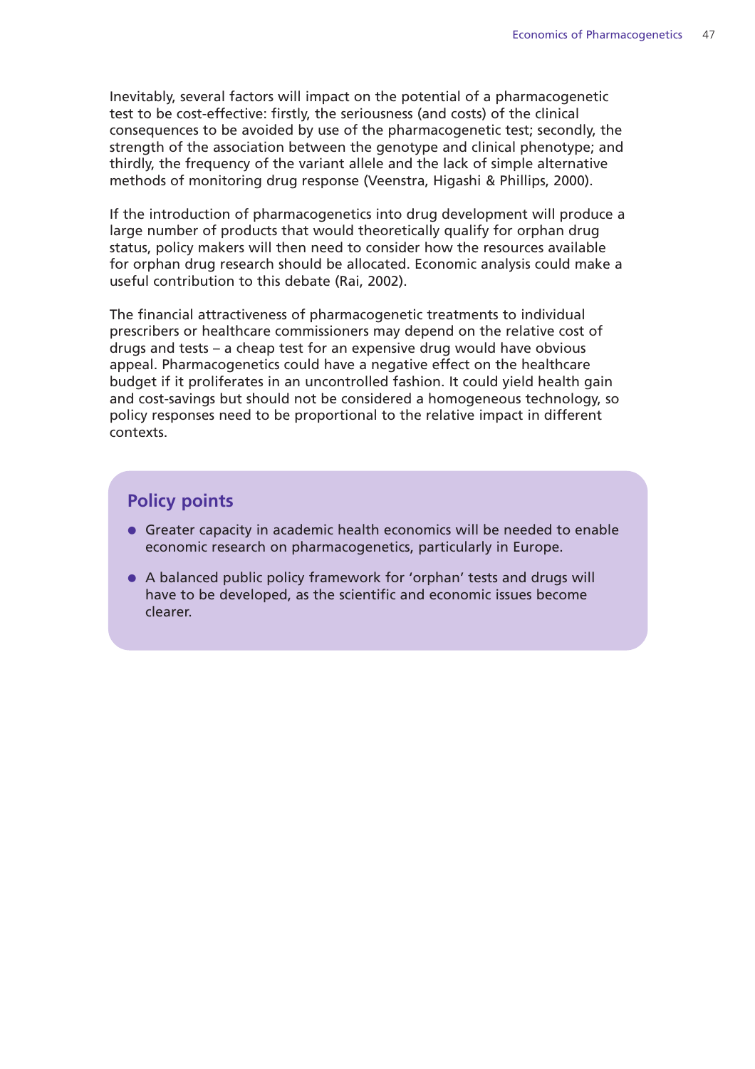Inevitably, several factors will impact on the potential of a pharmacogenetic test to be cost-effective: firstly, the seriousness (and costs) of the clinical consequences to be avoided by use of the pharmacogenetic test; secondly, the strength of the association between the genotype and clinical phenotype; and thirdly, the frequency of the variant allele and the lack of simple alternative methods of monitoring drug response (Veenstra, Higashi & Phillips, 2000).

If the introduction of pharmacogenetics into drug development will produce a large number of products that would theoretically qualify for orphan drug status, policy makers will then need to consider how the resources available for orphan drug research should be allocated. Economic analysis could make a useful contribution to this debate (Rai, 2002).

The financial attractiveness of pharmacogenetic treatments to individual prescribers or healthcare commissioners may depend on the relative cost of drugs and tests – a cheap test for an expensive drug would have obvious appeal. Pharmacogenetics could have a negative effect on the healthcare budget if it proliferates in an uncontrolled fashion. It could yield health gain and cost-savings but should not be considered a homogeneous technology, so policy responses need to be proportional to the relative impact in different contexts.

## Policy points

- Greater capacity in academic health economics will be needed to enable economic research on pharmacogenetics, particularly in Europe.
- A balanced public policy framework for 'orphan' tests and drugs will have to be developed, as the scientific and economic issues become clearer.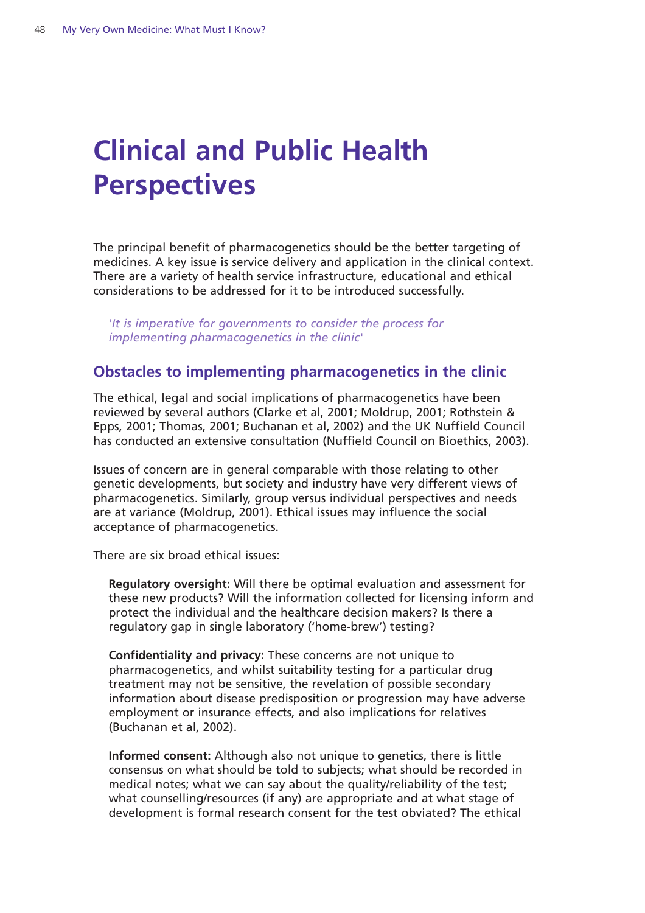# Clinical and Public Health Perspectives

The principal benefit of pharmacogenetics should be the better targeting of medicines. A key issue is service delivery and application in the clinical context. There are a variety of health service infrastructure, educational and ethical considerations to be addressed for it to be introduced successfully.

> *'It is imperative for governments to consider the process for implementing pharmacogenetics in the clinic'*

## Obstacles to implementing pharmacogenetics in the clinic

The ethical, legal and social implications of pharmacogenetics have been reviewed by several authors (Clarke et al, 2001; Moldrup, 2001; Rothstein & Epps, 2001; Thomas, 2001; Buchanan et al, 2002) and the UK Nuffield Council has conducted an extensive consultation (Nuffield Council on Bioethics, 2003).

Issues of concern are in general comparable with those relating to other genetic developments, but society and industry have very different views of pharmacogenetics. Similarly, group versus individual perspectives and needs are at variance (Moldrup, 2001). Ethical issues may influence the social acceptance of pharmacogenetics.

There are six broad ethical issues:

**Regulatory oversight:** Will there be optimal evaluation and assessment for these new products? Will the information collected for licensing inform and protect the individual and the healthcare decision makers? Is there a regulatory gap in single laboratory ('home-brew') testing?

**Confidentiality and privacy:** These concerns are not unique to pharmacogenetics, and whilst suitability testing for a particular drug treatment may not be sensitive, the revelation of possible secondary information about disease predisposition or progression may have adverse employment or insurance effects, and also implications for relatives (Buchanan et al, 2002).

**Informed consent:** Although also not unique to genetics, there is little consensus on what should be told to subjects; what should be recorded in medical notes; what we can say about the quality/reliability of the test; what counselling/resources (if any) are appropriate and at what stage of development is formal research consent for the test obviated? The ethical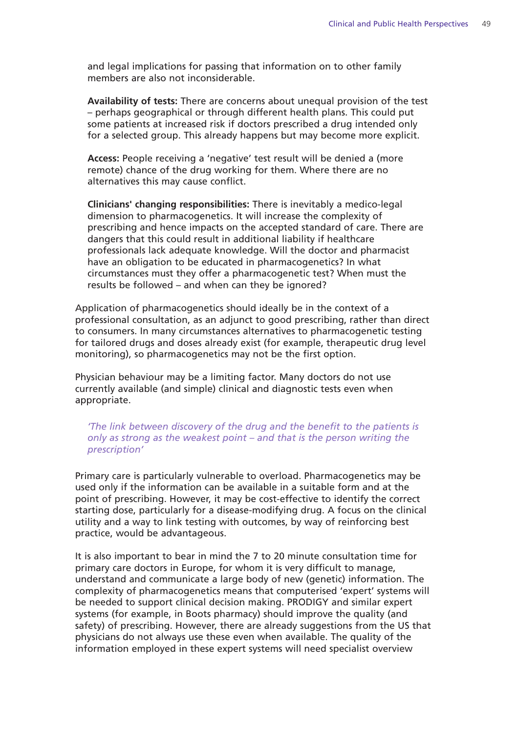and legal implications for passing that information on to other family members are also not inconsiderable.

**Availability of tests:** There are concerns about unequal provision of the test – perhaps geographical or through different health plans. This could put some patients at increased risk if doctors prescribed a drug intended only for a selected group. This already happens but may become more explicit.

**Access:** People receiving a 'negative' test result will be denied a (more remote) chance of the drug working for them. Where there are no alternatives this may cause conflict.

**Clinicians' changing responsibilities:** There is inevitably a medico-legal dimension to pharmacogenetics. It will increase the complexity of prescribing and hence impacts on the accepted standard of care. There are dangers that this could result in additional liability if healthcare professionals lack adequate knowledge. Will the doctor and pharmacist have an obligation to be educated in pharmacogenetics? In what circumstances must they offer a pharmacogenetic test? When must the results be followed – and when can they be ignored?

Application of pharmacogenetics should ideally be in the context of a professional consultation, as an adjunct to good prescribing, rather than direct to consumers. In many circumstances alternatives to pharmacogenetic testing for tailored drugs and doses already exist (for example, therapeutic drug level monitoring), so pharmacogenetics may not be the first option.

Physician behaviour may be a limiting factor. Many doctors do not use currently available (and simple) clinical and diagnostic tests even when appropriate.

*'The link between discovery of the drug and the benefit to the patients is only as strong as the weakest point – and that is the person writing the prescription'*

Primary care is particularly vulnerable to overload. Pharmacogenetics may be used only if the information can be available in a suitable form and at the point of prescribing. However, it may be cost-effective to identify the correct starting dose, particularly for a disease-modifying drug. A focus on the clinical utility and a way to link testing with outcomes, by way of reinforcing best practice, would be advantageous.

It is also important to bear in mind the 7 to 20 minute consultation time for primary care doctors in Europe, for whom it is very difficult to manage, understand and communicate a large body of new (genetic) information. The complexity of pharmacogenetics means that computerised 'expert' systems will be needed to support clinical decision making. PRODIGY and similar expert systems (for example, in Boots pharmacy) should improve the quality (and safety) of prescribing. However, there are already suggestions from the US that physicians do not always use these even when available. The quality of the information employed in these expert systems will need specialist overview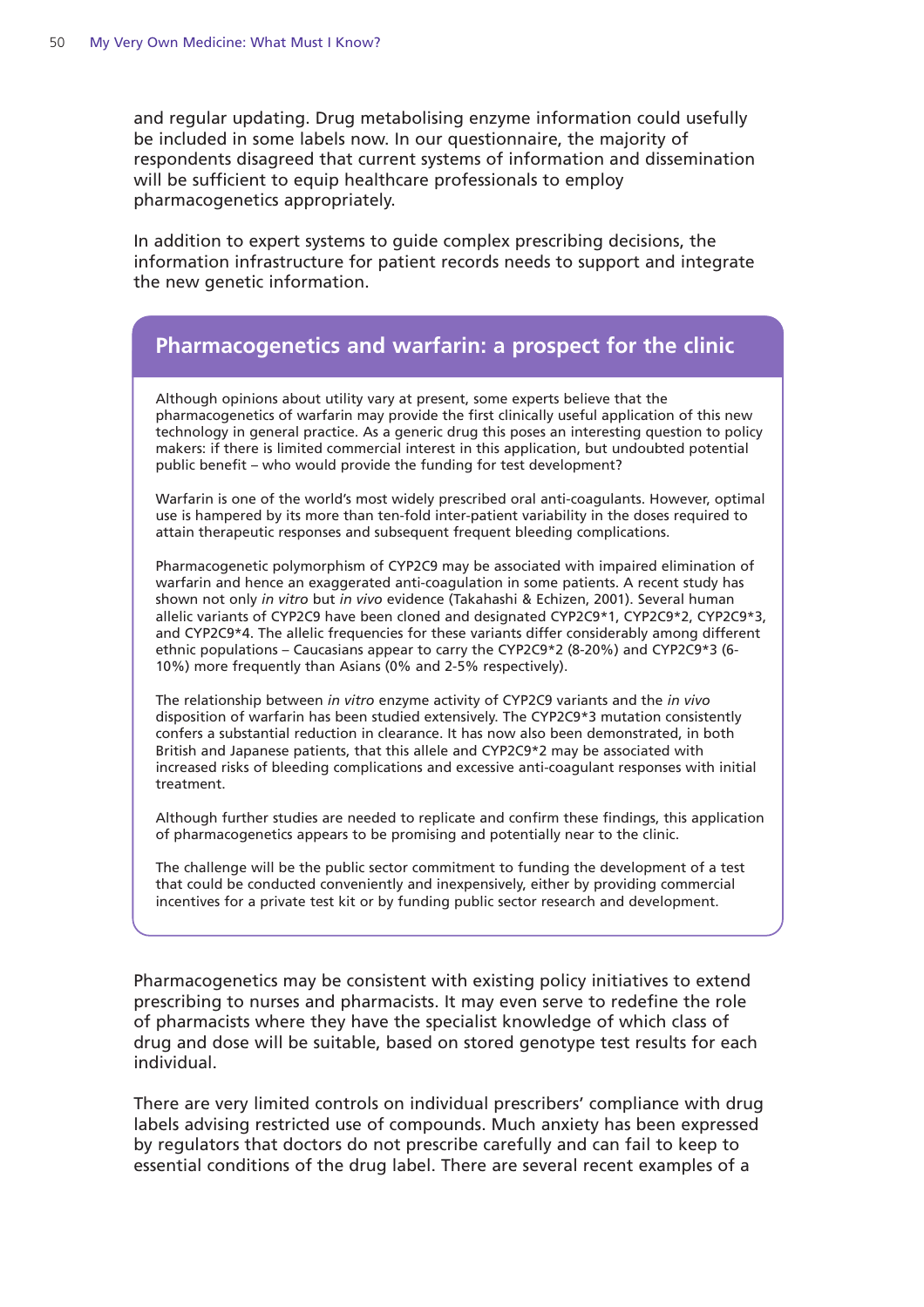and regular updating. Drug metabolising enzyme information could usefully be included in some labels now. In our questionnaire, the majority of respondents disagreed that current systems of information and dissemination will be sufficient to equip healthcare professionals to employ pharmacogenetics appropriately.

In addition to expert systems to guide complex prescribing decisions, the information infrastructure for patient records needs to support and integrate the new genetic information.

## Pharmacogenetics and warfarin: a prospect for the clinic

Although opinions about utility vary at present, some experts believe that the pharmacogenetics of warfarin may provide the first clinically useful application of this new technology in general practice. As a generic drug this poses an interesting question to policy makers: if there is limited commercial interest in this application, but undoubted potential public benefit – who would provide the funding for test development?

Warfarin is one of the world's most widely prescribed oral anti-coagulants. However, optimal use is hampered by its more than ten-fold inter-patient variability in the doses required to attain therapeutic responses and subsequent frequent bleeding complications.

Pharmacogenetic polymorphism of CYP2C9 may be associated with impaired elimination of warfarin and hence an exaggerated anti-coagulation in some patients. A recent study has shown not only *in vitro* but *in vivo* evidence (Takahashi & Echizen, 2001). Several human allelic variants of CYP2C9 have been cloned and designated CYP2C9*1, CYP2C9*2, CYP2C9*3, and CYP2C9*4. The allelic frequencies for these variants differ considerably among different ethnic populations – Caucasians appear to carry the CYP2C9*2 (8-20%) and CYP2C9*3 (6-10%) more frequently than Asians (0% and 2-5% respectively).

The relationship between *in vitro* enzyme activity of CYP2C9 variants and the *in vivo* disposition of warfarin has been studied extensively. The CYP2C9*3 mutation consistently confers a substantial reduction in clearance. It has now also been demonstrated, in both British and Japanese patients, that this allele and CYP2C9*2 may be associated with increased risks of bleeding complications and excessive anti-coagulant responses with initial treatment.

Although further studies are needed to replicate and confirm these findings, this application of pharmacogenetics appears to be promising and potentially near to the clinic.

The challenge will be the public sector commitment to funding the development of a test that could be conducted conveniently and inexpensively, either by providing commercial incentives for a private test kit or by funding public sector research and development.

Pharmacogenetics may be consistent with existing policy initiatives to extend prescribing to nurses and pharmacists. It may even serve to redefine the role of pharmacists where they have the specialist knowledge of which class of drug and dose will be suitable, based on stored genotype test results for each individual.

There are very limited controls on individual prescribers' compliance with drug labels advising restricted use of compounds. Much anxiety has been expressed by regulators that doctors do not prescribe carefully and can fail to keep to essential conditions of the drug label. There are several recent examples of a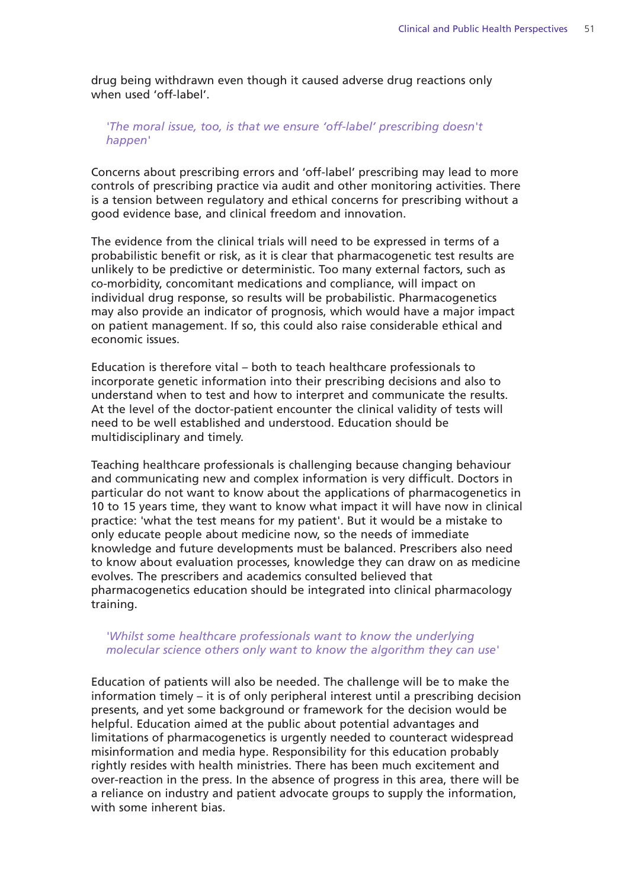drug being withdrawn even though it caused adverse drug reactions only when used 'off-label'.

> *'The moral issue, too, is that we ensure 'off-label' prescribing doesn't happen'*

Concerns about prescribing errors and 'off-label' prescribing may lead to more controls of prescribing practice via audit and other monitoring activities. There is a tension between regulatory and ethical concerns for prescribing without a good evidence base, and clinical freedom and innovation.

The evidence from the clinical trials will need to be expressed in terms of a probabilistic benefit or risk, as it is clear that pharmacogenetic test results are unlikely to be predictive or deterministic. Too many external factors, such as co-morbidity, concomitant medications and compliance, will impact on individual drug response, so results will be probabilistic. Pharmacogenetics may also provide an indicator of prognosis, which would have a major impact on patient management. If so, this could also raise considerable ethical and economic issues.

Education is therefore vital – both to teach healthcare professionals to incorporate genetic information into their prescribing decisions and also to understand when to test and how to interpret and communicate the results. At the level of the doctor-patient encounter the clinical validity of tests will need to be well established and understood. Education should be multidisciplinary and timely.

Teaching healthcare professionals is challenging because changing behaviour and communicating new and complex information is very difficult. Doctors in particular do not want to know about the applications of pharmacogenetics in 10 to 15 years time, they want to know what impact it will have now in clinical practice: 'what the test means for my patient'. But it would be a mistake to only educate people about medicine now, so the needs of immediate knowledge and future developments must be balanced. Prescribers also need to know about evaluation processes, knowledge they can draw on as medicine evolves. The prescribers and academics consulted believed that pharmacogenetics education should be integrated into clinical pharmacology training.

> *'Whilst some healthcare professionals want to know the underlying molecular science others only want to know the algorithm they can use'*

Education of patients will also be needed. The challenge will be to make the information timely – it is of only peripheral interest until a prescribing decision presents, and yet some background or framework for the decision would be helpful. Education aimed at the public about potential advantages and limitations of pharmacogenetics is urgently needed to counteract widespread misinformation and media hype. Responsibility for this education probably rightly resides with health ministries. There has been much excitement and over-reaction in the press. In the absence of progress in this area, there will be a reliance on industry and patient advocate groups to supply the information, with some inherent bias.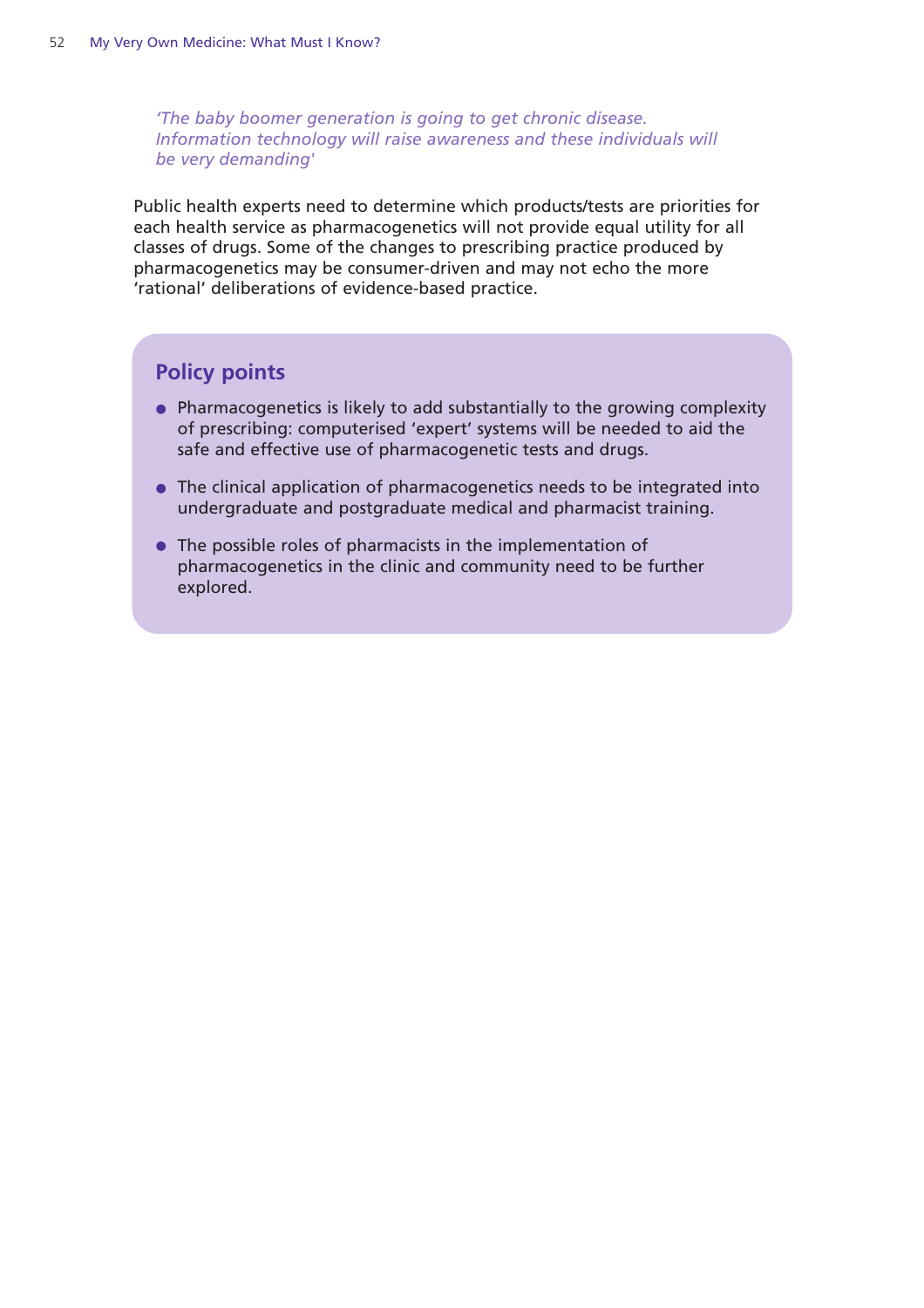*'The baby boomer generation is going to get chronic disease. Information technology will raise awareness and these individuals will be very demanding'*

Public health experts need to determine which products/tests are priorities for each health service as pharmacogenetics will not provide equal utility for all classes of drugs. Some of the changes to prescribing practice produced by pharmacogenetics may be consumer-driven and may not echo the more 'rational' deliberations of evidence-based practice.

## Policy points

- Pharmacogenetics is likely to add substantially to the growing complexity of prescribing: computerised 'expert' systems will be needed to aid the safe and effective use of pharmacogenetic tests and drugs.
- The clinical application of pharmacogenetics needs to be integrated into undergraduate and postgraduate medical and pharmacist training.
- The possible roles of pharmacists in the implementation of pharmacogenetics in the clinic and community need to be further explored.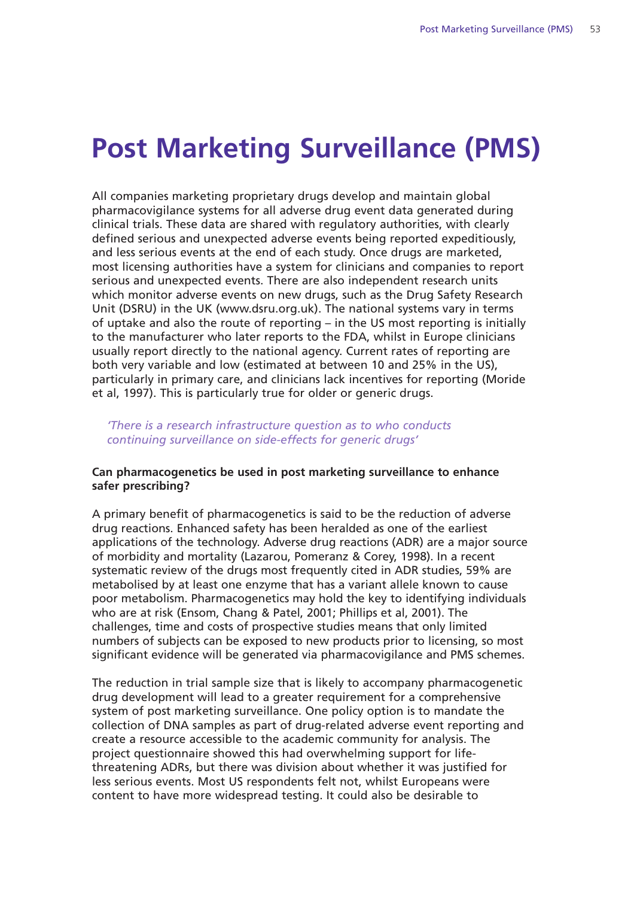# Post Marketing Surveillance (PMS)

All companies marketing proprietary drugs develop and maintain global pharmacovigilance systems for all adverse drug event data generated during clinical trials. These data are shared with regulatory authorities, with clearly defined serious and unexpected adverse events being reported expeditiously, and less serious events at the end of each study. Once drugs are marketed, most licensing authorities have a system for clinicians and companies to report serious and unexpected events. There are also independent research units which monitor adverse events on new drugs, such as the Drug Safety Research Unit (DSRU) in the UK (www.dsru.org.uk). The national systems vary in terms of uptake and also the route of reporting – in the US most reporting is initially to the manufacturer who later reports to the FDA, whilst in Europe clinicians usually report directly to the national agency. Current rates of reporting are both very variable and low (estimated at between 10 and 25% in the US), particularly in primary care, and clinicians lack incentives for reporting (Moride et al, 1997). This is particularly true for older or generic drugs.

*'There is a research infrastructure question as to who conducts continuing surveillance on side-effects for generic drugs'*

**Can pharmacogenetics be used in post marketing surveillance to enhance safer prescribing?**

A primary benefit of pharmacogenetics is said to be the reduction of adverse drug reactions. Enhanced safety has been heralded as one of the earliest applications of the technology. Adverse drug reactions (ADR) are a major source of morbidity and mortality (Lazarou, Pomeranz & Corey, 1998). In a recent systematic review of the drugs most frequently cited in ADR studies, 59% are metabolised by at least one enzyme that has a variant allele known to cause poor metabolism. Pharmacogenetics may hold the key to identifying individuals who are at risk (Ensom, Chang & Patel, 2001; Phillips et al, 2001). The challenges, time and costs of prospective studies means that only limited numbers of subjects can be exposed to new products prior to licensing, so most significant evidence will be generated via pharmacovigilance and PMS schemes.

The reduction in trial sample size that is likely to accompany pharmacogenetic drug development will lead to a greater requirement for a comprehensive system of post marketing surveillance. One policy option is to mandate the collection of DNA samples as part of drug-related adverse event reporting and create a resource accessible to the academic community for analysis. The project questionnaire showed this had overwhelming support for life-threatening ADRs, but there was division about whether it was justified for less serious events. Most US respondents felt not, whilst Europeans were content to have more widespread testing. It could also be desirable to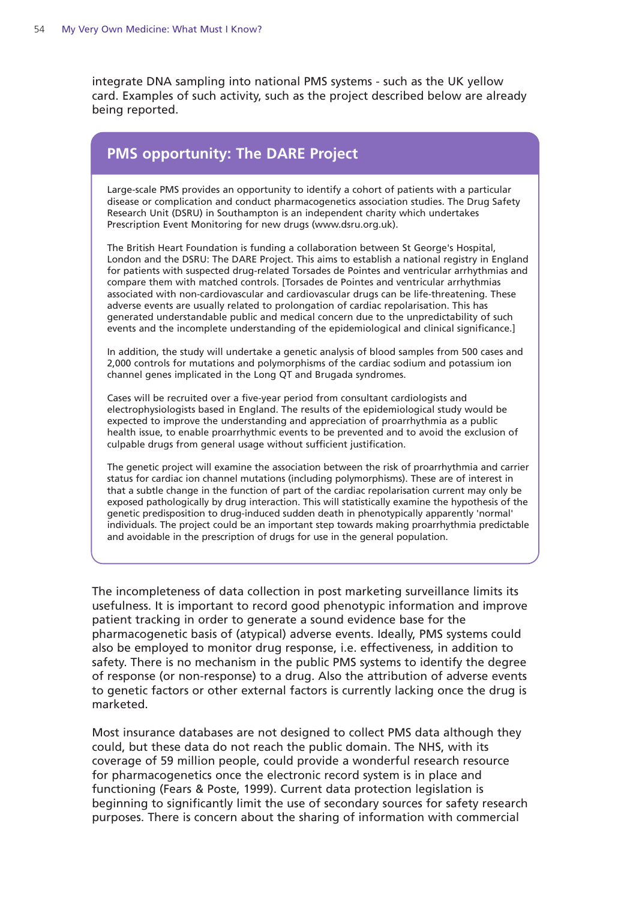integrate DNA sampling into national PMS systems - such as the UK yellow card. Examples of such activity, such as the project described below are already being reported.

## PMS opportunity: The DARE Project

Large-scale PMS provides an opportunity to identify a cohort of patients with a particular disease or complication and conduct pharmacogenetics association studies. The Drug Safety Research Unit (DSRU) in Southampton is an independent charity which undertakes Prescription Event Monitoring for new drugs (www.dsru.org.uk).

The British Heart Foundation is funding a collaboration between St George's Hospital, London and the DSRU: The DARE Project. This aims to establish a national registry in England for patients with suspected drug-related Torsades de Pointes and ventricular arrhythmias and compare them with matched controls. [Torsades de Pointes and ventricular arrhythmias associated with non-cardiovascular and cardiovascular drugs can be life-threatening. These adverse events are usually related to prolongation of cardiac repolarisation. This has generated understandable public and medical concern due to the unpredictability of such events and the incomplete understanding of the epidemiological and clinical significance.]

In addition, the study will undertake a genetic analysis of blood samples from 500 cases and 2,000 controls for mutations and polymorphisms of the cardiac sodium and potassium ion channel genes implicated in the Long QT and Brugada syndromes.

Cases will be recruited over a five-year period from consultant cardiologists and electrophysiologists based in England. The results of the epidemiological study would be expected to improve the understanding and appreciation of proarrhythmia as a public health issue, to enable proarrhythmic events to be prevented and to avoid the exclusion of culpable drugs from general usage without sufficient justification.

The genetic project will examine the association between the risk of proarrhythmia and carrier status for cardiac ion channel mutations (including polymorphisms). These are of interest in that a subtle change in the function of part of the cardiac repolarisation current may only be exposed pathologically by drug interaction. This will statistically examine the hypothesis of the genetic predisposition to drug-induced sudden death in phenotypically apparently 'normal' individuals. The project could be an important step towards making proarrhythmia predictable and avoidable in the prescription of drugs for use in the general population.

The incompleteness of data collection in post marketing surveillance limits its usefulness. It is important to record good phenotypic information and improve patient tracking in order to generate a sound evidence base for the pharmacogenetic basis of (atypical) adverse events. Ideally, PMS systems could also be employed to monitor drug response, i.e. effectiveness, in addition to safety. There is no mechanism in the public PMS systems to identify the degree of response (or non-response) to a drug. Also the attribution of adverse events to genetic factors or other external factors is currently lacking once the drug is marketed.

Most insurance databases are not designed to collect PMS data although they could, but these data do not reach the public domain. The NHS, with its coverage of 59 million people, could provide a wonderful research resource for pharmacogenetics once the electronic record system is in place and functioning (Fears & Poste, 1999). Current data protection legislation is beginning to significantly limit the use of secondary sources for safety research purposes. There is concern about the sharing of information with commercial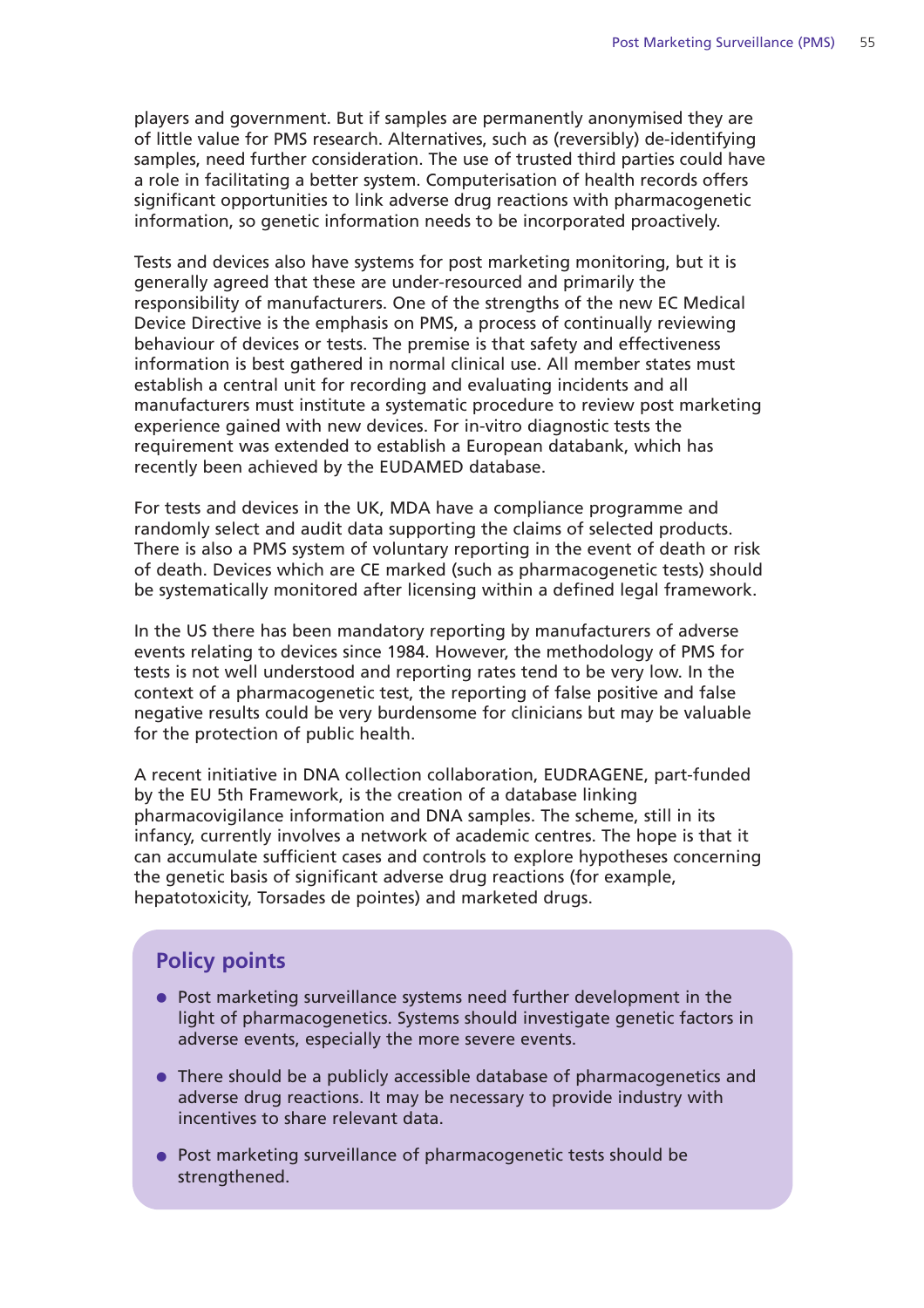players and government. But if samples are permanently anonymised they are of little value for PMS research. Alternatives, such as (reversibly) de-identifying samples, need further consideration. The use of trusted third parties could have a role in facilitating a better system. Computerisation of health records offers significant opportunities to link adverse drug reactions with pharmacogenetic information, so genetic information needs to be incorporated proactively.

Tests and devices also have systems for post marketing monitoring, but it is generally agreed that these are under-resourced and primarily the responsibility of manufacturers. One of the strengths of the new EC Medical Device Directive is the emphasis on PMS, a process of continually reviewing behaviour of devices or tests. The premise is that safety and effectiveness information is best gathered in normal clinical use. All member states must establish a central unit for recording and evaluating incidents and all manufacturers must institute a systematic procedure to review post marketing experience gained with new devices. For in-vitro diagnostic tests the requirement was extended to establish a European databank, which has recently been achieved by the EUDAMED database.

For tests and devices in the UK, MDA have a compliance programme and randomly select and audit data supporting the claims of selected products. There is also a PMS system of voluntary reporting in the event of death or risk of death. Devices which are CE marked (such as pharmacogenetic tests) should be systematically monitored after licensing within a defined legal framework.

In the US there has been mandatory reporting by manufacturers of adverse events relating to devices since 1984. However, the methodology of PMS for tests is not well understood and reporting rates tend to be very low. In the context of a pharmacogenetic test, the reporting of false positive and false negative results could be very burdensome for clinicians but may be valuable for the protection of public health.

A recent initiative in DNA collection collaboration, EUDRAGENE, part-funded by the EU 5th Framework, is the creation of a database linking pharmacovigilance information and DNA samples. The scheme, still in its infancy, currently involves a network of academic centres. The hope is that it can accumulate sufficient cases and controls to explore hypotheses concerning the genetic basis of significant adverse drug reactions (for example, hepatotoxicity, Torsades de pointes) and marketed drugs.

## Policy points

- Post marketing surveillance systems need further development in the light of pharmacogenetics. Systems should investigate genetic factors in adverse events, especially the more severe events.
- There should be a publicly accessible database of pharmacogenetics and adverse drug reactions. It may be necessary to provide industry with incentives to share relevant data.
- Post marketing surveillance of pharmacogenetic tests should be strengthened.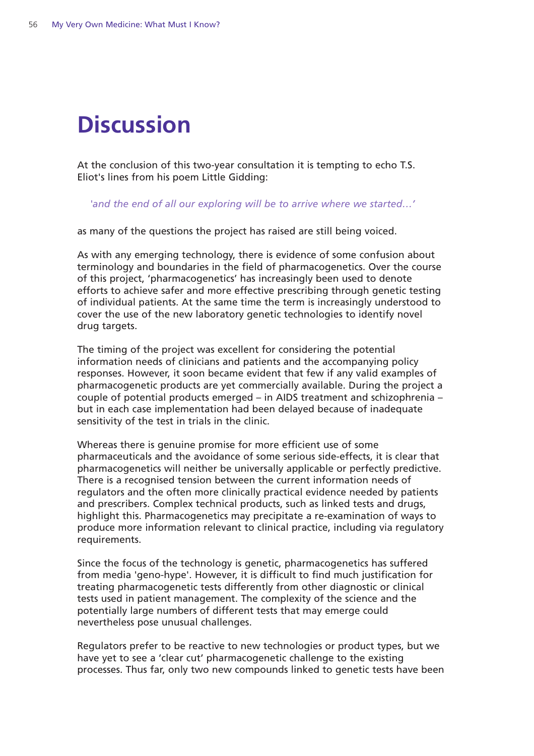# Discussion

At the conclusion of this two-year consultation it is tempting to echo T.S. Eliot's lines from his poem Little Gidding:

> *'and the end of all our exploring will be to arrive where we started…'*

as many of the questions the project has raised are still being voiced.

As with any emerging technology, there is evidence of some confusion about terminology and boundaries in the field of pharmacogenetics. Over the course of this project, 'pharmacogenetics' has increasingly been used to denote efforts to achieve safer and more effective prescribing through genetic testing of individual patients. At the same time the term is increasingly understood to cover the use of the new laboratory genetic technologies to identify novel drug targets.

The timing of the project was excellent for considering the potential information needs of clinicians and patients and the accompanying policy responses. However, it soon became evident that few if any valid examples of pharmacogenetic products are yet commercially available. During the project a couple of potential products emerged – in AIDS treatment and schizophrenia – but in each case implementation had been delayed because of inadequate sensitivity of the test in trials in the clinic.

Whereas there is genuine promise for more efficient use of some pharmaceuticals and the avoidance of some serious side-effects, it is clear that pharmacogenetics will neither be universally applicable or perfectly predictive. There is a recognised tension between the current information needs of regulators and the often more clinically practical evidence needed by patients and prescribers. Complex technical products, such as linked tests and drugs, highlight this. Pharmacogenetics may precipitate a re-examination of ways to produce more information relevant to clinical practice, including via regulatory requirements.

Since the focus of the technology is genetic, pharmacogenetics has suffered from media 'geno-hype'. However, it is difficult to find much justification for treating pharmacogenetic tests differently from other diagnostic or clinical tests used in patient management. The complexity of the science and the potentially large numbers of different tests that may emerge could nevertheless pose unusual challenges.

Regulators prefer to be reactive to new technologies or product types, but we have yet to see a 'clear cut' pharmacogenetic challenge to the existing processes. Thus far, only two new compounds linked to genetic tests have been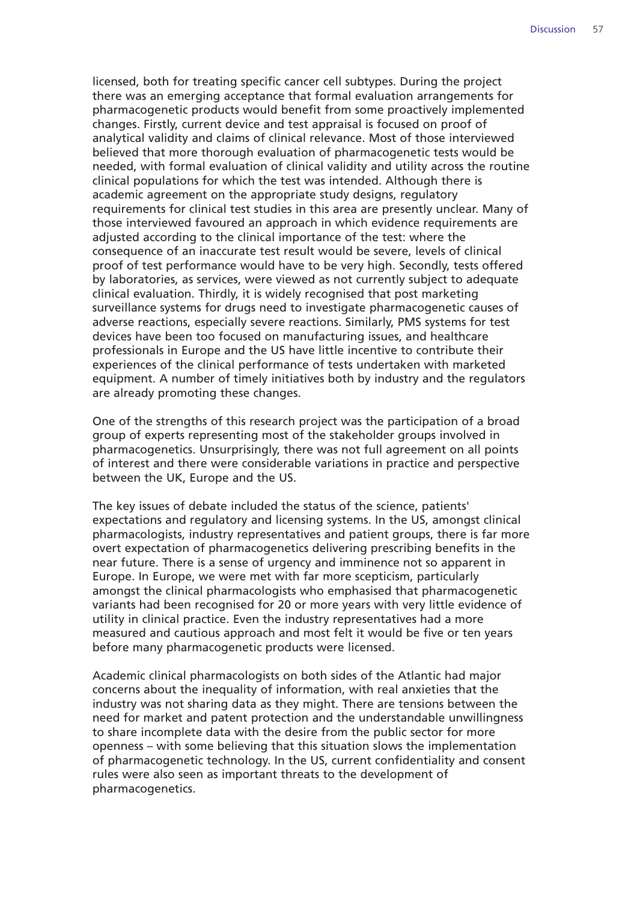licensed, both for treating specific cancer cell subtypes. During the project there was an emerging acceptance that formal evaluation arrangements for pharmacogenetic products would benefit from some proactively implemented changes. Firstly, current device and test appraisal is focused on proof of analytical validity and claims of clinical relevance. Most of those interviewed believed that more thorough evaluation of pharmacogenetic tests would be needed, with formal evaluation of clinical validity and utility across the routine clinical populations for which the test was intended. Although there is academic agreement on the appropriate study designs, regulatory requirements for clinical test studies in this area are presently unclear. Many of those interviewed favoured an approach in which evidence requirements are adjusted according to the clinical importance of the test: where the consequence of an inaccurate test result would be severe, levels of clinical proof of test performance would have to be very high. Secondly, tests offered by laboratories, as services, were viewed as not currently subject to adequate clinical evaluation. Thirdly, it is widely recognised that post marketing surveillance systems for drugs need to investigate pharmacogenetic causes of adverse reactions, especially severe reactions. Similarly, PMS systems for test devices have been too focused on manufacturing issues, and healthcare professionals in Europe and the US have little incentive to contribute their experiences of the clinical performance of tests undertaken with marketed equipment. A number of timely initiatives both by industry and the regulators are already promoting these changes.

One of the strengths of this research project was the participation of a broad group of experts representing most of the stakeholder groups involved in pharmacogenetics. Unsurprisingly, there was not full agreement on all points of interest and there were considerable variations in practice and perspective between the UK, Europe and the US.

The key issues of debate included the status of the science, patients' expectations and regulatory and licensing systems. In the US, amongst clinical pharmacologists, industry representatives and patient groups, there is far more overt expectation of pharmacogenetics delivering prescribing benefits in the near future. There is a sense of urgency and imminence not so apparent in Europe. In Europe, we were met with far more scepticism, particularly amongst the clinical pharmacologists who emphasised that pharmacogenetic variants had been recognised for 20 or more years with very little evidence of utility in clinical practice. Even the industry representatives had a more measured and cautious approach and most felt it would be five or ten years before many pharmacogenetic products were licensed.

Academic clinical pharmacologists on both sides of the Atlantic had major concerns about the inequality of information, with real anxieties that the industry was not sharing data as they might. There are tensions between the need for market and patent protection and the understandable unwillingness to share incomplete data with the desire from the public sector for more openness – with some believing that this situation slows the implementation of pharmacogenetic technology. In the US, current confidentiality and consent rules were also seen as important threats to the development of pharmacogenetics.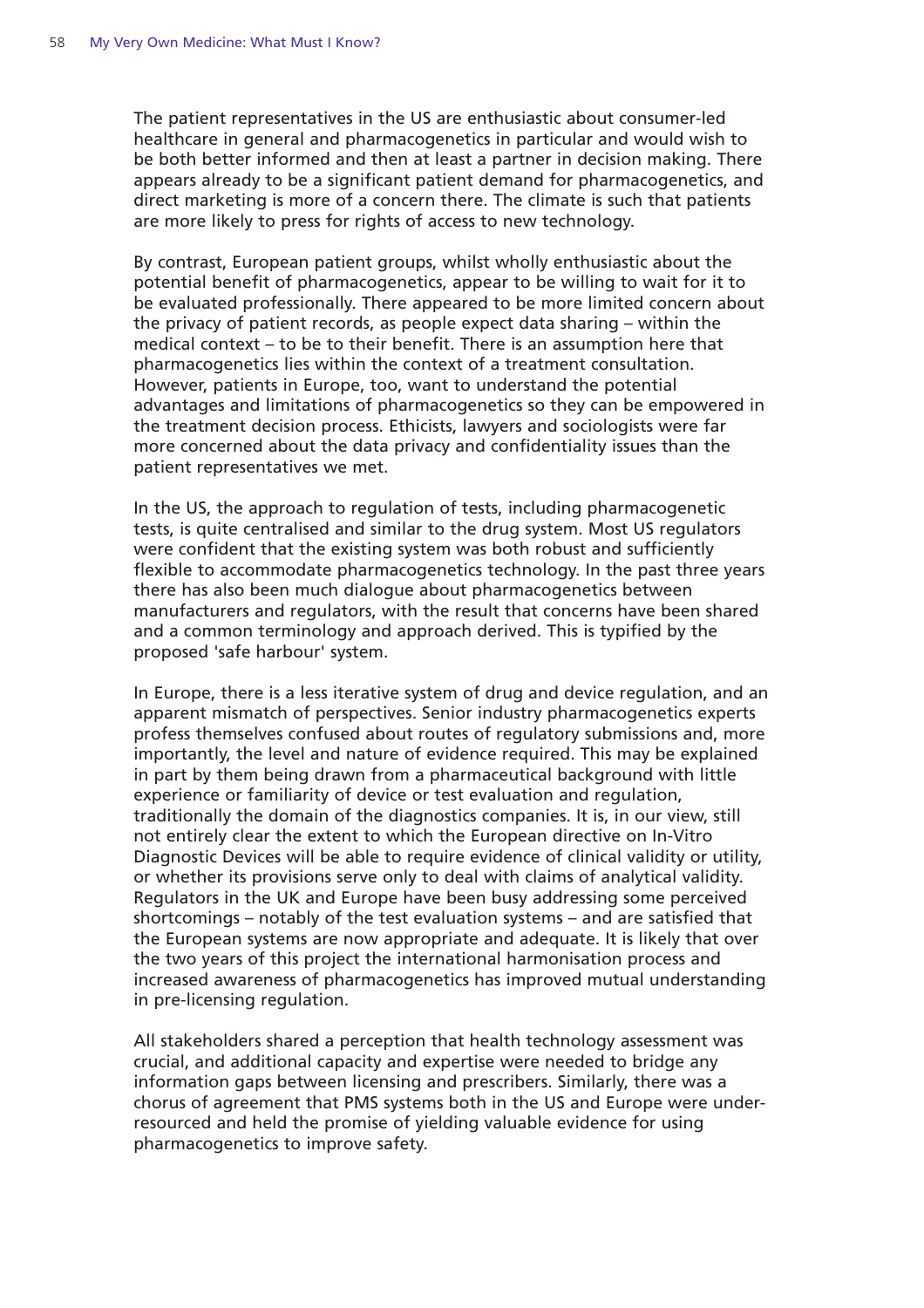The patient representatives in the US are enthusiastic about consumer-led healthcare in general and pharmacogenetics in particular and would wish to be both better informed and then at least a partner in decision making. There appears already to be a significant patient demand for pharmacogenetics, and direct marketing is more of a concern there. The climate is such that patients are more likely to press for rights of access to new technology.

By contrast, European patient groups, whilst wholly enthusiastic about the potential benefit of pharmacogenetics, appear to be willing to wait for it to be evaluated professionally. There appeared to be more limited concern about the privacy of patient records, as people expect data sharing – within the medical context – to be to their benefit. There is an assumption here that pharmacogenetics lies within the context of a treatment consultation. However, patients in Europe, too, want to understand the potential advantages and limitations of pharmacogenetics so they can be empowered in the treatment decision process. Ethicists, lawyers and sociologists were far more concerned about the data privacy and confidentiality issues than the patient representatives we met.

In the US, the approach to regulation of tests, including pharmacogenetic tests, is quite centralised and similar to the drug system. Most US regulators were confident that the existing system was both robust and sufficiently flexible to accommodate pharmacogenetics technology. In the past three years there has also been much dialogue about pharmacogenetics between manufacturers and regulators, with the result that concerns have been shared and a common terminology and approach derived. This is typified by the proposed 'safe harbour' system.

In Europe, there is a less iterative system of drug and device regulation, and an apparent mismatch of perspectives. Senior industry pharmacogenetics experts profess themselves confused about routes of regulatory submissions and, more importantly, the level and nature of evidence required. This may be explained in part by them being drawn from a pharmaceutical background with little experience or familiarity of device or test evaluation and regulation, traditionally the domain of the diagnostics companies. It is, in our view, still not entirely clear the extent to which the European directive on In-Vitro Diagnostic Devices will be able to require evidence of clinical validity or utility, or whether its provisions serve only to deal with claims of analytical validity. Regulators in the UK and Europe have been busy addressing some perceived shortcomings – notably of the test evaluation systems – and are satisfied that the European systems are now appropriate and adequate. It is likely that over the two years of this project the international harmonisation process and increased awareness of pharmacogenetics has improved mutual understanding in pre-licensing regulation.

All stakeholders shared a perception that health technology assessment was crucial, and additional capacity and expertise were needed to bridge any information gaps between licensing and prescribers. Similarly, there was a chorus of agreement that PMS systems both in the US and Europe were under-resourced and held the promise of yielding valuable evidence for using pharmacogenetics to improve safety.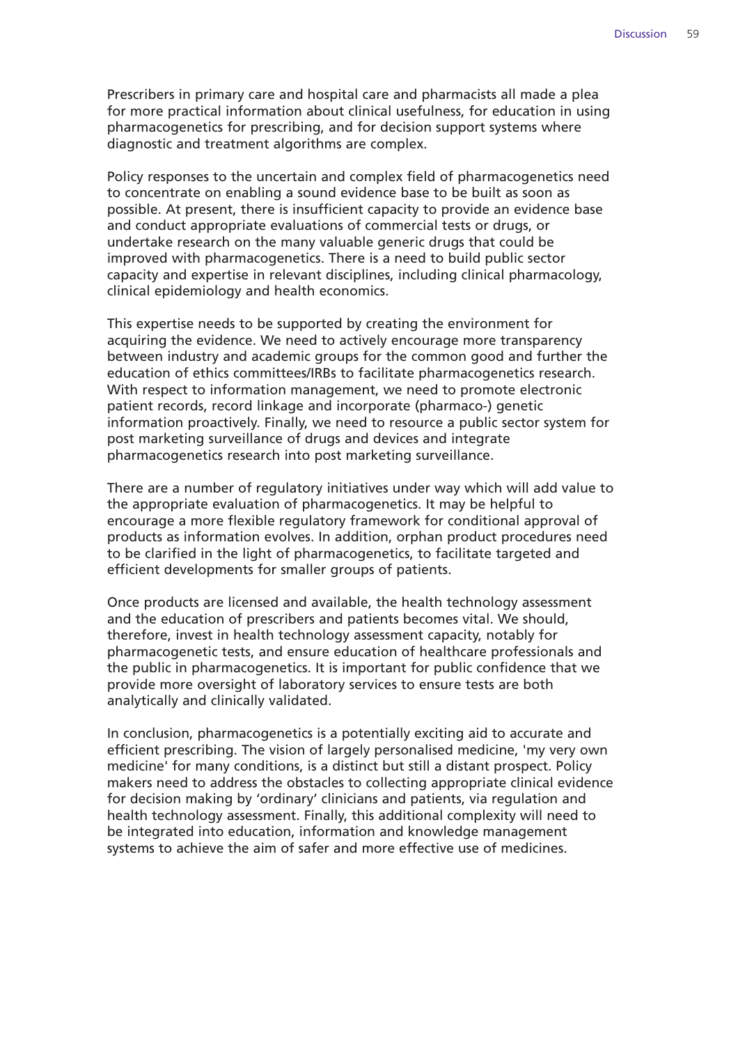Prescribers in primary care and hospital care and pharmacists all made a plea for more practical information about clinical usefulness, for education in using pharmacogenetics for prescribing, and for decision support systems where diagnostic and treatment algorithms are complex.

Policy responses to the uncertain and complex field of pharmacogenetics need to concentrate on enabling a sound evidence base to be built as soon as possible. At present, there is insufficient capacity to provide an evidence base and conduct appropriate evaluations of commercial tests or drugs, or undertake research on the many valuable generic drugs that could be improved with pharmacogenetics. There is a need to build public sector capacity and expertise in relevant disciplines, including clinical pharmacology, clinical epidemiology and health economics.

This expertise needs to be supported by creating the environment for acquiring the evidence. We need to actively encourage more transparency between industry and academic groups for the common good and further the education of ethics committees/IRBs to facilitate pharmacogenetics research. With respect to information management, we need to promote electronic patient records, record linkage and incorporate (pharmaco-) genetic information proactively. Finally, we need to resource a public sector system for post marketing surveillance of drugs and devices and integrate pharmacogenetics research into post marketing surveillance.

There are a number of regulatory initiatives under way which will add value to the appropriate evaluation of pharmacogenetics. It may be helpful to encourage a more flexible regulatory framework for conditional approval of products as information evolves. In addition, orphan product procedures need to be clarified in the light of pharmacogenetics, to facilitate targeted and efficient developments for smaller groups of patients.

Once products are licensed and available, the health technology assessment and the education of prescribers and patients becomes vital. We should, therefore, invest in health technology assessment capacity, notably for pharmacogenetic tests, and ensure education of healthcare professionals and the public in pharmacogenetics. It is important for public confidence that we provide more oversight of laboratory services to ensure tests are both analytically and clinically validated.

In conclusion, pharmacogenetics is a potentially exciting aid to accurate and efficient prescribing. The vision of largely personalised medicine, 'my very own medicine' for many conditions, is a distinct but still a distant prospect. Policy makers need to address the obstacles to collecting appropriate clinical evidence for decision making by 'ordinary' clinicians and patients, via regulation and health technology assessment. Finally, this additional complexity will need to be integrated into education, information and knowledge management systems to achieve the aim of safer and more effective use of medicines.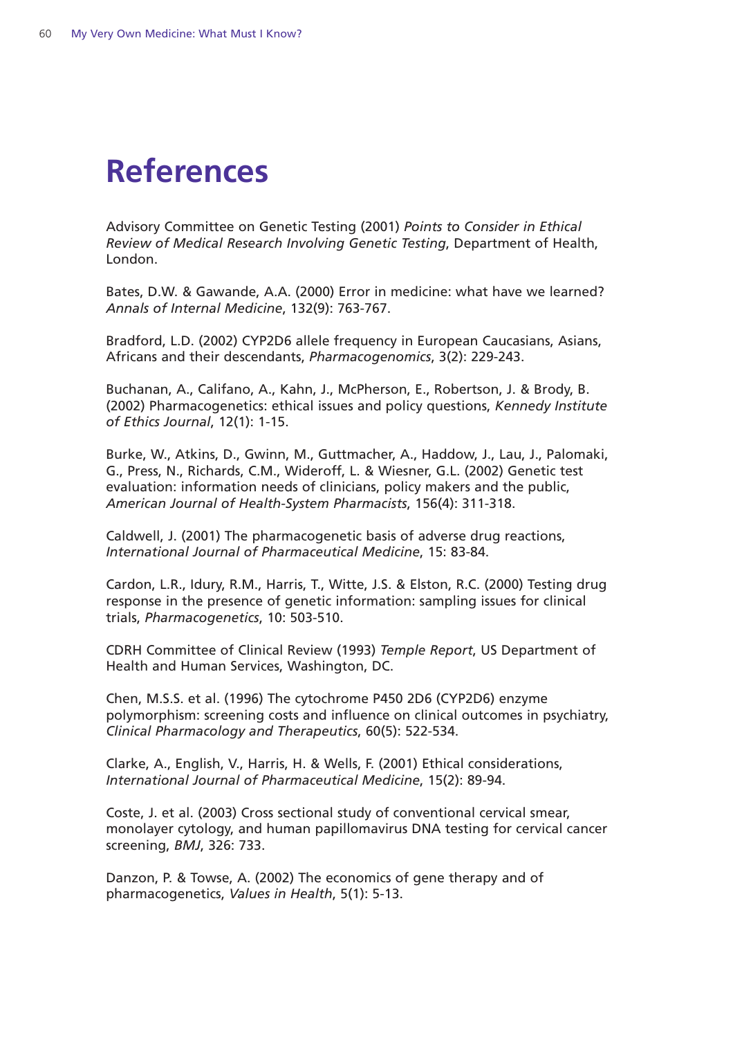# References

Advisory Committee on Genetic Testing (2001) *Points to Consider in Ethical Review of Medical Research Involving Genetic Testing*, Department of Health, London.

Bates, D.W. & Gawande, A.A. (2000) Error in medicine: what have we learned? *Annals of Internal Medicine*, 132(9): 763-767.

Bradford, L.D. (2002) CYP2D6 allele frequency in European Caucasians, Asians, Africans and their descendants, *Pharmacogenomics*, 3(2): 229-243.

Buchanan, A., Califano, A., Kahn, J., McPherson, E., Robertson, J. & Brody, B. (2002) Pharmacogenetics: ethical issues and policy questions, *Kennedy Institute of Ethics Journal*, 12(1): 1-15.

Burke, W., Atkins, D., Gwinn, M., Guttmacher, A., Haddow, J., Lau, J., Palomaki, G., Press, N., Richards, C.M., Wideroff, L. & Wiesner, G.L. (2002) Genetic test evaluation: information needs of clinicians, policy makers and the public, *American Journal of Health-System Pharmacists*, 156(4): 311-318.

Caldwell, J. (2001) The pharmacogenetic basis of adverse drug reactions, *International Journal of Pharmaceutical Medicine*, 15: 83-84.

Cardon, L.R., Idury, R.M., Harris, T., Witte, J.S. & Elston, R.C. (2000) Testing drug response in the presence of genetic information: sampling issues for clinical trials, *Pharmacogenetics*, 10: 503-510.

CDRH Committee of Clinical Review (1993) *Temple Report*, US Department of Health and Human Services, Washington, DC.

Chen, M.S.S. et al. (1996) The cytochrome P450 2D6 (CYP2D6) enzyme polymorphism: screening costs and influence on clinical outcomes in psychiatry, *Clinical Pharmacology and Therapeutics*, 60(5): 522-534.

Clarke, A., English, V., Harris, H. & Wells, F. (2001) Ethical considerations, *International Journal of Pharmaceutical Medicine*, 15(2): 89-94.

Coste, J. et al. (2003) Cross sectional study of conventional cervical smear, monolayer cytology, and human papillomavirus DNA testing for cervical cancer screening, *BMJ*, 326: 733.

Danzon, P. & Towse, A. (2002) The economics of gene therapy and of pharmacogenetics, *Values in Health*, 5(1): 5-13.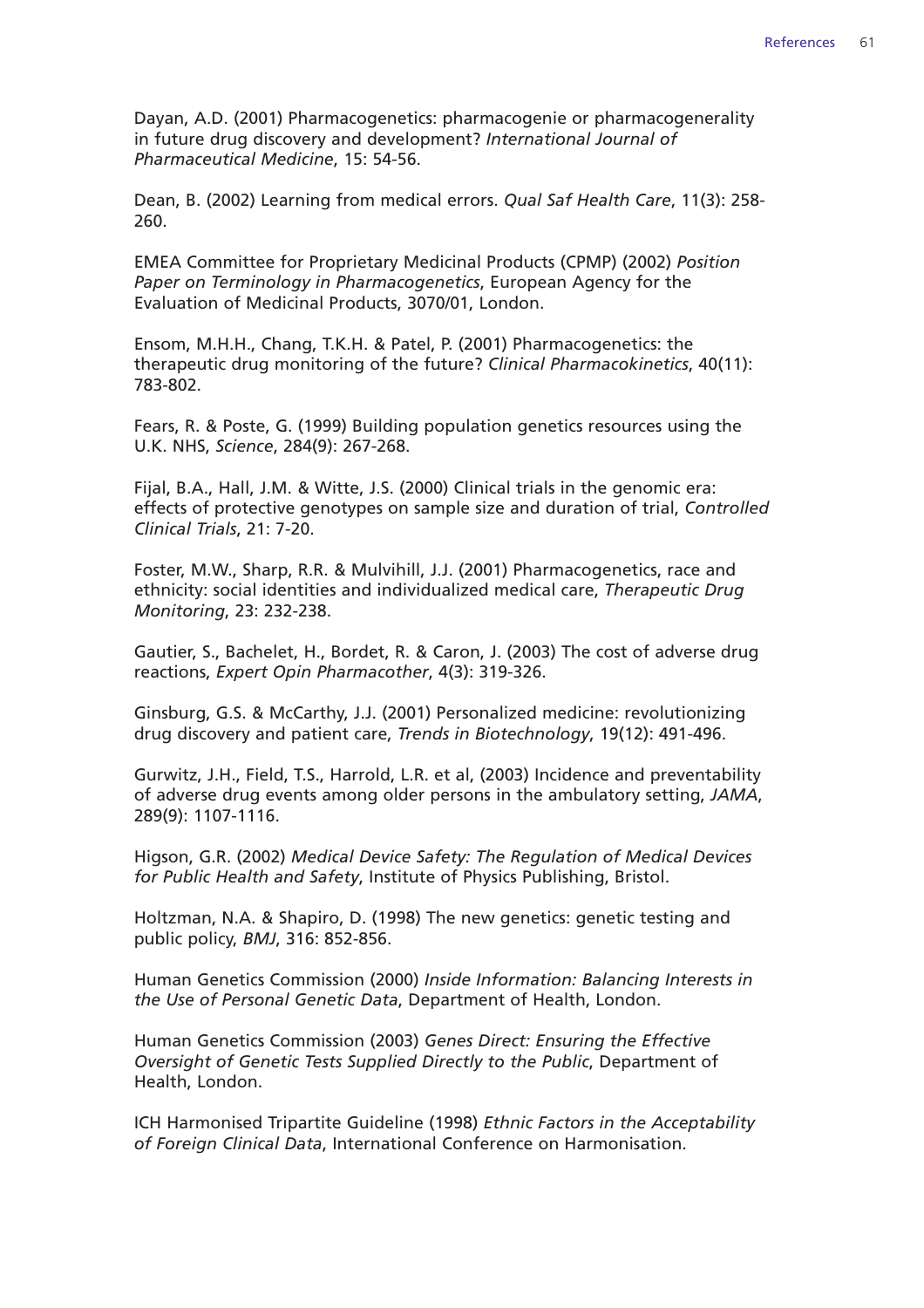Dayan, A.D. (2001) Pharmacogenetics: pharmacogenie or pharmacogenerality in future drug discovery and development? *International Journal of Pharmaceutical Medicine*, 15: 54-56.

Dean, B. (2002) Learning from medical errors. *Qual Saf Health Care*, 11(3): 258-260.

EMEA Committee for Proprietary Medicinal Products (CPMP) (2002) *Position Paper on Terminology in Pharmacogenetics*, European Agency for the Evaluation of Medicinal Products, 3070/01, London.

Ensom, M.H.H., Chang, T.K.H. & Patel, P. (2001) Pharmacogenetics: the therapeutic drug monitoring of the future? *Clinical Pharmacokinetics*, 40(11): 783-802.

Fears, R. & Poste, G. (1999) Building population genetics resources using the U.K. NHS, *Science*, 284(9): 267-268.

Fijal, B.A., Hall, J.M. & Witte, J.S. (2000) Clinical trials in the genomic era: effects of protective genotypes on sample size and duration of trial, *Controlled Clinical Trials*, 21: 7-20.

Foster, M.W., Sharp, R.R. & Mulvihill, J.J. (2001) Pharmacogenetics, race and ethnicity: social identities and individualized medical care, *Therapeutic Drug Monitoring*, 23: 232-238.

Gautier, S., Bachelet, H., Bordet, R. & Caron, J. (2003) The cost of adverse drug reactions, *Expert Opin Pharmacother*, 4(3): 319-326.

Ginsburg, G.S. & McCarthy, J.J. (2001) Personalized medicine: revolutionizing drug discovery and patient care, *Trends in Biotechnology*, 19(12): 491-496.

Gurwitz, J.H., Field, T.S., Harrold, L.R. et al, (2003) Incidence and preventability of adverse drug events among older persons in the ambulatory setting, *JAMA*, 289(9): 1107-1116.

Higson, G.R. (2002) *Medical Device Safety: The Regulation of Medical Devices for Public Health and Safety*, Institute of Physics Publishing, Bristol.

Holtzman, N.A. & Shapiro, D. (1998) The new genetics: genetic testing and public policy, *BMJ*, 316: 852-856.

Human Genetics Commission (2000) *Inside Information: Balancing Interests in the Use of Personal Genetic Data*, Department of Health, London.

Human Genetics Commission (2003) *Genes Direct: Ensuring the Effective Oversight of Genetic Tests Supplied Directly to the Public*, Department of Health, London.

ICH Harmonised Tripartite Guideline (1998) *Ethnic Factors in the Acceptability of Foreign Clinical Data*, International Conference on Harmonisation.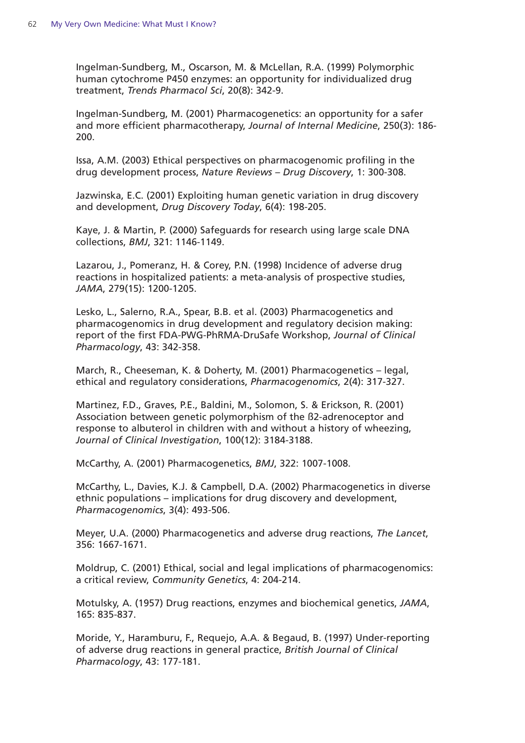Ingelman-Sundberg, M., Oscarson, M. & McLellan, R.A. (1999) Polymorphic human cytochrome P450 enzymes: an opportunity for individualized drug treatment, *Trends Pharmacol Sci*, 20(8): 342-9.

Ingelman-Sundberg, M. (2001) Pharmacogenetics: an opportunity for a safer and more efficient pharmacotherapy, *Journal of Internal Medicine*, 250(3): 186-200.

Issa, A.M. (2003) Ethical perspectives on pharmacogenomic profiling in the drug development process, *Nature Reviews – Drug Discovery*, 1: 300-308.

Jazwinska, E.C. (2001) Exploiting human genetic variation in drug discovery and development, *Drug Discovery Today*, 6(4): 198-205.

Kaye, J. & Martin, P. (2000) Safeguards for research using large scale DNA collections, *BMJ*, 321: 1146-1149.

Lazarou, J., Pomeranz, H. & Corey, P.N. (1998) Incidence of adverse drug reactions in hospitalized patients: a meta-analysis of prospective studies, *JAMA*, 279(15): 1200-1205.

Lesko, L., Salerno, R.A., Spear, B.B. et al. (2003) Pharmacogenetics and pharmacogenomics in drug development and regulatory decision making: report of the first FDA-PWG-PhRMA-DruSafe Workshop, *Journal of Clinical Pharmacology*, 43: 342-358.

March, R., Cheeseman, K. & Doherty, M. (2001) Pharmacogenetics – legal, ethical and regulatory considerations, *Pharmacogenomics*, 2(4): 317-327.

Martinez, F.D., Graves, P.E., Baldini, M., Solomon, S. & Erickson, R. (2001) Association between genetic polymorphism of the ß2-adrenoceptor and response to albuterol in children with and without a history of wheezing, *Journal of Clinical Investigation*, 100(12): 3184-3188.

McCarthy, A. (2001) Pharmacogenetics, *BMJ*, 322: 1007-1008.

McCarthy, L., Davies, K.J. & Campbell, D.A. (2002) Pharmacogenetics in diverse ethnic populations – implications for drug discovery and development, *Pharmacogenomics*, 3(4): 493-506.

Meyer, U.A. (2000) Pharmacogenetics and adverse drug reactions, *The Lancet*, 356: 1667-1671.

Moldrup, C. (2001) Ethical, social and legal implications of pharmacogenomics: a critical review, *Community Genetics*, 4: 204-214.

Motulsky, A. (1957) Drug reactions, enzymes and biochemical genetics, *JAMA*, 165: 835-837.

Moride, Y., Haramburu, F., Requejo, A.A. & Begaud, B. (1997) Under-reporting of adverse drug reactions in general practice, *British Journal of Clinical Pharmacology*, 43: 177-181.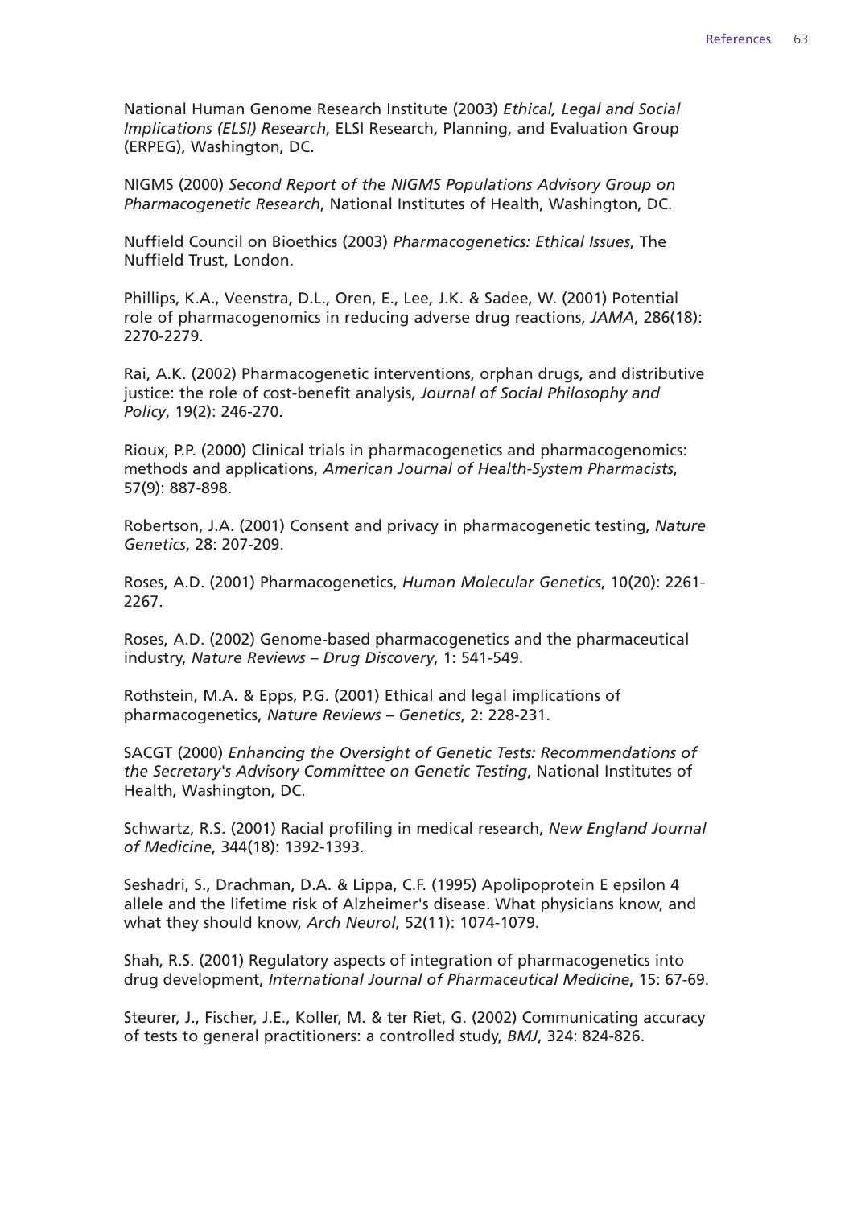National Human Genome Research Institute (2003) *Ethical, Legal and Social Implications (ELSI) Research*, ELSI Research, Planning, and Evaluation Group (ERPEG), Washington, DC.

NIGMS (2000) *Second Report of the NIGMS Populations Advisory Group on Pharmacogenetic Research*, National Institutes of Health, Washington, DC.

Nuffield Council on Bioethics (2003) *Pharmacogenetics: Ethical Issues*, The Nuffield Trust, London.

Phillips, K.A., Veenstra, D.L., Oren, E., Lee, J.K. & Sadee, W. (2001) Potential role of pharmacogenomics in reducing adverse drug reactions, *JAMA*, 286(18): 2270-2279.

Rai, A.K. (2002) Pharmacogenetic interventions, orphan drugs, and distributive justice: the role of cost-benefit analysis, *Journal of Social Philosophy and Policy*, 19(2): 246-270.

Rioux, P.P. (2000) Clinical trials in pharmacogenetics and pharmacogenomics: methods and applications, *American Journal of Health-System Pharmacists*, 57(9): 887-898.

Robertson, J.A. (2001) Consent and privacy in pharmacogenetic testing, *Nature Genetics*, 28: 207-209.

Roses, A.D. (2001) Pharmacogenetics, *Human Molecular Genetics*, 10(20): 2261-2267.

Roses, A.D. (2002) Genome-based pharmacogenetics and the pharmaceutical industry, *Nature Reviews – Drug Discovery*, 1: 541-549.

Rothstein, M.A. & Epps, P.G. (2001) Ethical and legal implications of pharmacogenetics, *Nature Reviews – Genetics*, 2: 228-231.

SACGT (2000) *Enhancing the Oversight of Genetic Tests: Recommendations of the Secretary's Advisory Committee on Genetic Testing*, National Institutes of Health, Washington, DC.

Schwartz, R.S. (2001) Racial profiling in medical research, *New England Journal of Medicine*, 344(18): 1392-1393.

Seshadri, S., Drachman, D.A. & Lippa, C.F. (1995) Apolipoprotein E epsilon 4 allele and the lifetime risk of Alzheimer's disease. What physicians know, and what they should know, *Arch Neurol*, 52(11): 1074-1079.

Shah, R.S. (2001) Regulatory aspects of integration of pharmacogenetics into drug development, *International Journal of Pharmaceutical Medicine*, 15: 67-69.

Steurer, J., Fischer, J.E., Koller, M. & ter Riet, G. (2002) Communicating accuracy of tests to general practitioners: a controlled study, *BMJ*, 324: 824-826.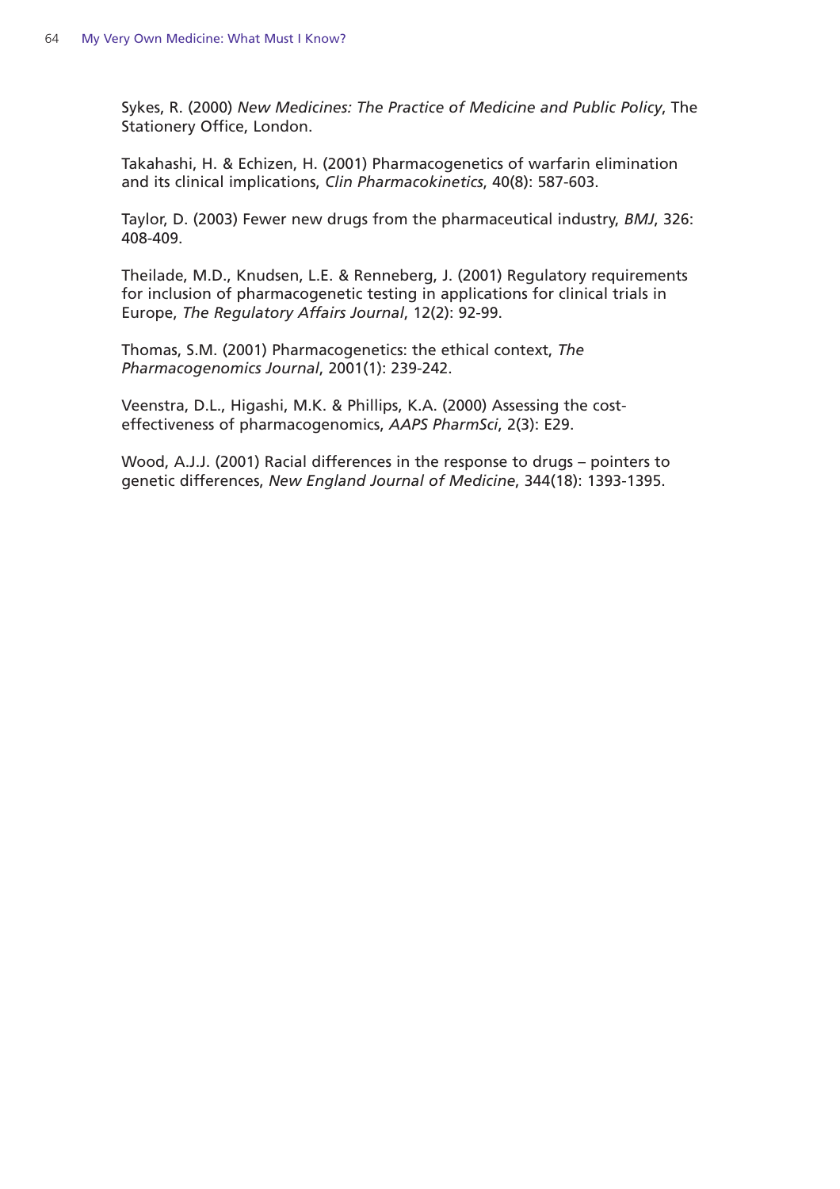Sykes, R. (2000) *New Medicines: The Practice of Medicine and Public Policy*, The Stationery Office, London.

Takahashi, H. & Echizen, H. (2001) Pharmacogenetics of warfarin elimination and its clinical implications, *Clin Pharmacokinetics*, 40(8): 587-603.

Taylor, D. (2003) Fewer new drugs from the pharmaceutical industry, *BMJ*, 326: 408-409.

Theilade, M.D., Knudsen, L.E. & Renneberg, J. (2001) Regulatory requirements for inclusion of pharmacogenetic testing in applications for clinical trials in Europe, *The Regulatory Affairs Journal*, 12(2): 92-99.

Thomas, S.M. (2001) Pharmacogenetics: the ethical context, *The Pharmacogenomics Journal*, 2001(1): 239-242.

Veenstra, D.L., Higashi, M.K. & Phillips, K.A. (2000) Assessing the cost-effectiveness of pharmacogenomics, *AAPS PharmSci*, 2(3): E29.

Wood, A.J.J. (2001) Racial differences in the response to drugs – pointers to genetic differences, *New England Journal of Medicine*, 344(18): 1393-1395.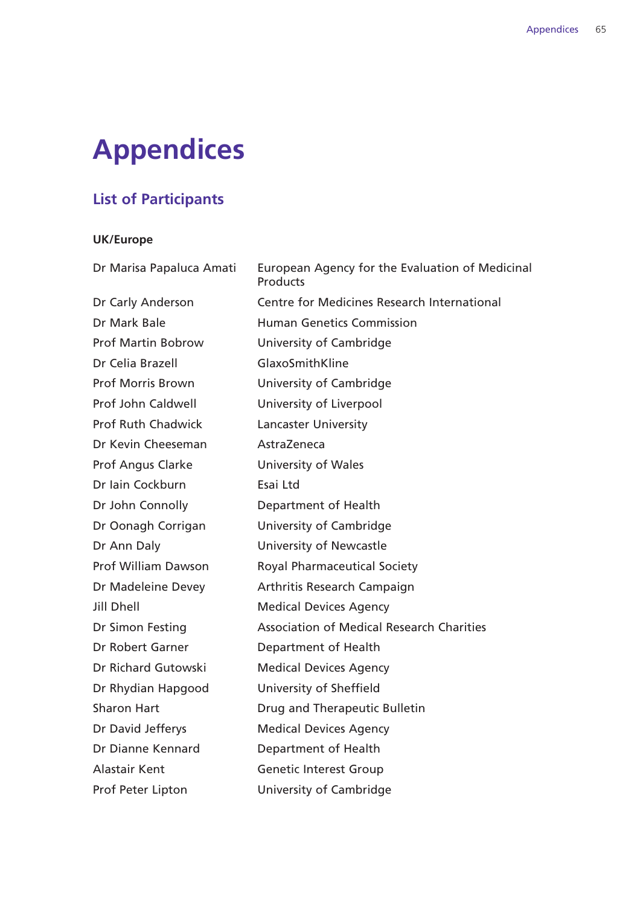# Appendices

## List of Participants

### UK/Europe

| | |
|---|---|
| Dr Marisa Papaluca Amati | European Agency for the Evaluation of Medicinal Products |
| Dr Carly Anderson | Centre for Medicines Research International |
| Dr Mark Bale | Human Genetics Commission |
| Prof Martin Bobrow | University of Cambridge |
| Dr Celia Brazell | GlaxoSmithKline |
| Prof Morris Brown | University of Cambridge |
| Prof John Caldwell | University of Liverpool |
| Prof Ruth Chadwick | Lancaster University |
| Dr Kevin Cheeseman | AstraZeneca |
| Prof Angus Clarke | University of Wales |
| Dr Iain Cockburn | Esai Ltd |
| Dr John Connolly | Department of Health |
| Dr Oonagh Corrigan | University of Cambridge |
| Dr Ann Daly | University of Newcastle |
| Prof William Dawson | Royal Pharmaceutical Society |
| Dr Madeleine Devey | Arthritis Research Campaign |
| Jill Dhell | Medical Devices Agency |
| Dr Simon Festing | Association of Medical Research Charities |
| Dr Robert Garner | Department of Health |
| Dr Richard Gutowski | Medical Devices Agency |
| Dr Rhydian Hapgood | University of Sheffield |
| Sharon Hart | Drug and Therapeutic Bulletin |
| Dr David Jefferys | Medical Devices Agency |
| Dr Dianne Kennard | Department of Health |
| Alastair Kent | Genetic Interest Group |
| Prof Peter Lipton | University of Cambridge |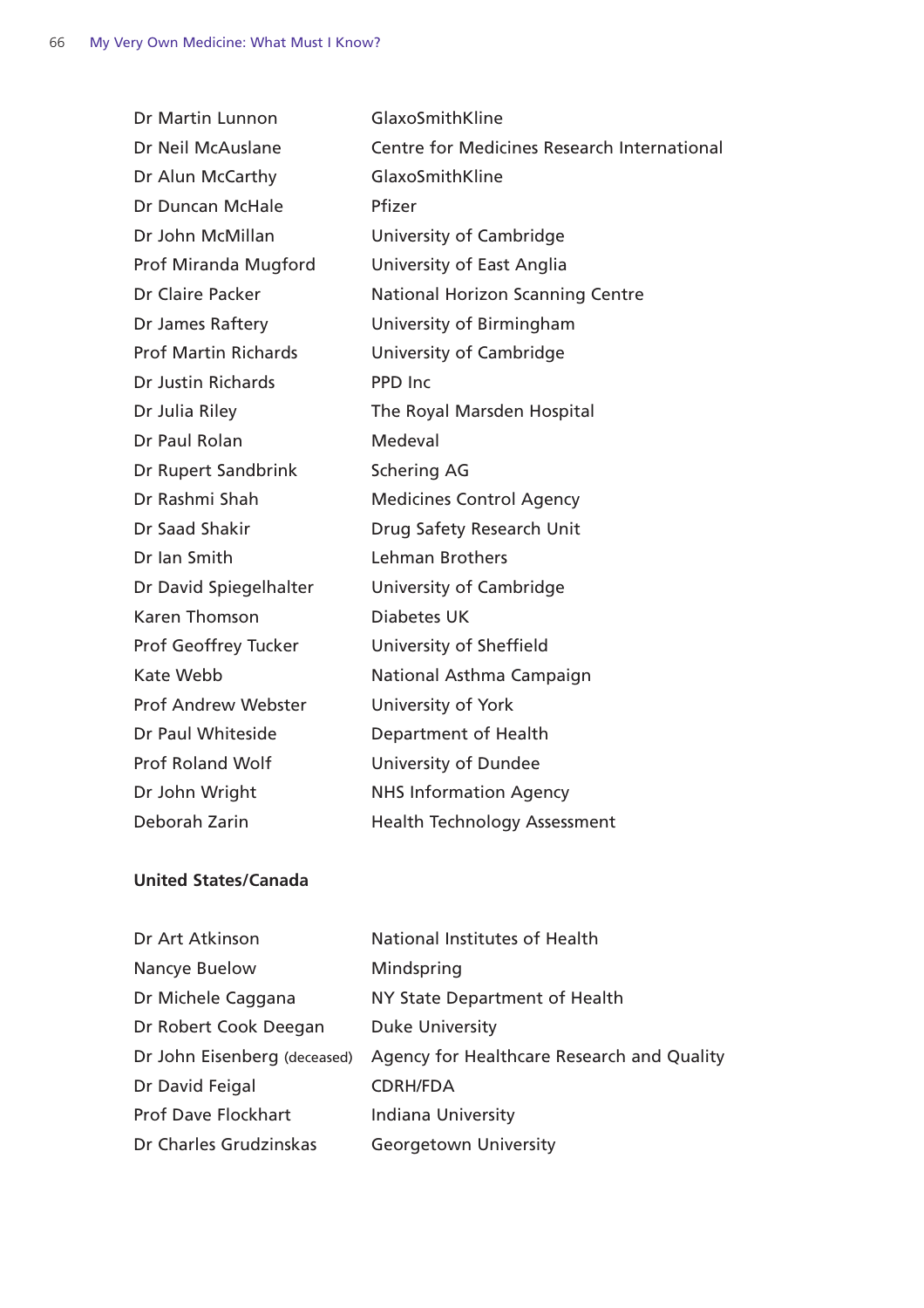| | |
|---|---|
| Dr Martin Lunnon | GlaxoSmithKline |
| Dr Neil McAuslane | Centre for Medicines Research International |
| Dr Alun McCarthy | GlaxoSmithKline |
| Dr Duncan McHale | Pfizer |
| Dr John McMillan | University of Cambridge |
| Prof Miranda Mugford | University of East Anglia |
| Dr Claire Packer | National Horizon Scanning Centre |
| Dr James Raftery | University of Birmingham |
| Prof Martin Richards | University of Cambridge |
| Dr Justin Richards | PPD Inc |
| Dr Julia Riley | The Royal Marsden Hospital |
| Dr Paul Rolan | Medeval |
| Dr Rupert Sandbrink | Schering AG |
| Dr Rashmi Shah | Medicines Control Agency |
| Dr Saad Shakir | Drug Safety Research Unit |
| Dr Ian Smith | Lehman Brothers |
| Dr David Spiegelhalter | University of Cambridge |
| Karen Thomson | Diabetes UK |
| Prof Geoffrey Tucker | University of Sheffield |
| Kate Webb | National Asthma Campaign |
| Prof Andrew Webster | University of York |
| Dr Paul Whiteside | Department of Health |
| Prof Roland Wolf | University of Dundee |
| Dr John Wright | NHS Information Agency |
| Deborah Zarin | Health Technology Assessment |

**United States/Canada**

| | |
|---|---|
| Dr Art Atkinson | National Institutes of Health |
| Nancye Buelow | Mindspring |
| Dr Michele Caggana | NY State Department of Health |
| Dr Robert Cook Deegan | Duke University |
| Dr John Eisenberg (deceased) | Agency for Healthcare Research and Quality |
| Dr David Feigal | CDRH/FDA |
| Prof Dave Flockhart | Indiana University |
| Dr Charles Grudzinskas | Georgetown University |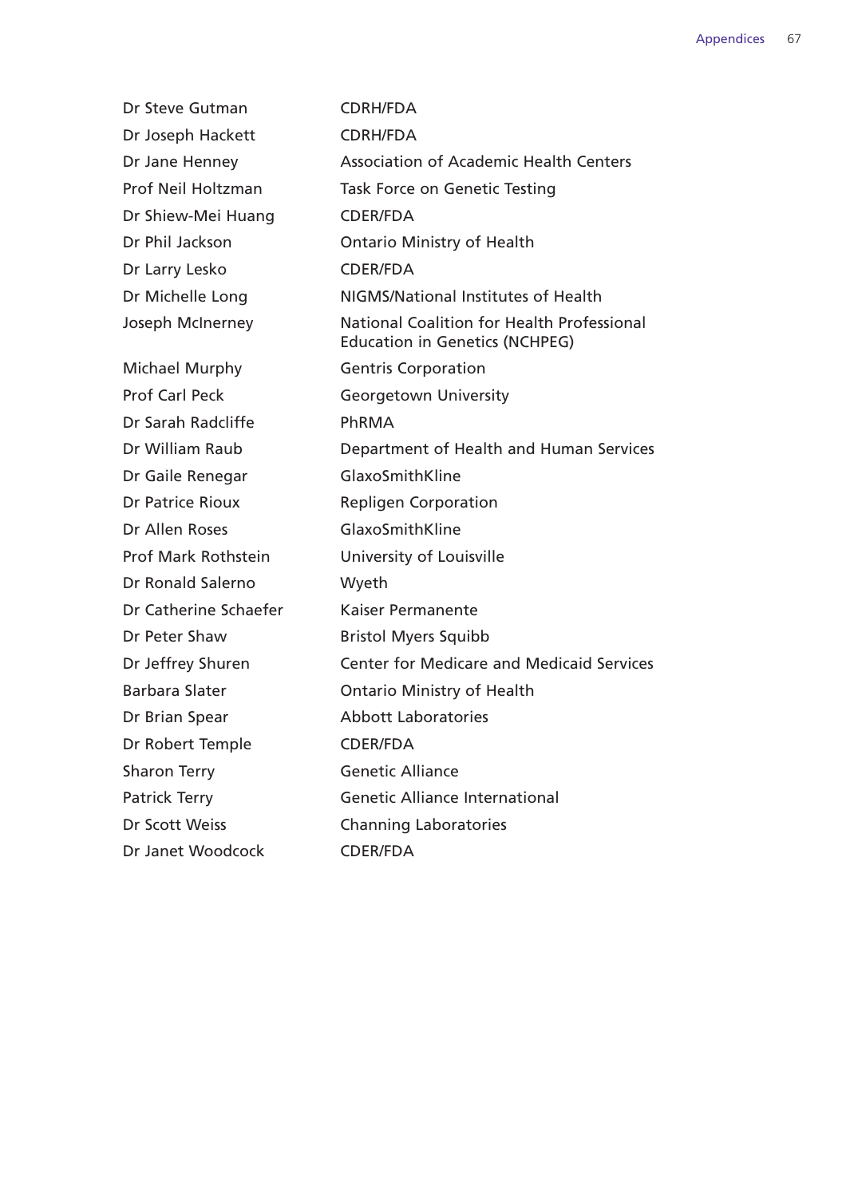| | |
|---|---|
| Dr Steve Gutman | CDRH/FDA |
| Dr Joseph Hackett | CDRH/FDA |
| Dr Jane Henney | Association of Academic Health Centers |
| Prof Neil Holtzman | Task Force on Genetic Testing |
| Dr Shiew-Mei Huang | CDER/FDA |
| Dr Phil Jackson | Ontario Ministry of Health |
| Dr Larry Lesko | CDER/FDA |
| Dr Michelle Long | NIGMS/National Institutes of Health |
| Joseph McInerney | National Coalition for Health Professional Education in Genetics (NCHPEG) |
| Michael Murphy | Gentris Corporation |
| Prof Carl Peck | Georgetown University |
| Dr Sarah Radcliffe | PhRMA |
| Dr William Raub | Department of Health and Human Services |
| Dr Gaile Renegar | GlaxoSmithKline |
| Dr Patrice Rioux | Repligen Corporation |
| Dr Allen Roses | GlaxoSmithKline |
| Prof Mark Rothstein | University of Louisville |
| Dr Ronald Salerno | Wyeth |
| Dr Catherine Schaefer | Kaiser Permanente |
| Dr Peter Shaw | Bristol Myers Squibb |
| Dr Jeffrey Shuren | Center for Medicare and Medicaid Services |
| Barbara Slater | Ontario Ministry of Health |
| Dr Brian Spear | Abbott Laboratories |
| Dr Robert Temple | CDER/FDA |
| Sharon Terry | Genetic Alliance |
| Patrick Terry | Genetic Alliance International |
| Dr Scott Weiss | Channing Laboratories |
| Dr Janet Woodcock | CDER/FDA |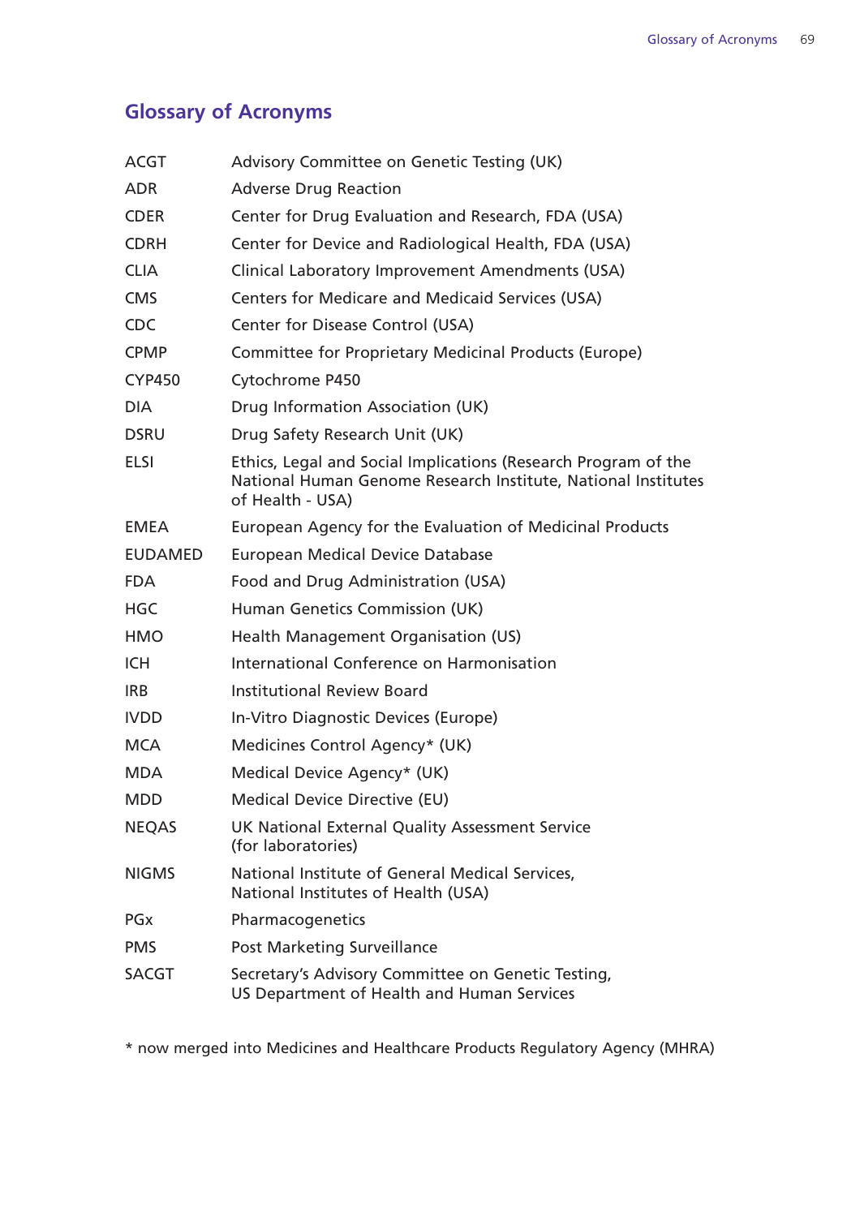## Glossary of Acronyms

| | |
|---|---|
| ACGT | Advisory Committee on Genetic Testing (UK) |
| ADR | Adverse Drug Reaction |
| CDER | Center for Drug Evaluation and Research, FDA (USA) |
| CDRH | Center for Device and Radiological Health, FDA (USA) |
| CLIA | Clinical Laboratory Improvement Amendments (USA) |
| CMS | Centers for Medicare and Medicaid Services (USA) |
| CDC | Center for Disease Control (USA) |
| CPMP | Committee for Proprietary Medicinal Products (Europe) |
| CYP450 | Cytochrome P450 |
| DIA | Drug Information Association (UK) |
| DSRU | Drug Safety Research Unit (UK) |
| ELSI | Ethics, Legal and Social Implications (Research Program of the National Human Genome Research Institute, National Institutes of Health - USA) |
| EMEA | European Agency for the Evaluation of Medicinal Products |
| EUDAMED | European Medical Device Database |
| FDA | Food and Drug Administration (USA) |
| HGC | Human Genetics Commission (UK) |
| HMO | Health Management Organisation (US) |
| ICH | International Conference on Harmonisation |
| IRB | Institutional Review Board |
| IVDD | In-Vitro Diagnostic Devices (Europe) |
| MCA | Medicines Control Agency* (UK) |
| MDA | Medical Device Agency* (UK) |
| MDD | Medical Device Directive (EU) |
| NEQAS | UK National External Quality Assessment Service (for laboratories) |
| NIGMS | National Institute of General Medical Services, National Institutes of Health (USA) |
| PGx | Pharmacogenetics |
| PMS | Post Marketing Surveillance |
| SACGT | Secretary's Advisory Committee on Genetic Testing, US Department of Health and Human Services |

* now merged into Medicines and Healthcare Products Regulatory Agency (MHRA)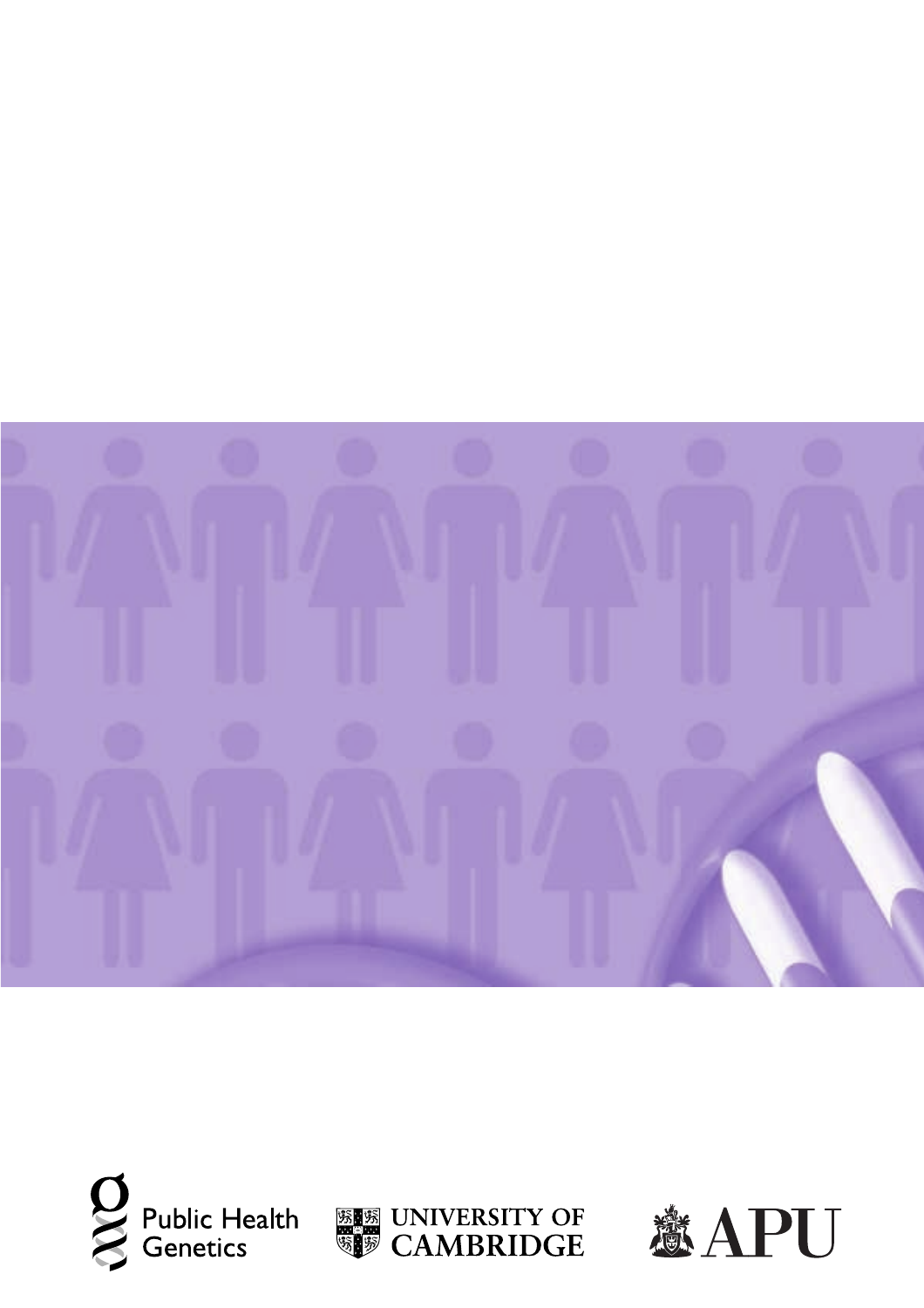Public Health Genetics

UNIVERSITY OF CAMBRIDGE

APU